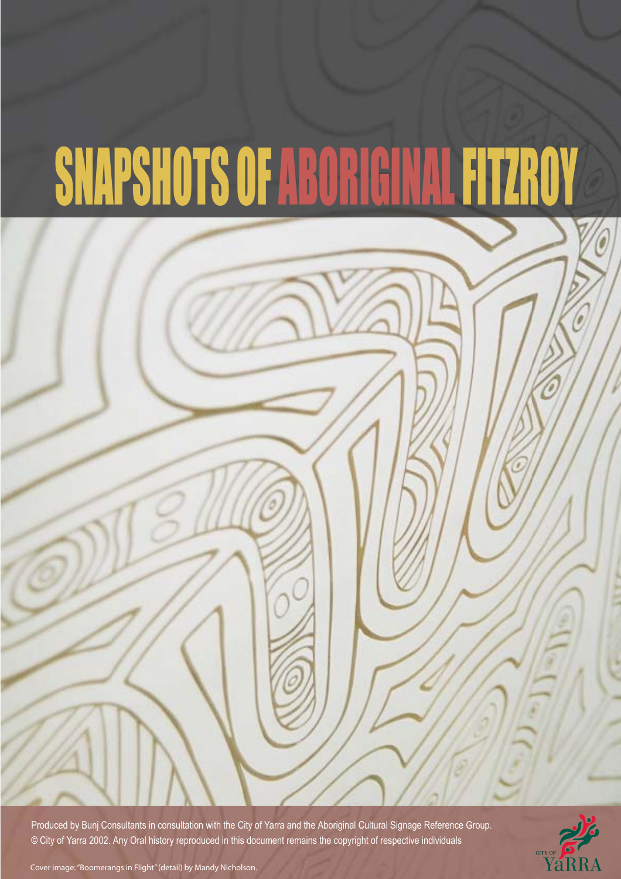# SNAPSHOTS OF ABORIGINAL FITZROY

Produced by Bunj Consultants in consultation with the City of Yarra and the Aboriginal Cultural Signage Reference Group. © City of Yarra 2002. Any Oral history reproduced in this document remains the copyright of respective individuals

Cover image: "Boomerangs in Flight" (detail) by Mandy Nicholson.

CITY OF YaRRA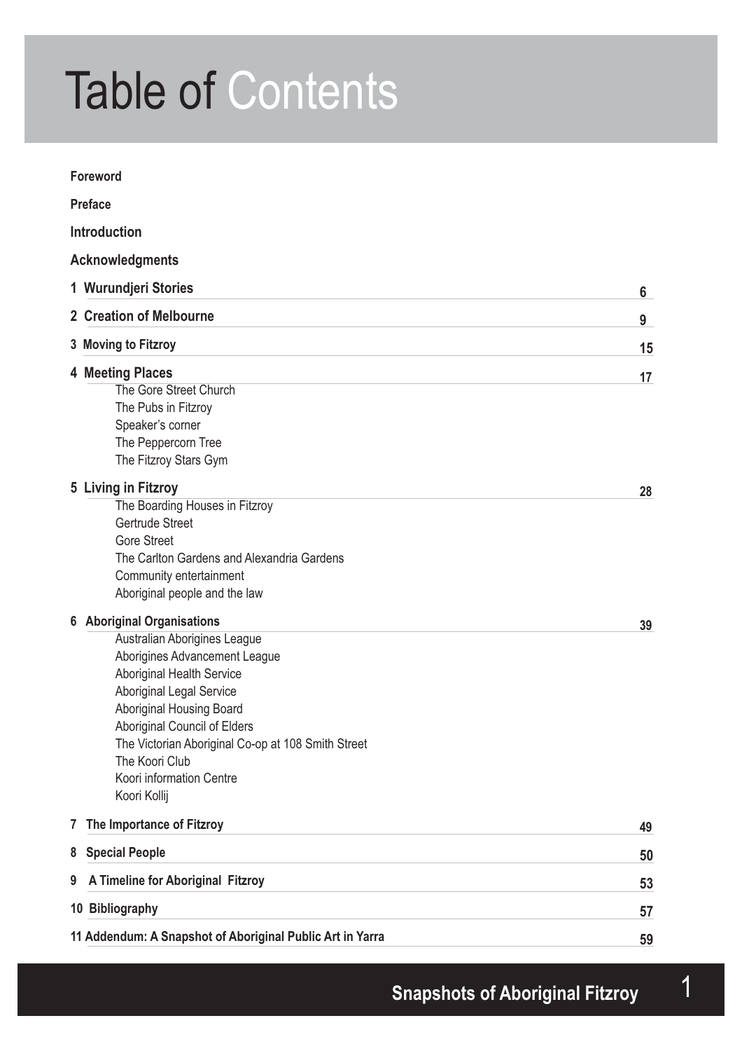# Table of Contents

**Foreword**

**Preface**

**Introduction**

**Acknowledgments**

**1 Wurundjeri Stories** 6

**2 Creation of Melbourne** 9

**3 Moving to Fitzroy** 15

**4 Meeting Places** 17

- The Gore Street Church
- The Pubs in Fitzroy
- Speaker's corner
- The Peppercorn Tree
- The Fitzroy Stars Gym

**5 Living in Fitzroy** 28

- The Boarding Houses in Fitzroy
- Gertrude Street
- Gore Street
- The Carlton Gardens and Alexandria Gardens
- Community entertainment
- Aboriginal people and the law

**6 Aboriginal Organisations** 39

- Australian Aborigines League
- Aborigines Advancement League
- Aboriginal Health Service
- Aboriginal Legal Service
- Aboriginal Housing Board
- Aboriginal Council of Elders
- The Victorian Aboriginal Co-op at 108 Smith Street
- The Koori Club
- Koori information Centre
- Koori Kollij

**7 The Importance of Fitzroy** 49

**8 Special People** 50

**9 A Timeline for Aboriginal Fitzroy** 53

**10 Bibliography** 57

**11 Addendum: A Snapshot of Aboriginal Public Art in Yarra** 59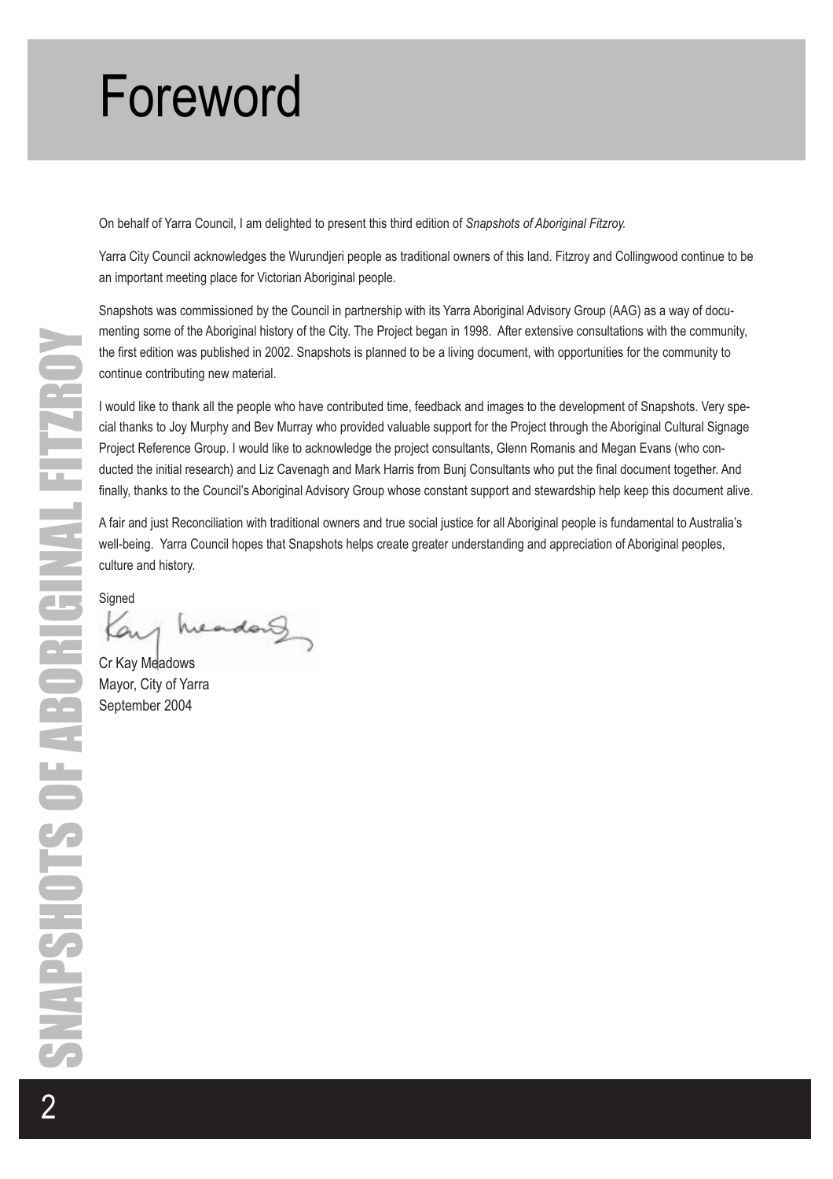# Foreword

On behalf of Yarra Council, I am delighted to present this third edition of *Snapshots of Aboriginal Fitzroy.*

Yarra City Council acknowledges the Wurundjeri people as traditional owners of this land. Fitzroy and Collingwood continue to be an important meeting place for Victorian Aboriginal people.

Snapshots was commissioned by the Council in partnership with its Yarra Aboriginal Advisory Group (AAG) as a way of documenting some of the Aboriginal history of the City. The Project began in 1998. After extensive consultations with the community, the first edition was published in 2002. Snapshots is planned to be a living document, with opportunities for the community to continue contributing new material.

I would like to thank all the people who have contributed time, feedback and images to the development of Snapshots. Very special thanks to Joy Murphy and Bev Murray who provided valuable support for the Project through the Aboriginal Cultural Signage Project Reference Group. I would like to acknowledge the project consultants, Glenn Romanis and Megan Evans (who conducted the initial research) and Liz Cavenagh and Mark Harris from Bunj Consultants who put the final document together. And finally, thanks to the Council's Aboriginal Advisory Group whose constant support and stewardship help keep this document alive.

A fair and just Reconciliation with traditional owners and true social justice for all Aboriginal people is fundamental to Australia's well-being. Yarra Council hopes that Snapshots helps create greater understanding and appreciation of Aboriginal peoples, culture and history.

Signed

Cr Kay Meadows
Mayor, City of Yarra
September 2004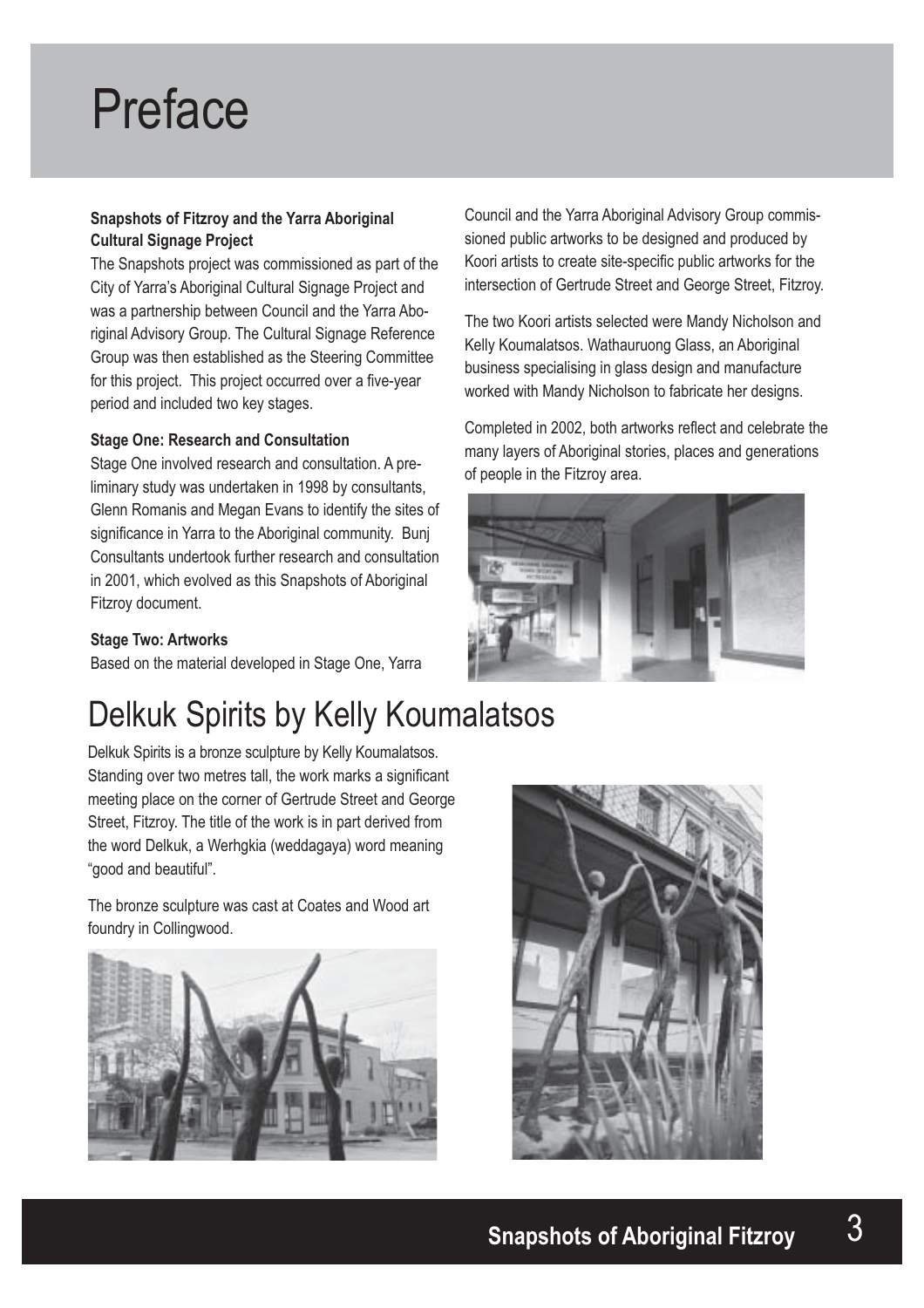# Preface

**Snapshots of Fitzroy and the Yarra Aboriginal Cultural Signage Project**

The Snapshots project was commissioned as part of the City of Yarra's Aboriginal Cultural Signage Project and was a partnership between Council and the Yarra Aboriginal Advisory Group. The Cultural Signage Reference Group was then established as the Steering Committee for this project. This project occurred over a five-year period and included two key stages.

**Stage One: Research and Consultation**

Stage One involved research and consultation. A preliminary study was undertaken in 1998 by consultants, Glenn Romanis and Megan Evans to identify the sites of significance in Yarra to the Aboriginal community. Bunj Consultants undertook further research and consultation in 2001, which evolved as this Snapshots of Aboriginal Fitzroy document.

**Stage Two: Artworks**

Based on the material developed in Stage One, Yarra Council and the Yarra Aboriginal Advisory Group commissioned public artworks to be designed and produced by Koori artists to create site-specific public artworks for the intersection of Gertrude Street and George Street, Fitzroy.

The two Koori artists selected were Mandy Nicholson and Kelly Koumalatsos. Wathauruong Glass, an Aboriginal business specialising in glass design and manufacture worked with Mandy Nicholson to fabricate her designs.

Completed in 2002, both artworks reflect and celebrate the many layers of Aboriginal stories, places and generations of people in the Fitzroy area.

# Delkuk Spirits by Kelly Koumalatsos

Delkuk Spirits is a bronze sculpture by Kelly Koumalatsos. Standing over two metres tall, the work marks a significant meeting place on the corner of Gertrude Street and George Street, Fitzroy. The title of the work is in part derived from the word Delkuk, a Werhgkia (weddagaya) word meaning "good and beautiful".

The bronze sculpture was cast at Coates and Wood art foundry in Collingwood.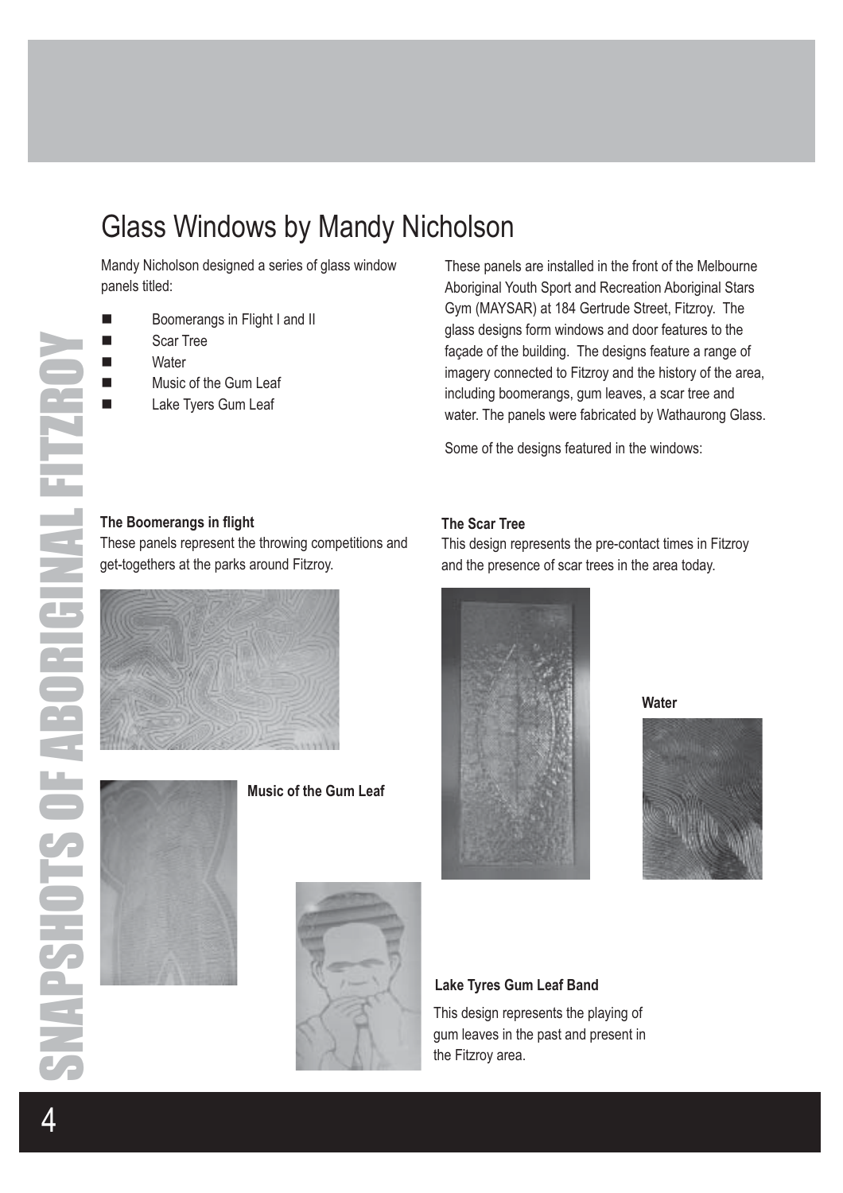# Glass Windows by Mandy Nicholson

Mandy Nicholson designed a series of glass window panels titled:

- Boomerangs in Flight I and II
- Scar Tree
- Water
- Music of the Gum Leaf
- Lake Tyers Gum Leaf

These panels are installed in the front of the Melbourne Aboriginal Youth Sport and Recreation Aboriginal Stars Gym (MAYSAR) at 184 Gertrude Street, Fitzroy. The glass designs form windows and door features to the façade of the building. The designs feature a range of imagery connected to Fitzroy and the history of the area, including boomerangs, gum leaves, a scar tree and water. The panels were fabricated by Wathaurong Glass.

Some of the designs featured in the windows:

**The Boomerangs in flight**

These panels represent the throwing competitions and get-togethers at the parks around Fitzroy.

**Music of the Gum Leaf**

**The Scar Tree**

This design represents the pre-contact times in Fitzroy and the presence of scar trees in the area today.

**Water**

**Lake Tyres Gum Leaf Band**

This design represents the playing of gum leaves in the past and present in the Fitzroy area.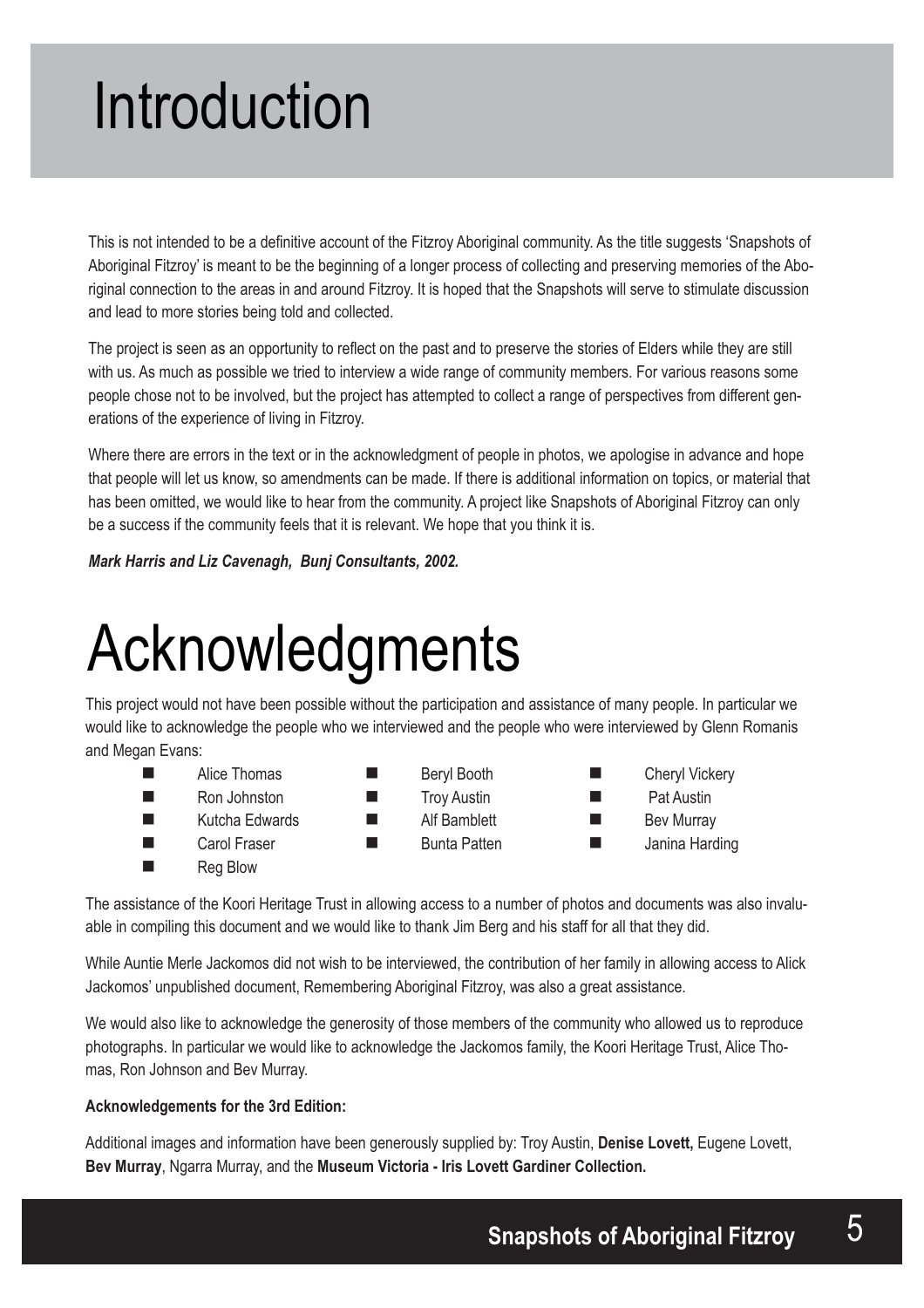# Introduction

This is not intended to be a definitive account of the Fitzroy Aboriginal community. As the title suggests 'Snapshots of Aboriginal Fitzroy' is meant to be the beginning of a longer process of collecting and preserving memories of the Aboriginal connection to the areas in and around Fitzroy. It is hoped that the Snapshots will serve to stimulate discussion and lead to more stories being told and collected.

The project is seen as an opportunity to reflect on the past and to preserve the stories of Elders while they are still with us. As much as possible we tried to interview a wide range of community members. For various reasons some people chose not to be involved, but the project has attempted to collect a range of perspectives from different generations of the experience of living in Fitzroy.

Where there are errors in the text or in the acknowledgment of people in photos, we apologise in advance and hope that people will let us know, so amendments can be made. If there is additional information on topics, or material that has been omitted, we would like to hear from the community. A project like Snapshots of Aboriginal Fitzroy can only be a success if the community feels that it is relevant. We hope that you think it is.

***Mark Harris and Liz Cavenagh, Bunj Consultants, 2002.***

# Acknowledgments

This project would not have been possible without the participation and assistance of many people. In particular we would like to acknowledge the people who we interviewed and the people who were interviewed by Glenn Romanis and Megan Evans:

- Alice Thomas
- Ron Johnston
- Kutcha Edwards
- Carol Fraser
- Reg Blow
- Beryl Booth
- Troy Austin
- Alf Bamblett
- Bunta Patten
- Cheryl Vickery
- Pat Austin
- Bev Murray
- Janina Harding

The assistance of the Koori Heritage Trust in allowing access to a number of photos and documents was also invaluable in compiling this document and we would like to thank Jim Berg and his staff for all that they did.

While Auntie Merle Jackomos did not wish to be interviewed, the contribution of her family in allowing access to Alick Jackomos' unpublished document, Remembering Aboriginal Fitzroy, was also a great assistance.

We would also like to acknowledge the generosity of those members of the community who allowed us to reproduce photographs. In particular we would like to acknowledge the Jackomos family, the Koori Heritage Trust, Alice Thomas, Ron Johnson and Bev Murray.

**Acknowledgements for the 3rd Edition:**

Additional images and information have been generously supplied by: Troy Austin, **Denise Lovett,** Eugene Lovett, **Bev Murray**, Ngarra Murray, and the **Museum Victoria - Iris Lovett Gardiner Collection.**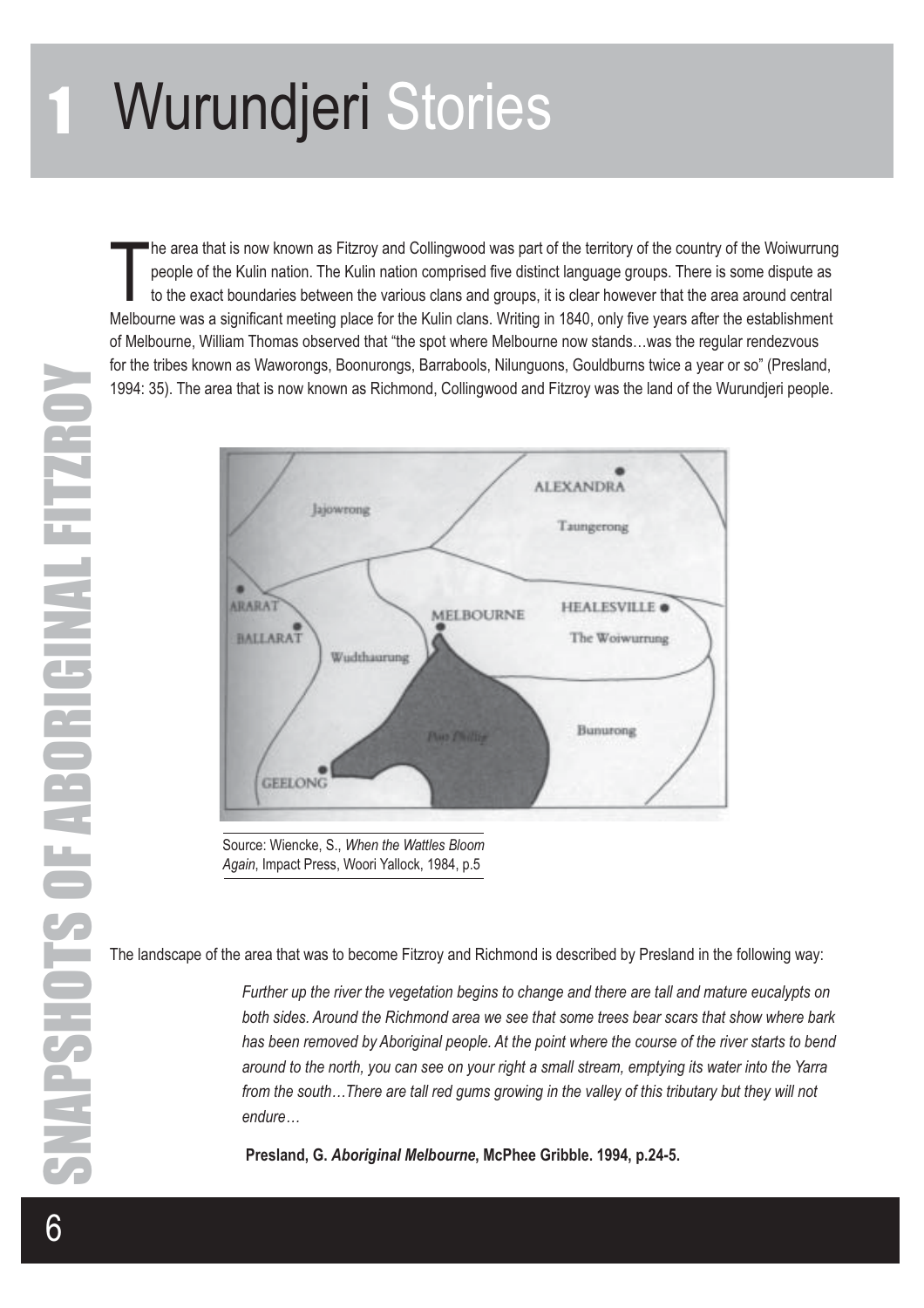# 1 Wurundjeri Stories

The area that is now known as Fitzroy and Collingwood was part of the territory of the country of the Woiwurrung people of the Kulin nation. The Kulin nation comprised five distinct language groups. There is some dispute as to the exact boundaries between the various clans and groups, it is clear however that the area around central Melbourne was a significant meeting place for the Kulin clans. Writing in 1840, only five years after the establishment of Melbourne, William Thomas observed that "the spot where Melbourne now stands…was the regular rendezvous for the tribes known as Waworongs, Boonurongs, Barrabools, Nilunguons, Gouldburns twice a year or so" (Presland, 1994: 35). The area that is now known as Richmond, Collingwood and Fitzroy was the land of the Wurundjeri people.

Source: Wiencke, S., *When the Wattles Bloom Again*, Impact Press, Woori Yallock, 1984, p.5

The landscape of the area that was to become Fitzroy and Richmond is described by Presland in the following way:

> *Further up the river the vegetation begins to change and there are tall and mature eucalypts on both sides. Around the Richmond area we see that some trees bear scars that show where bark has been removed by Aboriginal people. At the point where the course of the river starts to bend around to the north, you can see on your right a small stream, emptying its water into the Yarra from the south…There are tall red gums growing in the valley of this tributary but they will not endure…*
>
> **Presland, G. *Aboriginal Melbourne*, McPhee Gribble. 1994, p.24-5.**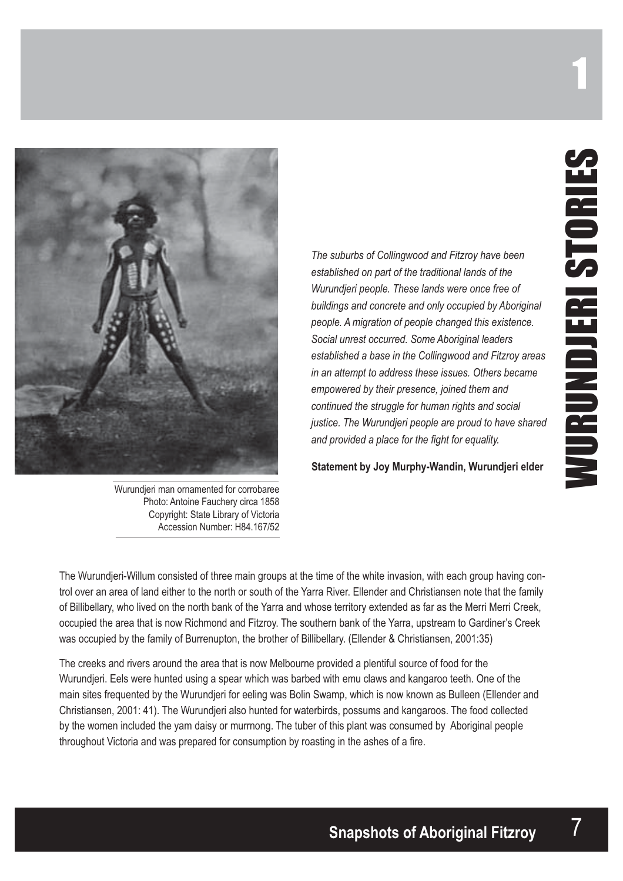# WURUNDJERI STORIES

Wurundjeri man ornamented for corrobaree
Photo: Antoine Fauchery circa 1858
Copyright: State Library of Victoria
Accession Number: H84.167/52

*The suburbs of Collingwood and Fitzroy have been established on part of the traditional lands of the Wurundjeri people. These lands were once free of buildings and concrete and only occupied by Aboriginal people. A migration of people changed this existence. Social unrest occurred. Some Aboriginal leaders established a base in the Collingwood and Fitzroy areas in an attempt to address these issues. Others became empowered by their presence, joined them and continued the struggle for human rights and social justice. The Wurundjeri people are proud to have shared and provided a place for the fight for equality.*

**Statement by Joy Murphy-Wandin, Wurundjeri elder**

The Wurundjeri-Willum consisted of three main groups at the time of the white invasion, with each group having control over an area of land either to the north or south of the Yarra River. Ellender and Christiansen note that the family of Billibellary, who lived on the north bank of the Yarra and whose territory extended as far as the Merri Merri Creek, occupied the area that is now Richmond and Fitzroy. The southern bank of the Yarra, upstream to Gardiner's Creek was occupied by the family of Burrenupton, the brother of Billibellary. (Ellender & Christiansen, 2001:35)

The creeks and rivers around the area that is now Melbourne provided a plentiful source of food for the Wurundjeri. Eels were hunted using a spear which was barbed with emu claws and kangaroo teeth. One of the main sites frequented by the Wurundjeri for eeling was Bolin Swamp, which is now known as Bulleen (Ellender and Christiansen, 2001: 41). The Wurundjeri also hunted for waterbirds, possums and kangaroos. The food collected by the women included the yam daisy or murrnong. The tuber of this plant was consumed by Aboriginal people throughout Victoria and was prepared for consumption by roasting in the ashes of a fire.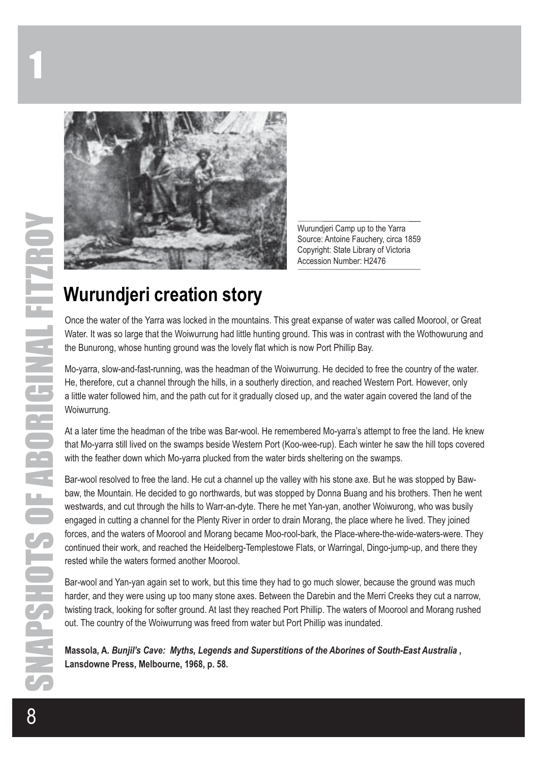Wurundjeri Camp up to the Yarra
Source: Antoine Fauchery, circa 1859
Copyright: State Library of Victoria
Accession Number: H2476

# Wurundjeri creation story

Once the water of the Yarra was locked in the mountains. This great expanse of water was called Moorool, or Great Water. It was so large that the Woiwurrung had little hunting ground. This was in contrast with the Wothowurung and the Bunurong, whose hunting ground was the lovely flat which is now Port Phillip Bay.

Mo-yarra, slow-and-fast-running, was the headman of the Woiwurrung. He decided to free the country of the water. He, therefore, cut a channel through the hills, in a southerly direction, and reached Western Port. However, only a little water followed him, and the path cut for it gradually closed up, and the water again covered the land of the Woiwurrung.

At a later time the headman of the tribe was Bar-wool. He remembered Mo-yarra's attempt to free the land. He knew that Mo-yarra still lived on the swamps beside Western Port (Koo-wee-rup). Each winter he saw the hill tops covered with the feather down which Mo-yarra plucked from the water birds sheltering on the swamps.

Bar-wool resolved to free the land. He cut a channel up the valley with his stone axe. But he was stopped by Baw-baw, the Mountain. He decided to go northwards, but was stopped by Donna Buang and his brothers. Then he went westwards, and cut through the hills to Warr-an-dyte. There he met Yan-yan, another Woiwurong, who was busily engaged in cutting a channel for the Plenty River in order to drain Morang, the place where he lived. They joined forces, and the waters of Moorool and Morang became Moo-rool-bark, the Place-where-the-wide-waters-were. They continued their work, and reached the Heidelberg-Templestowe Flats, or Warringal, Dingo-jump-up, and there they rested while the waters formed another Moorool.

Bar-wool and Yan-yan again set to work, but this time they had to go much slower, because the ground was much harder, and they were using up too many stone axes. Between the Darebin and the Merri Creeks they cut a narrow, twisting track, looking for softer ground. At last they reached Port Phillip. The waters of Moorool and Morang rushed out. The country of the Woiwurrung was freed from water but Port Phillip was inundated.

**Massola, A. *Bunjil's Cave: Myths, Legends and Superstitions of the Aborines of South-East Australia* , Lansdowne Press, Melbourne, 1968, p. 58.**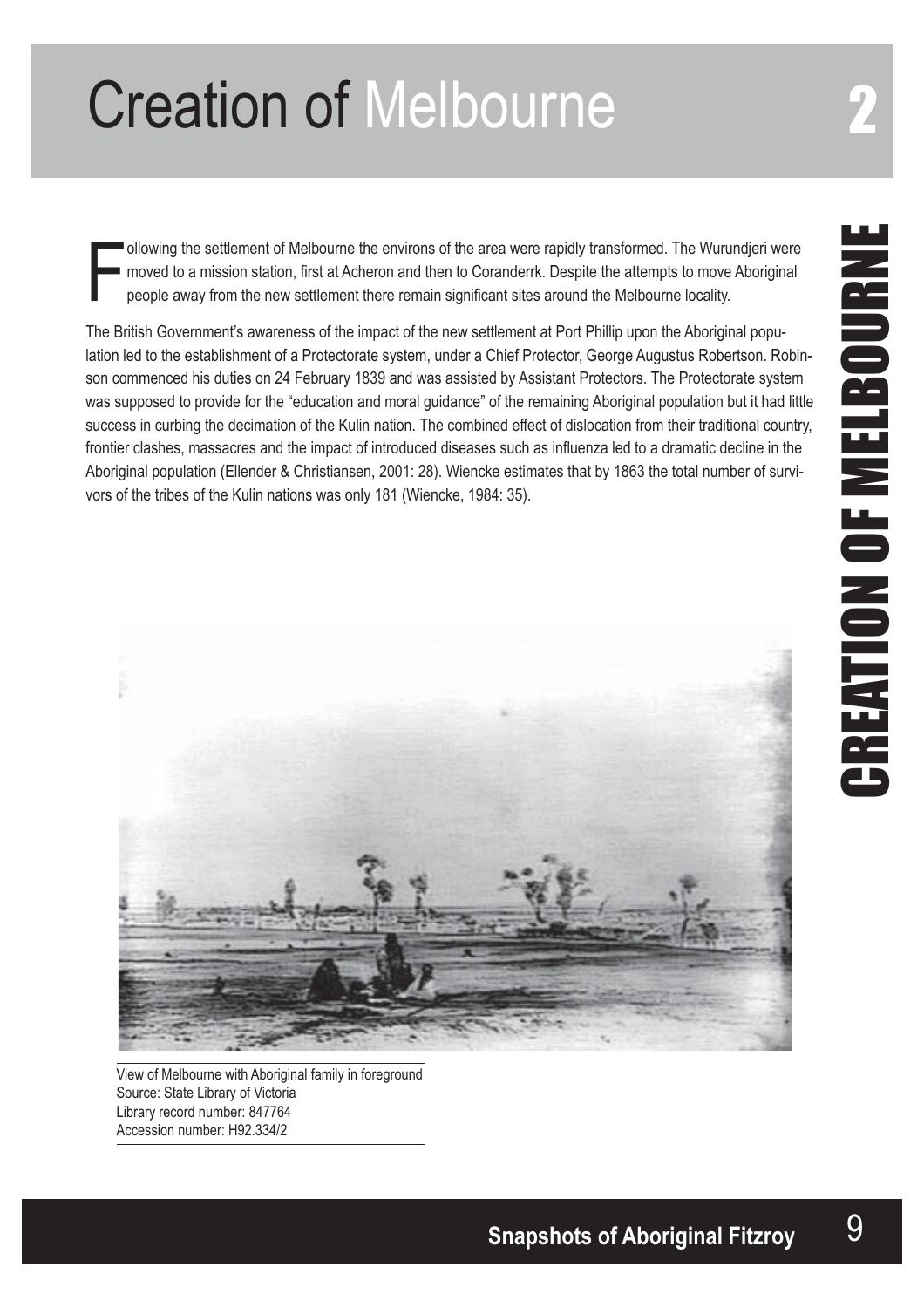# Creation of Melbourne

Following the settlement of Melbourne the environs of the area were rapidly transformed. The Wurundjeri were moved to a mission station, first at Acheron and then to Coranderrk. Despite the attempts to move Aboriginal people away from the new settlement there remain significant sites around the Melbourne locality.

The British Government's awareness of the impact of the new settlement at Port Phillip upon the Aboriginal population led to the establishment of a Protectorate system, under a Chief Protector, George Augustus Robertson. Robinson commenced his duties on 24 February 1839 and was assisted by Assistant Protectors. The Protectorate system was supposed to provide for the "education and moral guidance" of the remaining Aboriginal population but it had little success in curbing the decimation of the Kulin nation. The combined effect of dislocation from their traditional country, frontier clashes, massacres and the impact of introduced diseases such as influenza led to a dramatic decline in the Aboriginal population (Ellender & Christiansen, 2001: 28). Wiencke estimates that by 1863 the total number of survivors of the tribes of the Kulin nations was only 181 (Wiencke, 1984: 35).

View of Melbourne with Aboriginal family in foreground
Source: State Library of Victoria
Library record number: 847764
Accession number: H92.334/2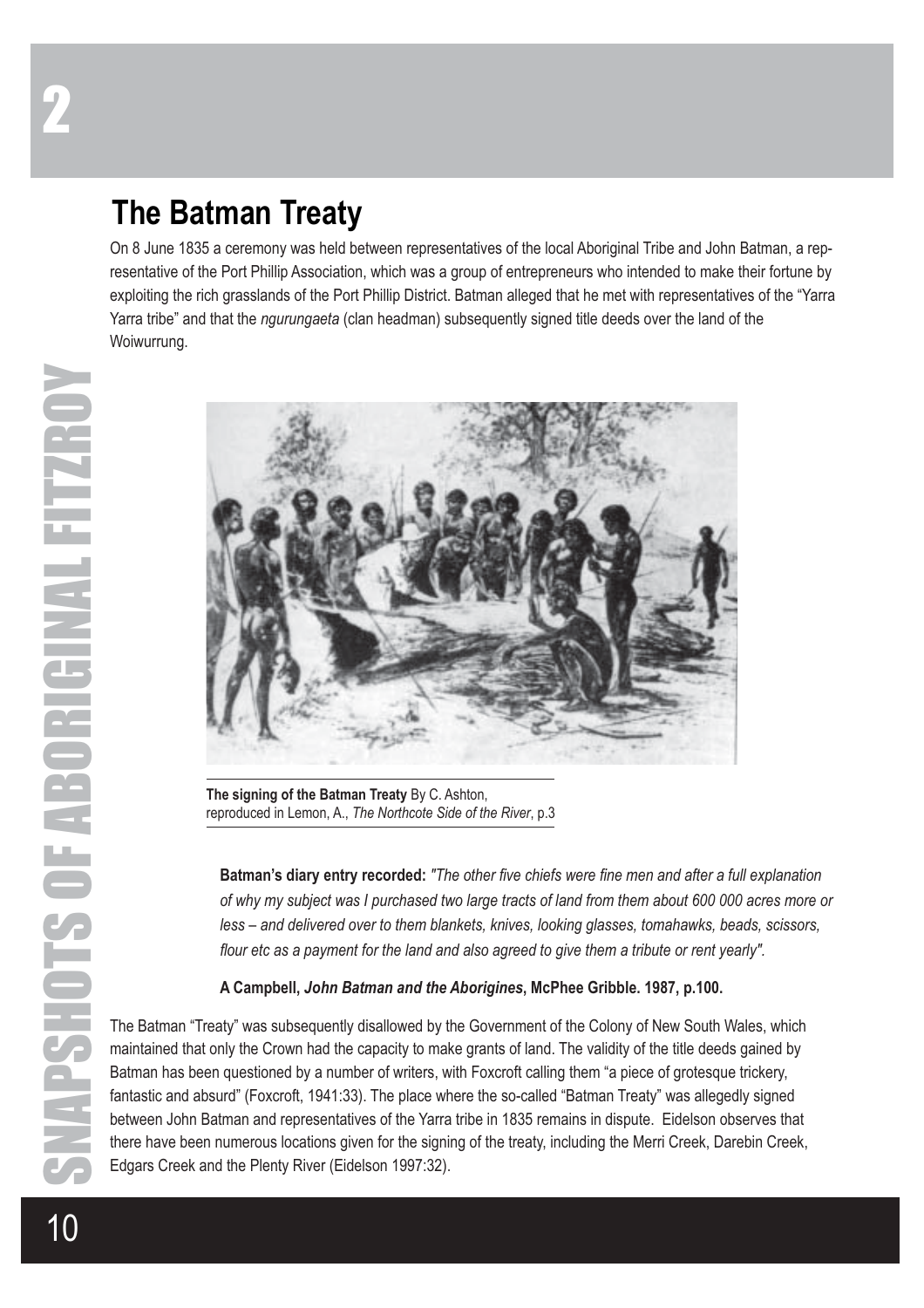## The Batman Treaty

On 8 June 1835 a ceremony was held between representatives of the local Aboriginal Tribe and John Batman, a representative of the Port Phillip Association, which was a group of entrepreneurs who intended to make their fortune by exploiting the rich grasslands of the Port Phillip District. Batman alleged that he met with representatives of the "Yarra Yarra tribe" and that the *ngurungaeta* (clan headman) subsequently signed title deeds over the land of the Woiwurrung.

**The signing of the Batman Treaty** By C. Ashton, reproduced in Lemon, A., *The Northcote Side of the River*, p.3

**Batman's diary entry recorded:** *"The other five chiefs were fine men and after a full explanation of why my subject was I purchased two large tracts of land from them about 600 000 acres more or less – and delivered over to them blankets, knives, looking glasses, tomahawks, beads, scissors, flour etc as a payment for the land and also agreed to give them a tribute or rent yearly".*

**A Campbell, *John Batman and the Aborigines*, McPhee Gribble. 1987, p.100.**

The Batman "Treaty" was subsequently disallowed by the Government of the Colony of New South Wales, which maintained that only the Crown had the capacity to make grants of land. The validity of the title deeds gained by Batman has been questioned by a number of writers, with Foxcroft calling them "a piece of grotesque trickery, fantastic and absurd" (Foxcroft, 1941:33). The place where the so-called "Batman Treaty" was allegedly signed between John Batman and representatives of the Yarra tribe in 1835 remains in dispute. Eidelson observes that there have been numerous locations given for the signing of the treaty, including the Merri Creek, Darebin Creek, Edgars Creek and the Plenty River (Eidelson 1997:32).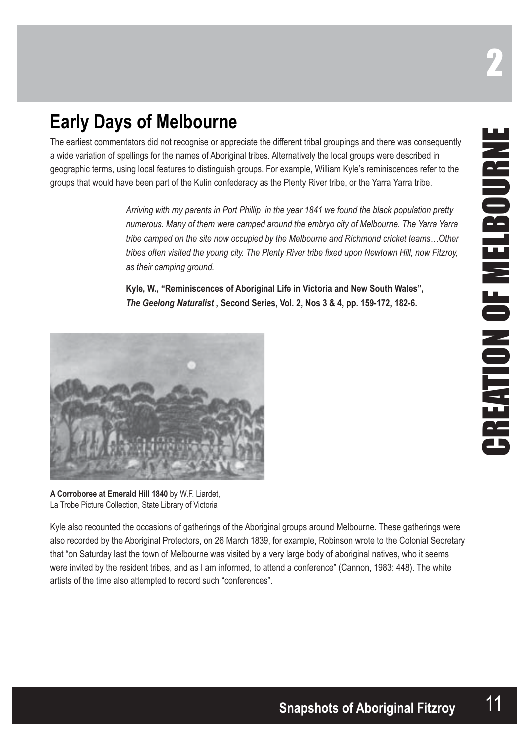## Early Days of Melbourne

The earliest commentators did not recognise or appreciate the different tribal groupings and there was consequently a wide variation of spellings for the names of Aboriginal tribes. Alternatively the local groups were described in geographic terms, using local features to distinguish groups. For example, William Kyle's reminiscences refer to the groups that would have been part of the Kulin confederacy as the Plenty River tribe, or the Yarra Yarra tribe.

> *Arriving with my parents in Port Phillip in the year 1841 we found the black population pretty numerous. Many of them were camped around the embryo city of Melbourne. The Yarra Yarra tribe camped on the site now occupied by the Melbourne and Richmond cricket teams…Other tribes often visited the young city. The Plenty River tribe fixed upon Newtown Hill, now Fitzroy, as their camping ground.*
>
> **Kyle, W., "Reminiscences of Aboriginal Life in Victoria and New South Wales", *The Geelong Naturalist*, Second Series, Vol. 2, Nos 3 & 4, pp. 159-172, 182-6.**

**A Corroboree at Emerald Hill 1840** by W.F. Liardet, La Trobe Picture Collection, State Library of Victoria

Kyle also recounted the occasions of gatherings of the Aboriginal groups around Melbourne. These gatherings were also recorded by the Aboriginal Protectors, on 26 March 1839, for example, Robinson wrote to the Colonial Secretary that "on Saturday last the town of Melbourne was visited by a very large body of aboriginal natives, who it seems were invited by the resident tribes, and as I am informed, to attend a conference" (Cannon, 1983: 448). The white artists of the time also attempted to record such "conferences".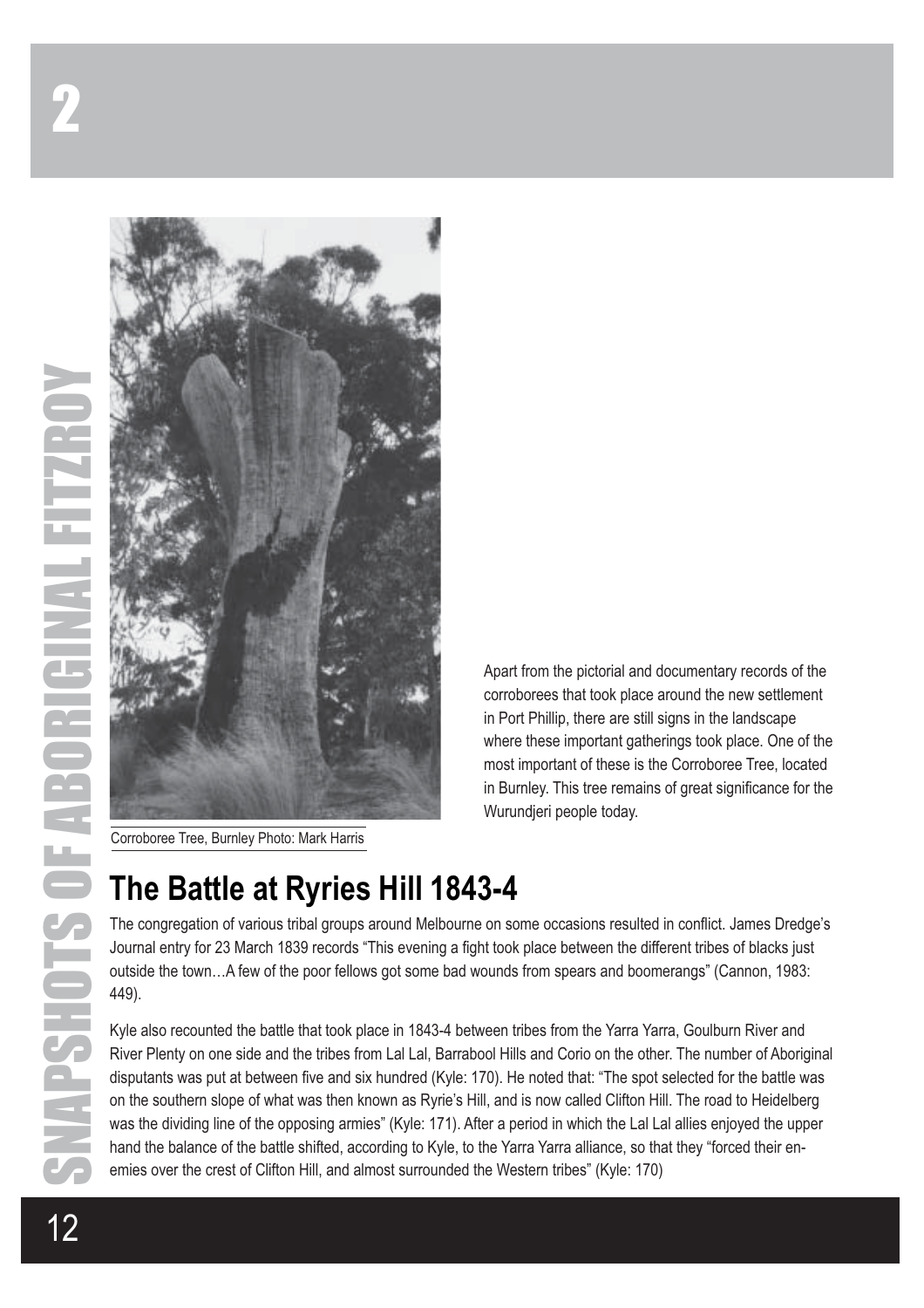Corroboree Tree, Burnley Photo: Mark Harris

Apart from the pictorial and documentary records of the corroborees that took place around the new settlement in Port Phillip, there are still signs in the landscape where these important gatherings took place. One of the most important of these is the Corroboree Tree, located in Burnley. This tree remains of great significance for the Wurundjeri people today.

## The Battle at Ryries Hill 1843-4

The congregation of various tribal groups around Melbourne on some occasions resulted in conflict. James Dredge's Journal entry for 23 March 1839 records "This evening a fight took place between the different tribes of blacks just outside the town…A few of the poor fellows got some bad wounds from spears and boomerangs" (Cannon, 1983: 449).

Kyle also recounted the battle that took place in 1843-4 between tribes from the Yarra Yarra, Goulburn River and River Plenty on one side and the tribes from Lal Lal, Barrabool Hills and Corio on the other. The number of Aboriginal disputants was put at between five and six hundred (Kyle: 170). He noted that: "The spot selected for the battle was on the southern slope of what was then known as Ryrie's Hill, and is now called Clifton Hill. The road to Heidelberg was the dividing line of the opposing armies" (Kyle: 171). After a period in which the Lal Lal allies enjoyed the upper hand the balance of the battle shifted, according to Kyle, to the Yarra Yarra alliance, so that they "forced their enemies over the crest of Clifton Hill, and almost surrounded the Western tribes" (Kyle: 170)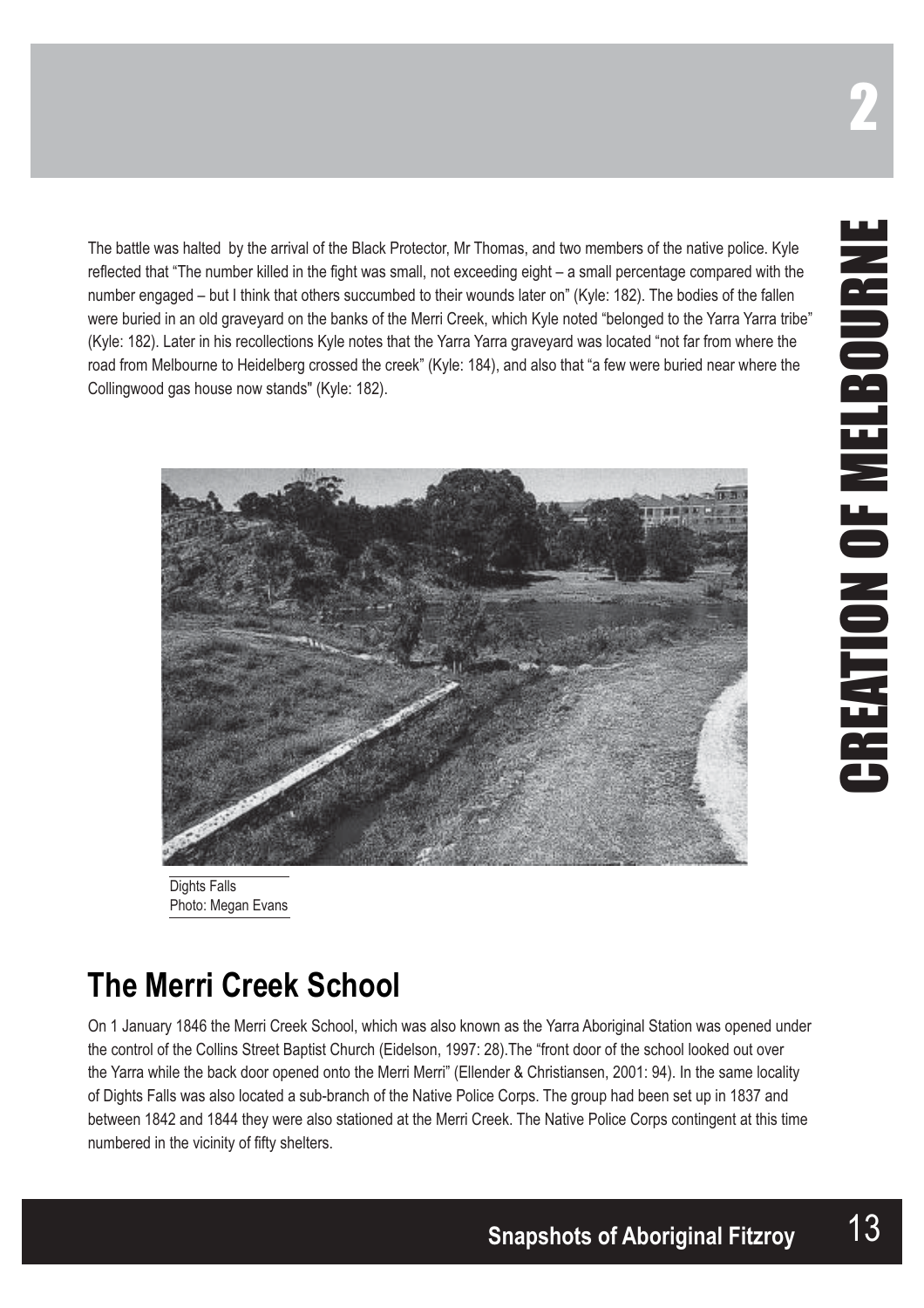The battle was halted  by the arrival of the Black Protector, Mr Thomas, and two members of the native police. Kyle reflected that "The number killed in the fight was small, not exceeding eight – a small percentage compared with the number engaged – but I think that others succumbed to their wounds later on" (Kyle: 182). The bodies of the fallen were buried in an old graveyard on the banks of the Merri Creek, which Kyle noted "belonged to the Yarra Yarra tribe" (Kyle: 182). Later in his recollections Kyle notes that the Yarra Yarra graveyard was located "not far from where the road from Melbourne to Heidelberg crossed the creek" (Kyle: 184), and also that "a few were buried near where the Collingwood gas house now stands" (Kyle: 182).

Dights Falls
Photo: Megan Evans

## The Merri Creek School

On 1 January 1846 the Merri Creek School, which was also known as the Yarra Aboriginal Station was opened under the control of the Collins Street Baptist Church (Eidelson, 1997: 28).The "front door of the school looked out over the Yarra while the back door opened onto the Merri Merri" (Ellender & Christiansen, 2001: 94). In the same locality of Dights Falls was also located a sub-branch of the Native Police Corps. The group had been set up in 1837 and between 1842 and 1844 they were also stationed at the Merri Creek. The Native Police Corps contingent at this time numbered in the vicinity of fifty shelters.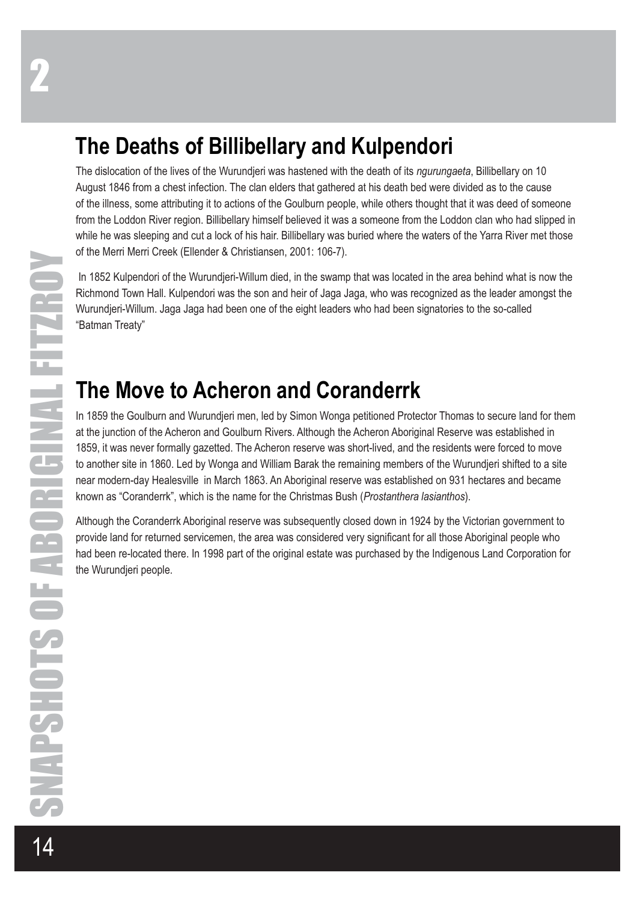## The Deaths of Billibellary and Kulpendori

The dislocation of the lives of the Wurundjeri was hastened with the death of its *ngurungaeta*, Billibellary on 10 August 1846 from a chest infection. The clan elders that gathered at his death bed were divided as to the cause of the illness, some attributing it to actions of the Goulburn people, while others thought that it was deed of someone from the Loddon River region. Billibellary himself believed it was a someone from the Loddon clan who had slipped in while he was sleeping and cut a lock of his hair. Billibellary was buried where the waters of the Yarra River met those of the Merri Merri Creek (Ellender & Christiansen, 2001: 106-7).

In 1852 Kulpendori of the Wurundjeri-Willum died, in the swamp that was located in the area behind what is now the Richmond Town Hall. Kulpendori was the son and heir of Jaga Jaga, who was recognized as the leader amongst the Wurundjeri-Willum. Jaga Jaga had been one of the eight leaders who had been signatories to the so-called "Batman Treaty"

## The Move to Acheron and Coranderrk

In 1859 the Goulburn and Wurundjeri men, led by Simon Wonga petitioned Protector Thomas to secure land for them at the junction of the Acheron and Goulburn Rivers. Although the Acheron Aboriginal Reserve was established in 1859, it was never formally gazetted. The Acheron reserve was short-lived, and the residents were forced to move to another site in 1860. Led by Wonga and William Barak the remaining members of the Wurundjeri shifted to a site near modern-day Healesville in March 1863. An Aboriginal reserve was established on 931 hectares and became known as "Coranderrk", which is the name for the Christmas Bush (*Prostanthera lasianthos*).

Although the Coranderrk Aboriginal reserve was subsequently closed down in 1924 by the Victorian government to provide land for returned servicemen, the area was considered very significant for all those Aboriginal people who had been re-located there. In 1998 part of the original estate was purchased by the Indigenous Land Corporation for the Wurundjeri people.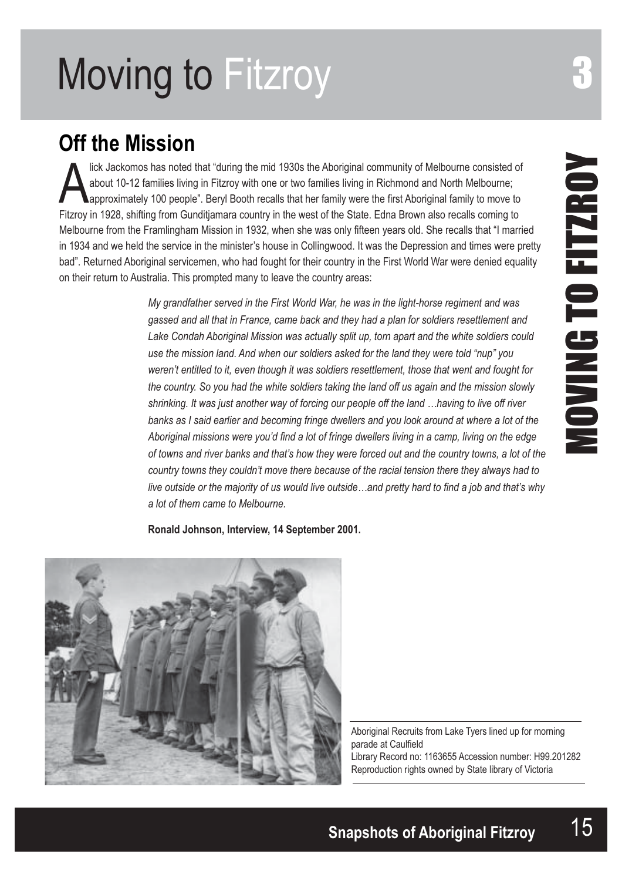# Moving to Fitzroy

## Off the Mission

Alick Jackomos has noted that "during the mid 1930s the Aboriginal community of Melbourne consisted of about 10-12 families living in Fitzroy with one or two families living in Richmond and North Melbourne; approximately 100 people". Beryl Booth recalls that her family were the first Aboriginal family to move to Fitzroy in 1928, shifting from Gunditjamara country in the west of the State. Edna Brown also recalls coming to Melbourne from the Framlingham Mission in 1932, when she was only fifteen years old. She recalls that "I married in 1934 and we held the service in the minister's house in Collingwood. It was the Depression and times were pretty bad". Returned Aboriginal servicemen, who had fought for their country in the First World War were denied equality on their return to Australia. This prompted many to leave the country areas:

> *My grandfather served in the First World War, he was in the light-horse regiment and was gassed and all that in France, came back and they had a plan for soldiers resettlement and Lake Condah Aboriginal Mission was actually split up, torn apart and the white soldiers could use the mission land. And when our soldiers asked for the land they were told "nup" you weren't entitled to it, even though it was soldiers resettlement, those that went and fought for the country. So you had the white soldiers taking the land off us again and the mission slowly shrinking. It was just another way of forcing our people off the land …having to live off river banks as I said earlier and becoming fringe dwellers and you look around at where a lot of the Aboriginal missions were you'd find a lot of fringe dwellers living in a camp, living on the edge of towns and river banks and that's how they were forced out and the country towns, a lot of the country towns they couldn't move there because of the racial tension there they always had to live outside or the majority of us would live outside…and pretty hard to find a job and that's why a lot of them came to Melbourne.*
>
> **Ronald Johnson, Interview, 14 September 2001.**

Aboriginal Recruits from Lake Tyers lined up for morning parade at Caulfield
Library Record no: 1163655 Accession number: H99.201282
Reproduction rights owned by State library of Victoria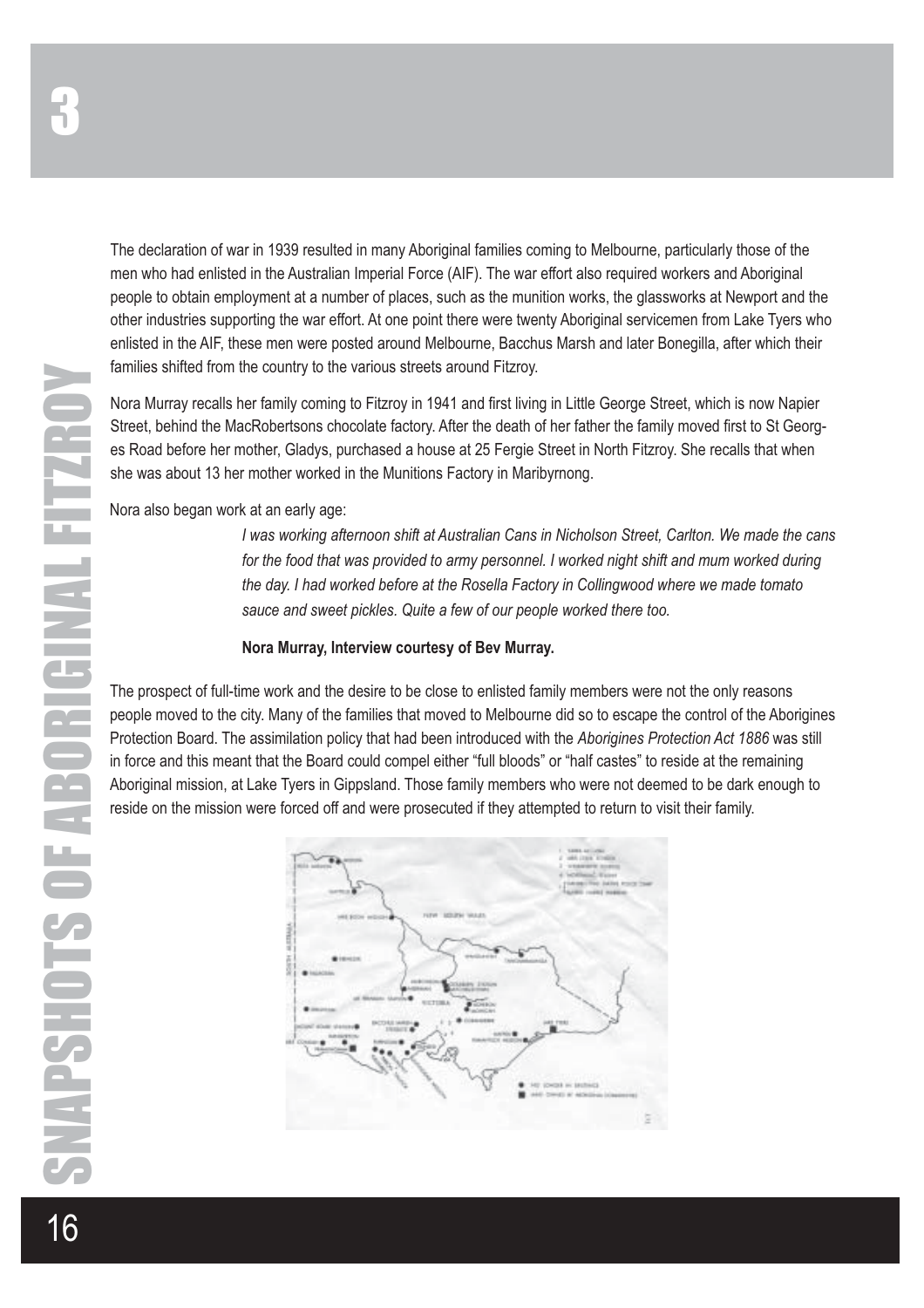The declaration of war in 1939 resulted in many Aboriginal families coming to Melbourne, particularly those of the men who had enlisted in the Australian Imperial Force (AIF). The war effort also required workers and Aboriginal people to obtain employment at a number of places, such as the munition works, the glassworks at Newport and the other industries supporting the war effort. At one point there were twenty Aboriginal servicemen from Lake Tyers who enlisted in the AIF, these men were posted around Melbourne, Bacchus Marsh and later Bonegilla, after which their families shifted from the country to the various streets around Fitzroy.

Nora Murray recalls her family coming to Fitzroy in 1941 and first living in Little George Street, which is now Napier Street, behind the MacRobertsons chocolate factory. After the death of her father the family moved first to St Georges Road before her mother, Gladys, purchased a house at 25 Fergie Street in North Fitzroy. She recalls that when she was about 13 her mother worked in the Munitions Factory in Maribyrnong.

Nora also began work at an early age:

> *I was working afternoon shift at Australian Cans in Nicholson Street, Carlton. We made the cans for the food that was provided to army personnel. I worked night shift and mum worked during the day. I had worked before at the Rosella Factory in Collingwood where we made tomato sauce and sweet pickles. Quite a few of our people worked there too.*
>
> **Nora Murray, Interview courtesy of Bev Murray.**

The prospect of full-time work and the desire to be close to enlisted family members were not the only reasons people moved to the city. Many of the families that moved to Melbourne did so to escape the control of the Aborigines Protection Board. The assimilation policy that had been introduced with the *Aborigines Protection Act 1886* was still in force and this meant that the Board could compel either "full bloods" or "half castes" to reside at the remaining Aboriginal mission, at Lake Tyers in Gippsland. Those family members who were not deemed to be dark enough to reside on the mission were forced off and were prosecuted if they attempted to return to visit their family.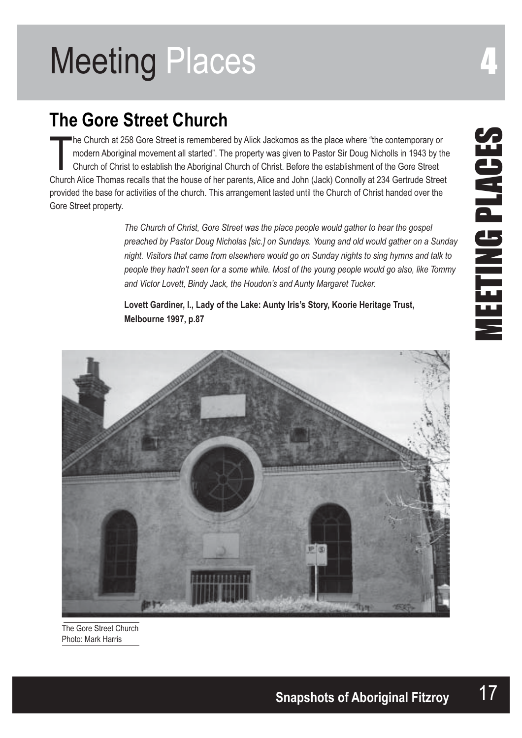# Meeting Places

## The Gore Street Church

The Church at 258 Gore Street is remembered by Alick Jackomos as the place where "the contemporary or modern Aboriginal movement all started". The property was given to Pastor Sir Doug Nicholls in 1943 by the Church of Christ to establish the Aboriginal Church of Christ. Before the establishment of the Gore Street Church Alice Thomas recalls that the house of her parents, Alice and John (Jack) Connolly at 234 Gertrude Street provided the base for activities of the church. This arrangement lasted until the Church of Christ handed over the Gore Street property.

> *The Church of Christ, Gore Street was the place people would gather to hear the gospel preached by Pastor Doug Nicholas [sic.] on Sundays. Young and old would gather on a Sunday night. Visitors that came from elsewhere would go on Sunday nights to sing hymns and talk to people they hadn't seen for a some while. Most of the young people would go also, like Tommy and Victor Lovett, Bindy Jack, the Houdon's and Aunty Margaret Tucker.*
>
> **Lovett Gardiner, I., Lady of the Lake: Aunty Iris's Story, Koorie Heritage Trust, Melbourne 1997, p.87**

The Gore Street Church
Photo: Mark Harris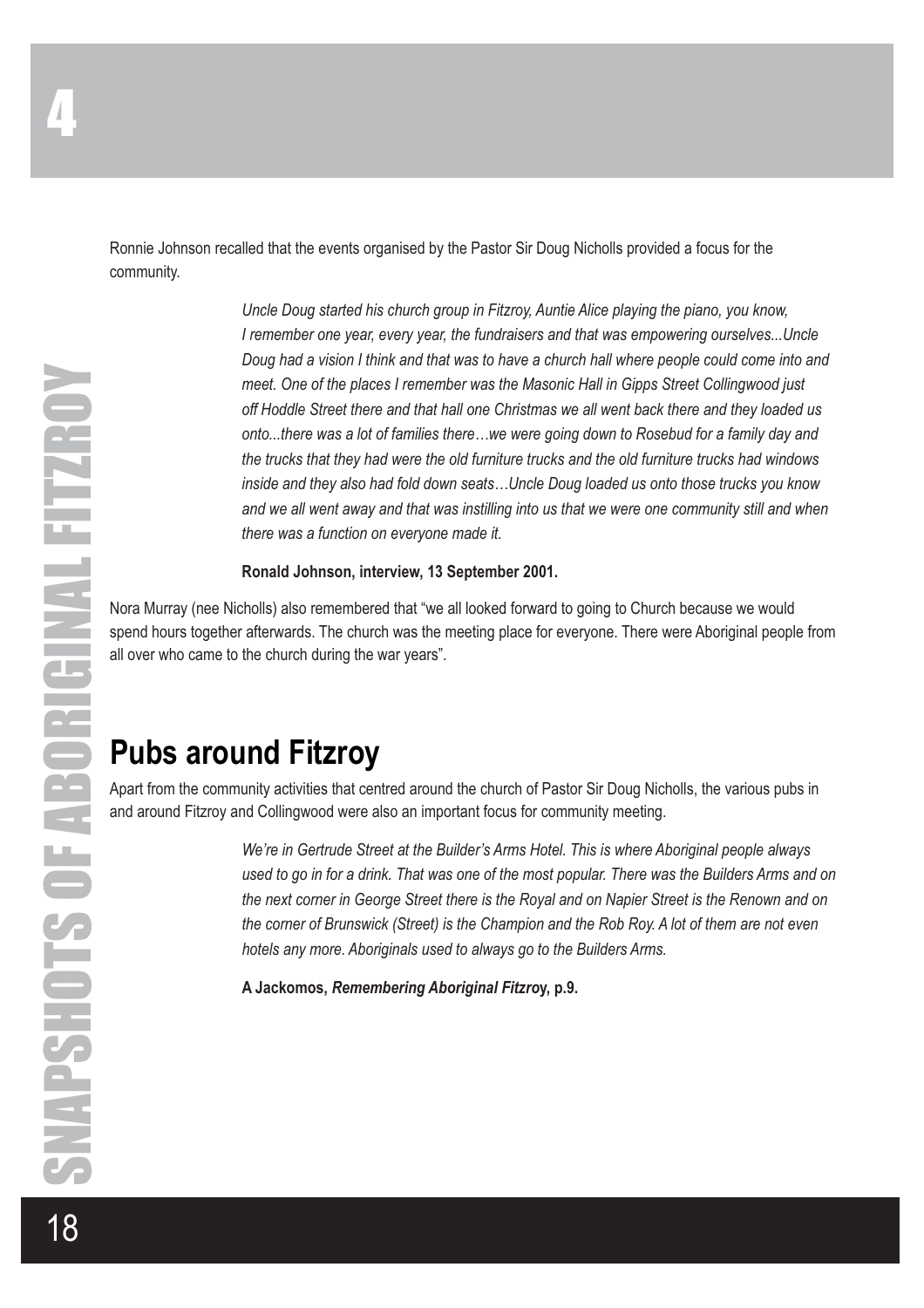Ronnie Johnson recalled that the events organised by the Pastor Sir Doug Nicholls provided a focus for the community.

> *Uncle Doug started his church group in Fitzroy, Auntie Alice playing the piano, you know, I remember one year, every year, the fundraisers and that was empowering ourselves...Uncle Doug had a vision I think and that was to have a church hall where people could come into and meet. One of the places I remember was the Masonic Hall in Gipps Street Collingwood just off Hoddle Street there and that hall one Christmas we all went back there and they loaded us onto...there was a lot of families there…we were going down to Rosebud for a family day and the trucks that they had were the old furniture trucks and the old furniture trucks had windows inside and they also had fold down seats…Uncle Doug loaded us onto those trucks you know and we all went away and that was instilling into us that we were one community still and when there was a function on everyone made it.*
>
> **Ronald Johnson, interview, 13 September 2001.**

Nora Murray (nee Nicholls) also remembered that "we all looked forward to going to Church because we would spend hours together afterwards. The church was the meeting place for everyone. There were Aboriginal people from all over who came to the church during the war years".

## Pubs around Fitzroy

Apart from the community activities that centred around the church of Pastor Sir Doug Nicholls, the various pubs in and around Fitzroy and Collingwood were also an important focus for community meeting.

> *We're in Gertrude Street at the Builder's Arms Hotel. This is where Aboriginal people always used to go in for a drink. That was one of the most popular. There was the Builders Arms and on the next corner in George Street there is the Royal and on Napier Street is the Renown and on the corner of Brunswick (Street) is the Champion and the Rob Roy. A lot of them are not even hotels any more. Aboriginals used to always go to the Builders Arms.*
>
> **A Jackomos, *Remembering Aboriginal Fitzroy*, p.9.**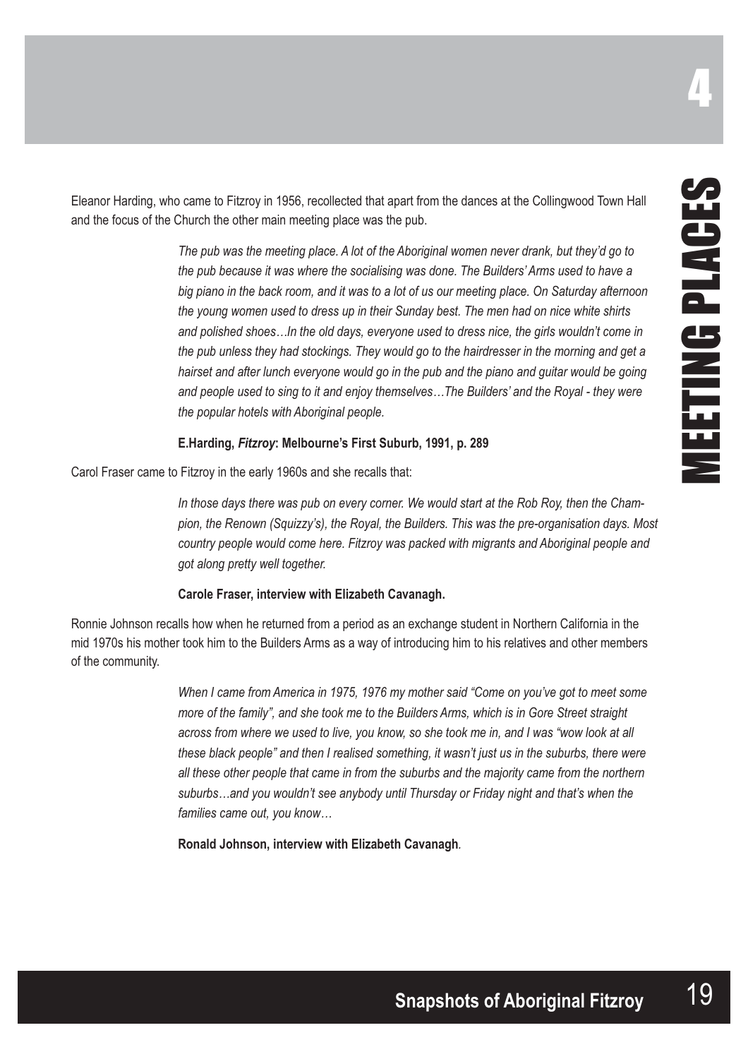Eleanor Harding, who came to Fitzroy in 1956, recollected that apart from the dances at the Collingwood Town Hall and the focus of the Church the other main meeting place was the pub.

> *The pub was the meeting place. A lot of the Aboriginal women never drank, but they'd go to the pub because it was where the socialising was done. The Builders' Arms used to have a big piano in the back room, and it was to a lot of us our meeting place. On Saturday afternoon the young women used to dress up in their Sunday best. The men had on nice white shirts and polished shoes…In the old days, everyone used to dress nice, the girls wouldn't come in the pub unless they had stockings. They would go to the hairdresser in the morning and get a hairset and after lunch everyone would go in the pub and the piano and guitar would be going and people used to sing to it and enjoy themselves…The Builders' and the Royal - they were the popular hotels with Aboriginal people.*
>
> **E.Harding, *Fitzroy*: Melbourne's First Suburb, 1991, p. 289**

Carol Fraser came to Fitzroy in the early 1960s and she recalls that:

> *In those days there was pub on every corner. We would start at the Rob Roy, then the Champion, the Renown (Squizzy's), the Royal, the Builders. This was the pre-organisation days. Most country people would come here. Fitzroy was packed with migrants and Aboriginal people and got along pretty well together.*
>
> **Carole Fraser, interview with Elizabeth Cavanagh.**

Ronnie Johnson recalls how when he returned from a period as an exchange student in Northern California in the mid 1970s his mother took him to the Builders Arms as a way of introducing him to his relatives and other members of the community.

> *When I came from America in 1975, 1976 my mother said "Come on you've got to meet some more of the family", and she took me to the Builders Arms, which is in Gore Street straight across from where we used to live, you know, so she took me in, and I was "wow look at all these black people" and then I realised something, it wasn't just us in the suburbs, there were all these other people that came in from the suburbs and the majority came from the northern suburbs…and you wouldn't see anybody until Thursday or Friday night and that's when the families came out, you know…*
>
> **Ronald Johnson, interview with Elizabeth Cavanagh**.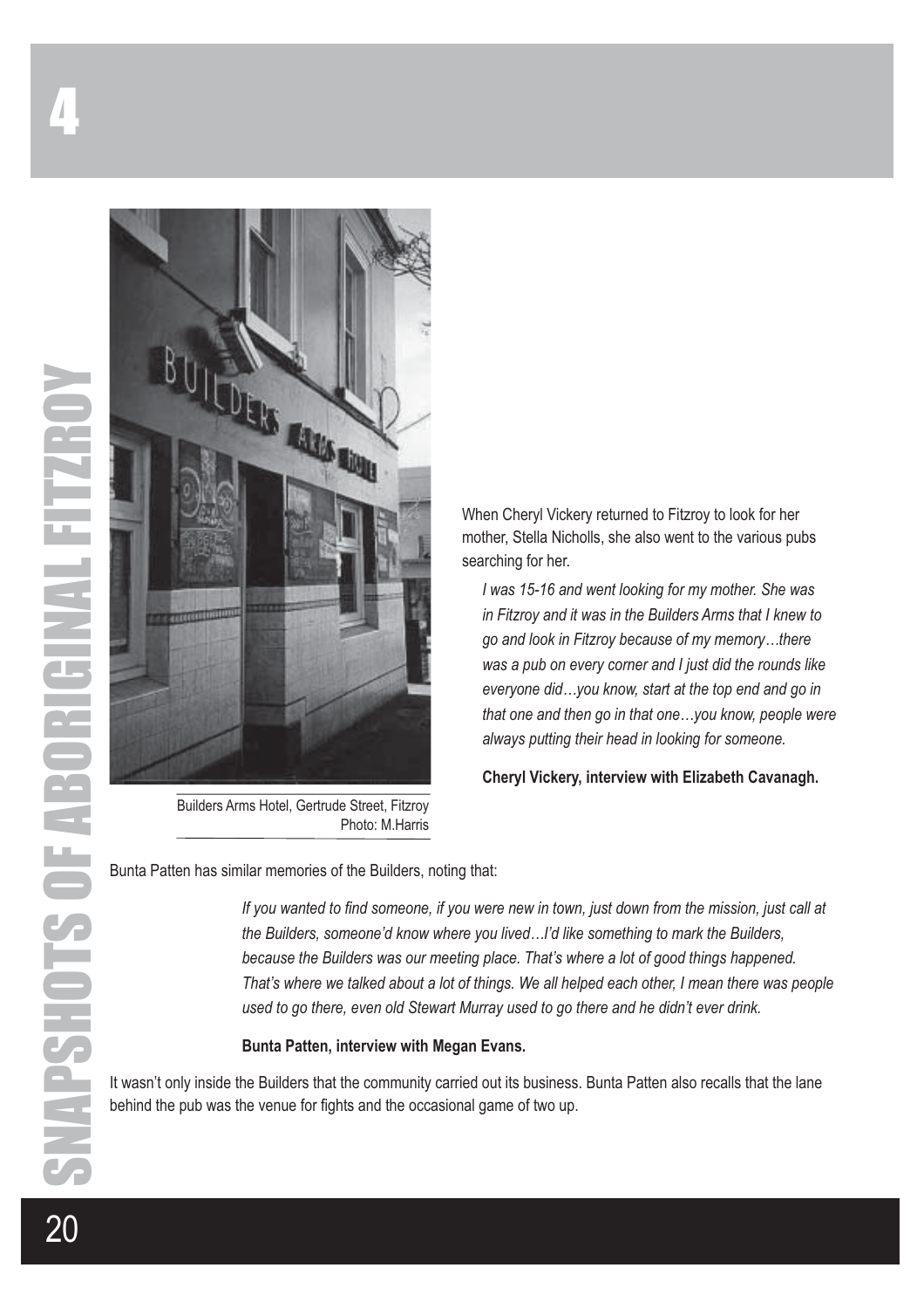Builders Arms Hotel, Gertrude Street, Fitzroy
Photo: M.Harris

When Cheryl Vickery returned to Fitzroy to look for her mother, Stella Nicholls, she also went to the various pubs searching for her.

> *I was 15-16 and went looking for my mother. She was in Fitzroy and it was in the Builders Arms that I knew to go and look in Fitzroy because of my memory…there was a pub on every corner and I just did the rounds like everyone did…you know, start at the top end and go in that one and then go in that one…you know, people were always putting their head in looking for someone.*
>
> **Cheryl Vickery, interview with Elizabeth Cavanagh.**

Bunta Patten has similar memories of the Builders, noting that:

> *If you wanted to find someone, if you were new in town, just down from the mission, just call at the Builders, someone'd know where you lived…I'd like something to mark the Builders, because the Builders was our meeting place. That's where a lot of good things happened. That's where we talked about a lot of things. We all helped each other, I mean there was people used to go there, even old Stewart Murray used to go there and he didn't ever drink.*
>
> **Bunta Patten, interview with Megan Evans.**

It wasn't only inside the Builders that the community carried out its business. Bunta Patten also recalls that the lane behind the pub was the venue for fights and the occasional game of two up.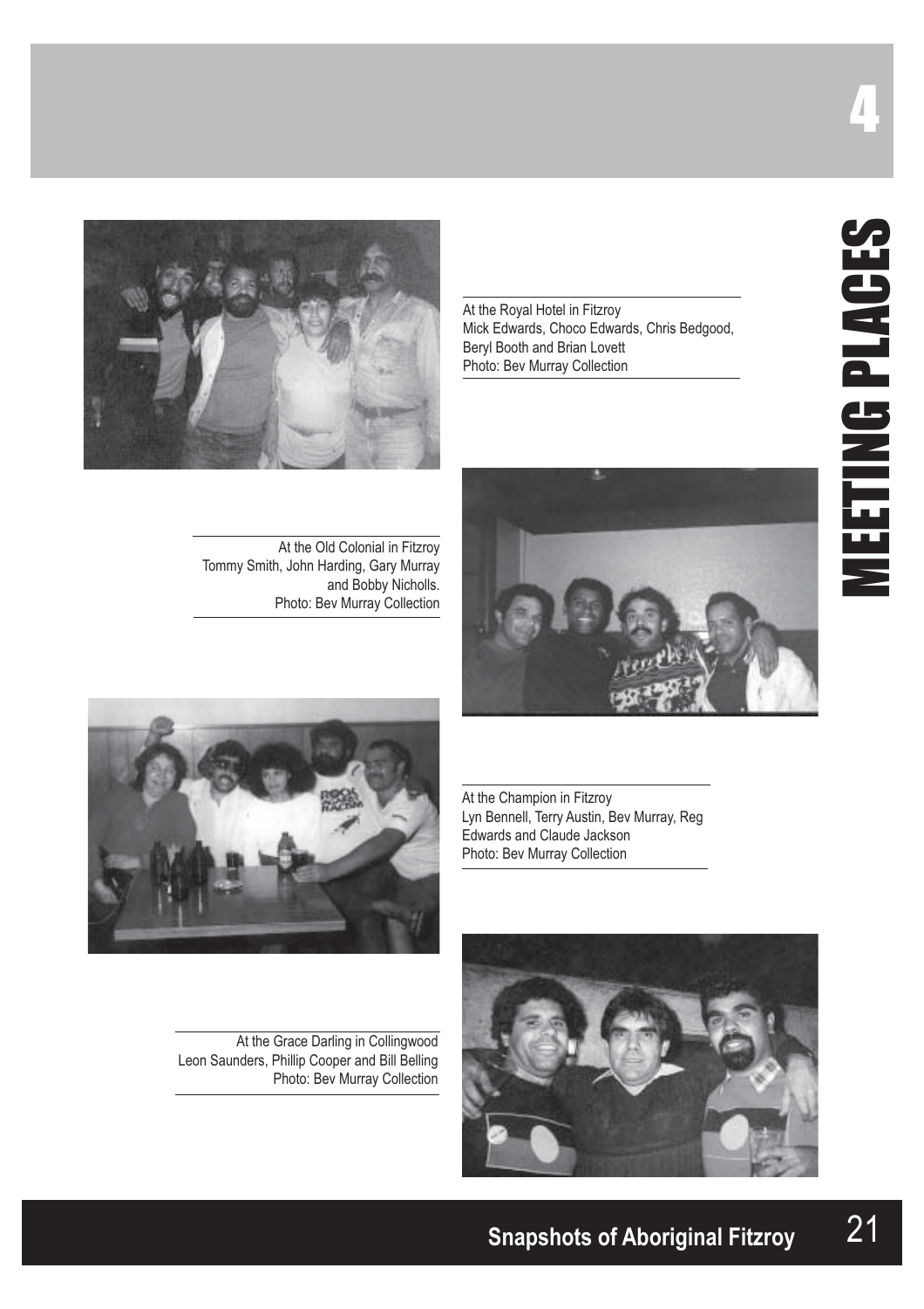# 4 MEETING PLACES

At the Royal Hotel in Fitzroy
Mick Edwards, Choco Edwards, Chris Bedgood, Beryl Booth and Brian Lovett
Photo: Bev Murray Collection

At the Old Colonial in Fitzroy
Tommy Smith, John Harding, Gary Murray and Bobby Nicholls.
Photo: Bev Murray Collection

At the Champion in Fitzroy
Lyn Bennell, Terry Austin, Bev Murray, Reg Edwards and Claude Jackson
Photo: Bev Murray Collection

At the Grace Darling in Collingwood
Leon Saunders, Phillip Cooper and Bill Belling
Photo: Bev Murray Collection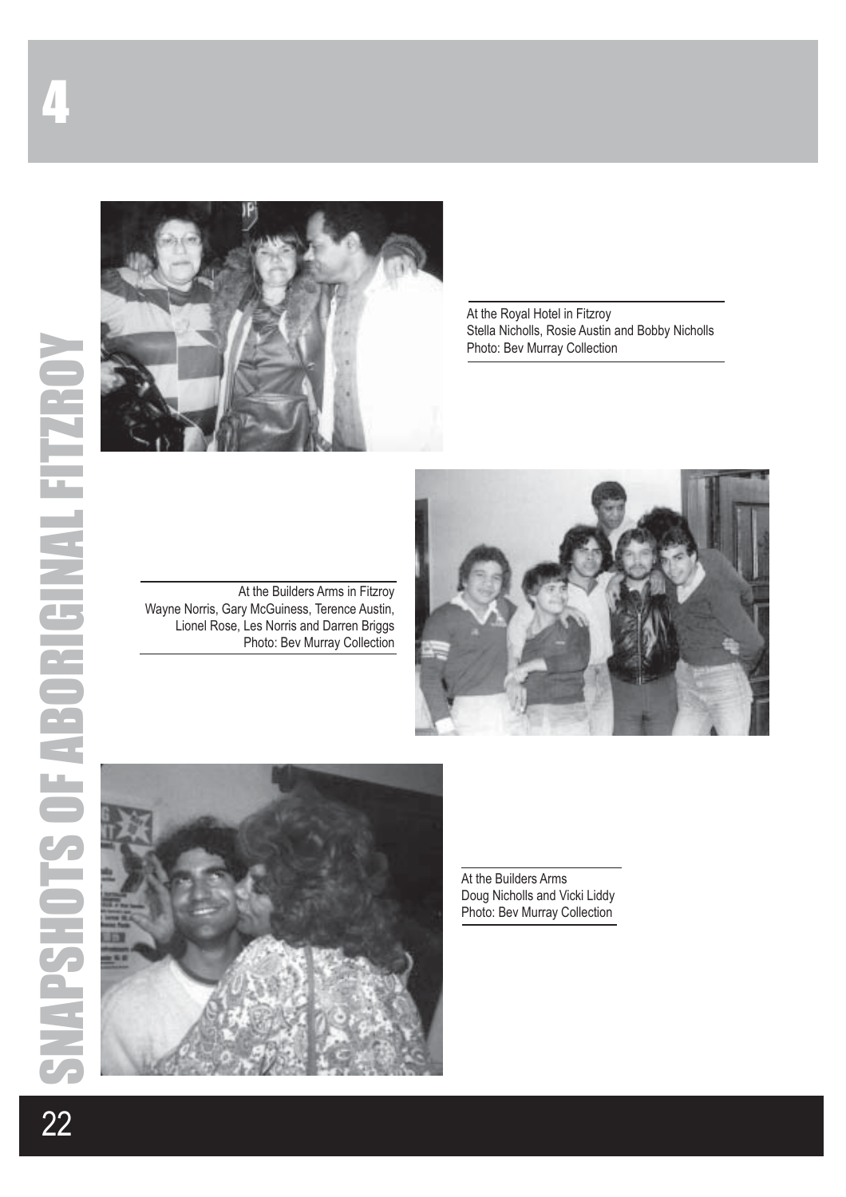At the Royal Hotel in Fitzroy
Stella Nicholls, Rosie Austin and Bobby Nicholls
Photo: Bev Murray Collection

At the Builders Arms in Fitzroy
Wayne Norris, Gary McGuiness, Terence Austin, Lionel Rose, Les Norris and Darren Briggs
Photo: Bev Murray Collection

At the Builders Arms
Doug Nicholls and Vicki Liddy
Photo: Bev Murray Collection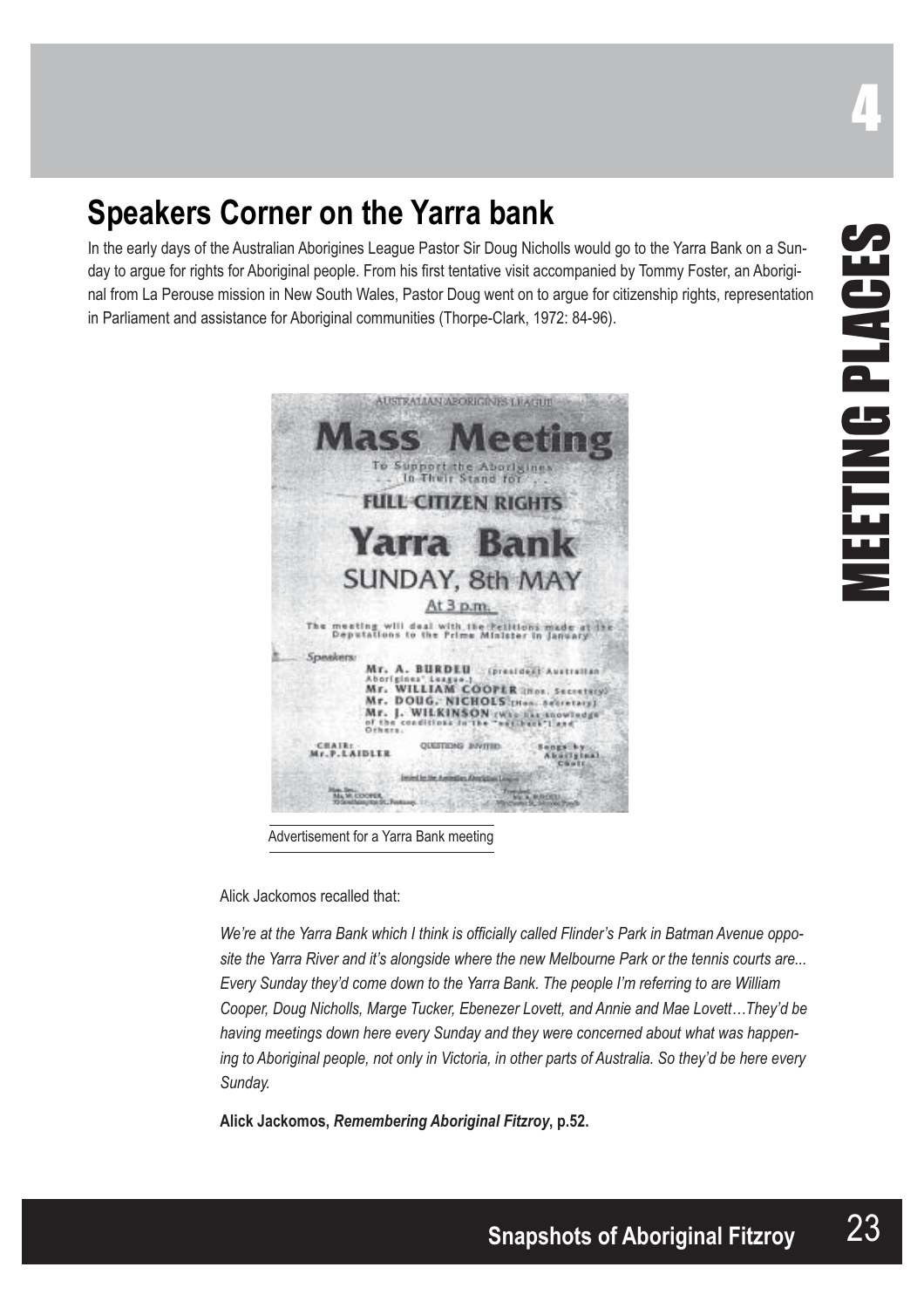# Speakers Corner on the Yarra bank

In the early days of the Australian Aborigines League Pastor Sir Doug Nicholls would go to the Yarra Bank on a Sunday to argue for rights for Aboriginal people. From his first tentative visit accompanied by Tommy Foster, an Aboriginal from La Perouse mission in New South Wales, Pastor Doug went on to argue for citizenship rights, representation in Parliament and assistance for Aboriginal communities (Thorpe-Clark, 1972: 84-96).

Advertisement for a Yarra Bank meeting

Alick Jackomos recalled that:

*We're at the Yarra Bank which I think is officially called Flinder's Park in Batman Avenue opposite the Yarra River and it's alongside where the new Melbourne Park or the tennis courts are... Every Sunday they'd come down to the Yarra Bank. The people I'm referring to are William Cooper, Doug Nicholls, Marge Tucker, Ebenezer Lovett, and Annie and Mae Lovett…They'd be having meetings down here every Sunday and they were concerned about what was happening to Aboriginal people, not only in Victoria, in other parts of Australia. So they'd be here every Sunday.*

**Alick Jackomos, *Remembering Aboriginal Fitzroy*, p.52.**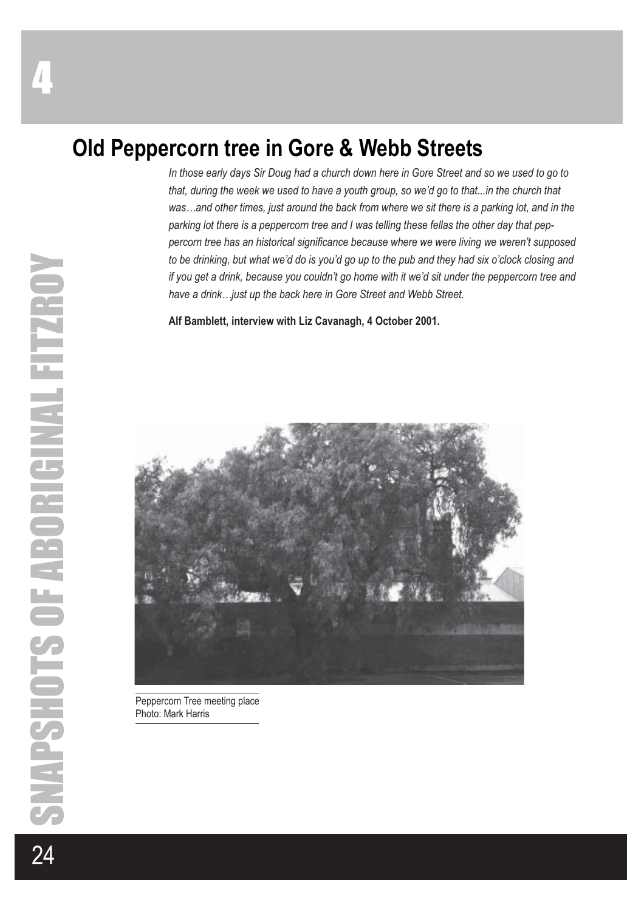# 4

## Old Peppercorn tree in Gore & Webb Streets

*In those early days Sir Doug had a church down here in Gore Street and so we used to go to that, during the week we used to have a youth group, so we'd go to that...in the church that was…and other times, just around the back from where we sit there is a parking lot, and in the parking lot there is a peppercorn tree and I was telling these fellas the other day that peppercorn tree has an historical significance because where we were living we weren't supposed to be drinking, but what we'd do is you'd go up to the pub and they had six o'clock closing and if you get a drink, because you couldn't go home with it we'd sit under the peppercorn tree and have a drink…just up the back here in Gore Street and Webb Street.*

**Alf Bamblett, interview with Liz Cavanagh, 4 October 2001.**

Peppercorn Tree meeting place
Photo: Mark Harris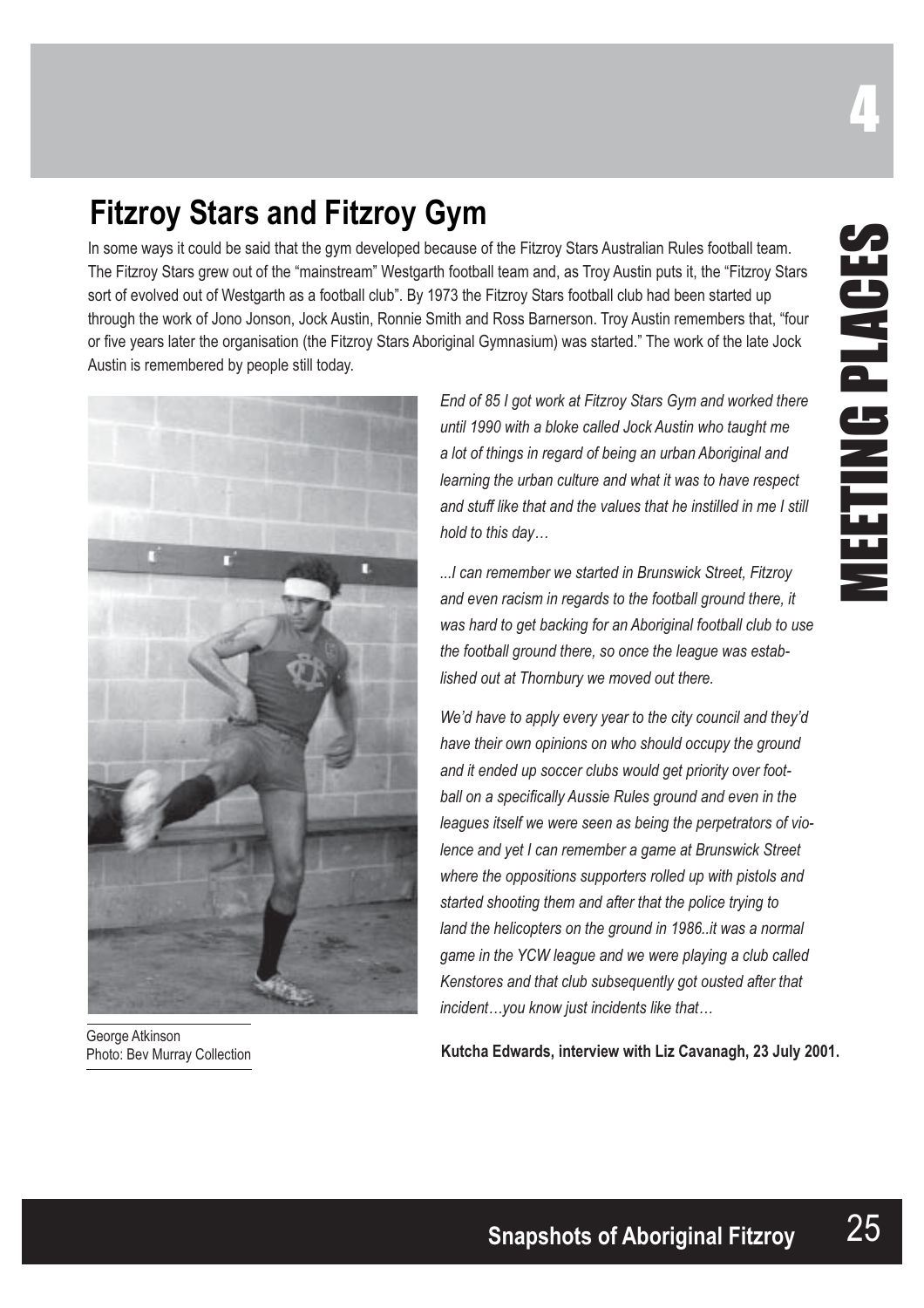## Fitzroy Stars and Fitzroy Gym

In some ways it could be said that the gym developed because of the Fitzroy Stars Australian Rules football team. The Fitzroy Stars grew out of the "mainstream" Westgarth football team and, as Troy Austin puts it, the "Fitzroy Stars sort of evolved out of Westgarth as a football club". By 1973 the Fitzroy Stars football club had been started up through the work of Jono Jonson, Jock Austin, Ronnie Smith and Ross Barnerson. Troy Austin remembers that, "four or five years later the organisation (the Fitzroy Stars Aboriginal Gymnasium) was started." The work of the late Jock Austin is remembered by people still today.

George Atkinson
Photo: Bev Murray Collection

*End of 85 I got work at Fitzroy Stars Gym and worked there until 1990 with a bloke called Jock Austin who taught me a lot of things in regard of being an urban Aboriginal and learning the urban culture and what it was to have respect and stuff like that and the values that he instilled in me I still hold to this day…*

*...I can remember we started in Brunswick Street, Fitzroy and even racism in regards to the football ground there, it was hard to get backing for an Aboriginal football club to use the football ground there, so once the league was established out at Thornbury we moved out there.*

*We'd have to apply every year to the city council and they'd have their own opinions on who should occupy the ground and it ended up soccer clubs would get priority over football on a specifically Aussie Rules ground and even in the leagues itself we were seen as being the perpetrators of violence and yet I can remember a game at Brunswick Street where the oppositions supporters rolled up with pistols and started shooting them and after that the police trying to land the helicopters on the ground in 1986..it was a normal game in the YCW league and we were playing a club called Kenstores and that club subsequently got ousted after that incident…you know just incidents like that…*

**Kutcha Edwards, interview with Liz Cavanagh, 23 July 2001.**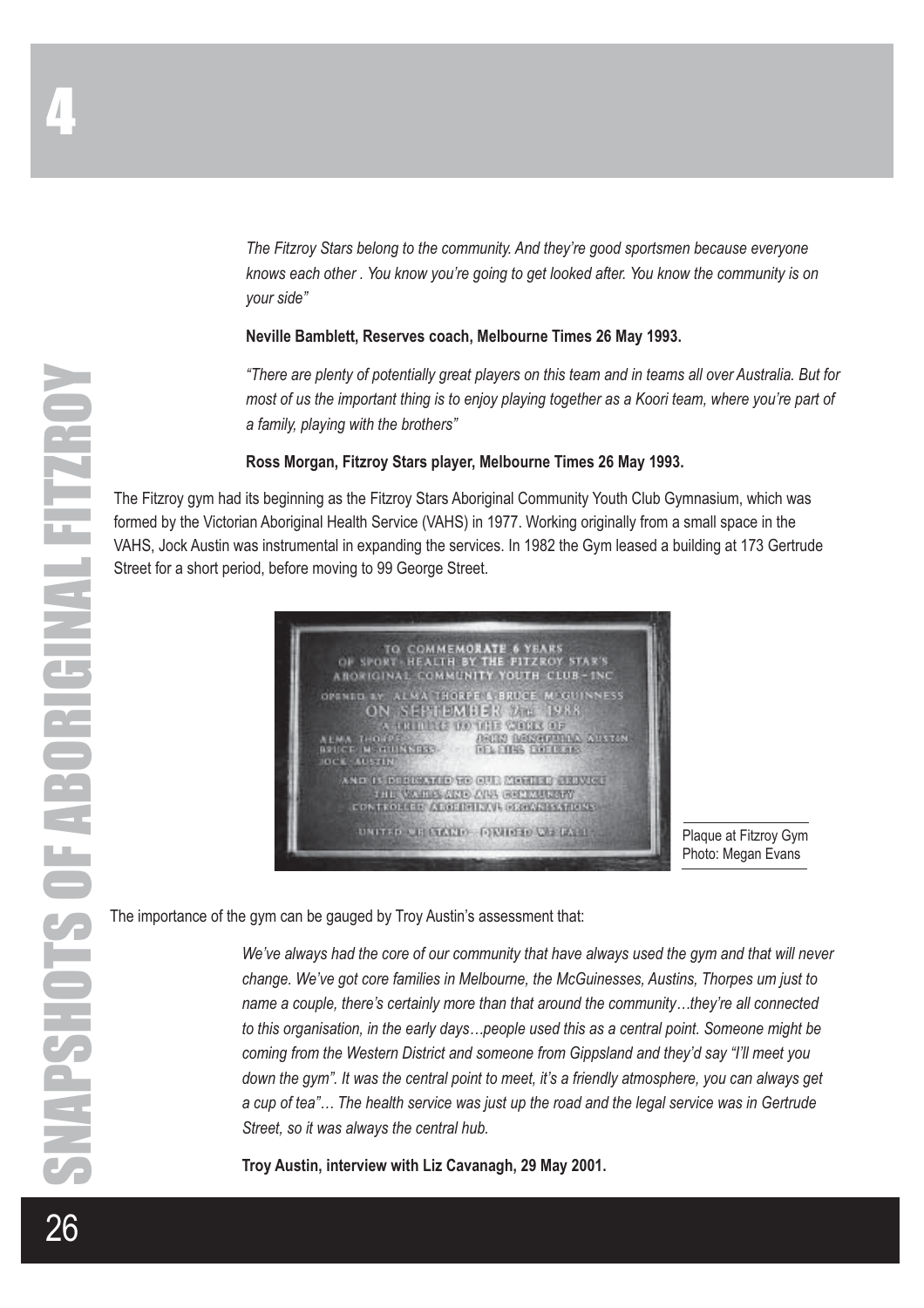*The Fitzroy Stars belong to the community. And they're good sportsmen because everyone knows each other . You know you're going to get looked after. You know the community is on your side"*

**Neville Bamblett, Reserves coach, Melbourne Times 26 May 1993.**

*"There are plenty of potentially great players on this team and in teams all over Australia. But for most of us the important thing is to enjoy playing together as a Koori team, where you're part of a family, playing with the brothers"*

**Ross Morgan, Fitzroy Stars player, Melbourne Times 26 May 1993.**

The Fitzroy gym had its beginning as the Fitzroy Stars Aboriginal Community Youth Club Gymnasium, which was formed by the Victorian Aboriginal Health Service (VAHS) in 1977. Working originally from a small space in the VAHS, Jock Austin was instrumental in expanding the services. In 1982 the Gym leased a building at 173 Gertrude Street for a short period, before moving to 99 George Street.

Plaque at Fitzroy Gym
Photo: Megan Evans

The importance of the gym can be gauged by Troy Austin's assessment that:

*We've always had the core of our community that have always used the gym and that will never change. We've got core families in Melbourne, the McGuinesses, Austins, Thorpes um just to name a couple, there's certainly more than that around the community…they're all connected to this organisation, in the early days…people used this as a central point. Someone might be coming from the Western District and someone from Gippsland and they'd say "I'll meet you down the gym". It was the central point to meet, it's a friendly atmosphere, you can always get a cup of tea"… The health service was just up the road and the legal service was in Gertrude Street, so it was always the central hub.*

**Troy Austin, interview with Liz Cavanagh, 29 May 2001.**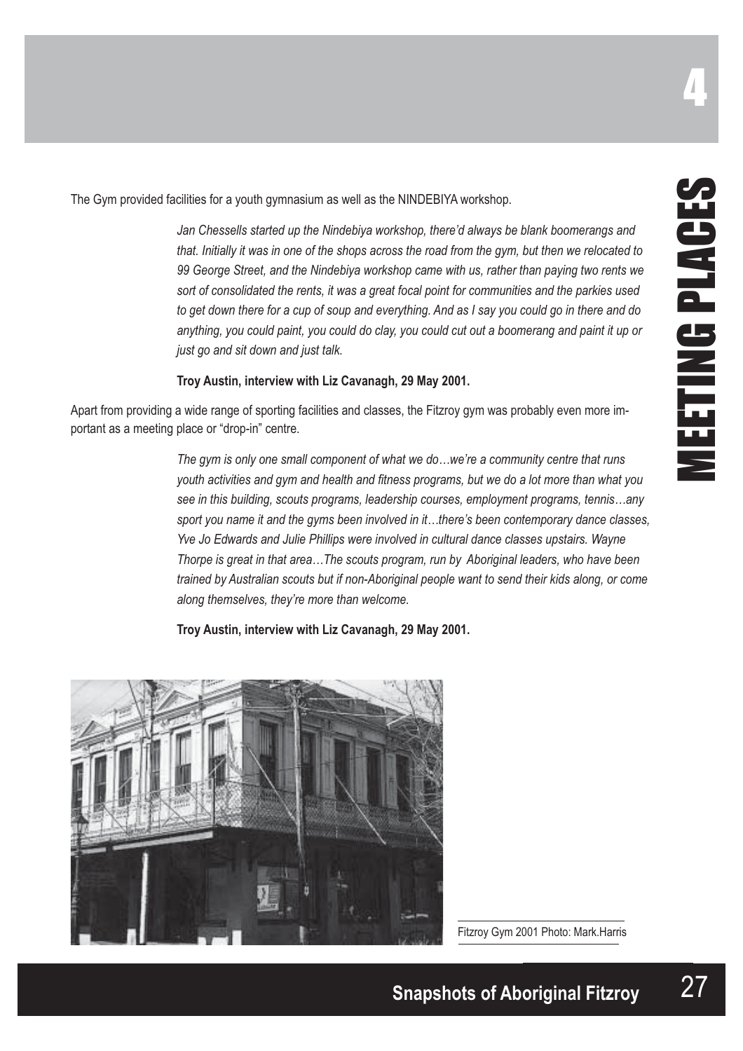The Gym provided facilities for a youth gymnasium as well as the NINDEBIYA workshop.

> *Jan Chessells started up the Nindebiya workshop, there'd always be blank boomerangs and that. Initially it was in one of the shops across the road from the gym, but then we relocated to 99 George Street, and the Nindebiya workshop came with us, rather than paying two rents we sort of consolidated the rents, it was a great focal point for communities and the parkies used to get down there for a cup of soup and everything. And as I say you could go in there and do anything, you could paint, you could do clay, you could cut out a boomerang and paint it up or just go and sit down and just talk.*
>
> **Troy Austin, interview with Liz Cavanagh, 29 May 2001.**

Apart from providing a wide range of sporting facilities and classes, the Fitzroy gym was probably even more important as a meeting place or "drop-in" centre.

> *The gym is only one small component of what we do…we're a community centre that runs youth activities and gym and health and fitness programs, but we do a lot more than what you see in this building, scouts programs, leadership courses, employment programs, tennis…any sport you name it and the gyms been involved in it…there's been contemporary dance classes, Yve Jo Edwards and Julie Phillips were involved in cultural dance classes upstairs. Wayne Thorpe is great in that area…The scouts program, run by Aboriginal leaders, who have been trained by Australian scouts but if non-Aboriginal people want to send their kids along, or come along themselves, they're more than welcome.*
>
> **Troy Austin, interview with Liz Cavanagh, 29 May 2001.**

Fitzroy Gym 2001 Photo: Mark.Harris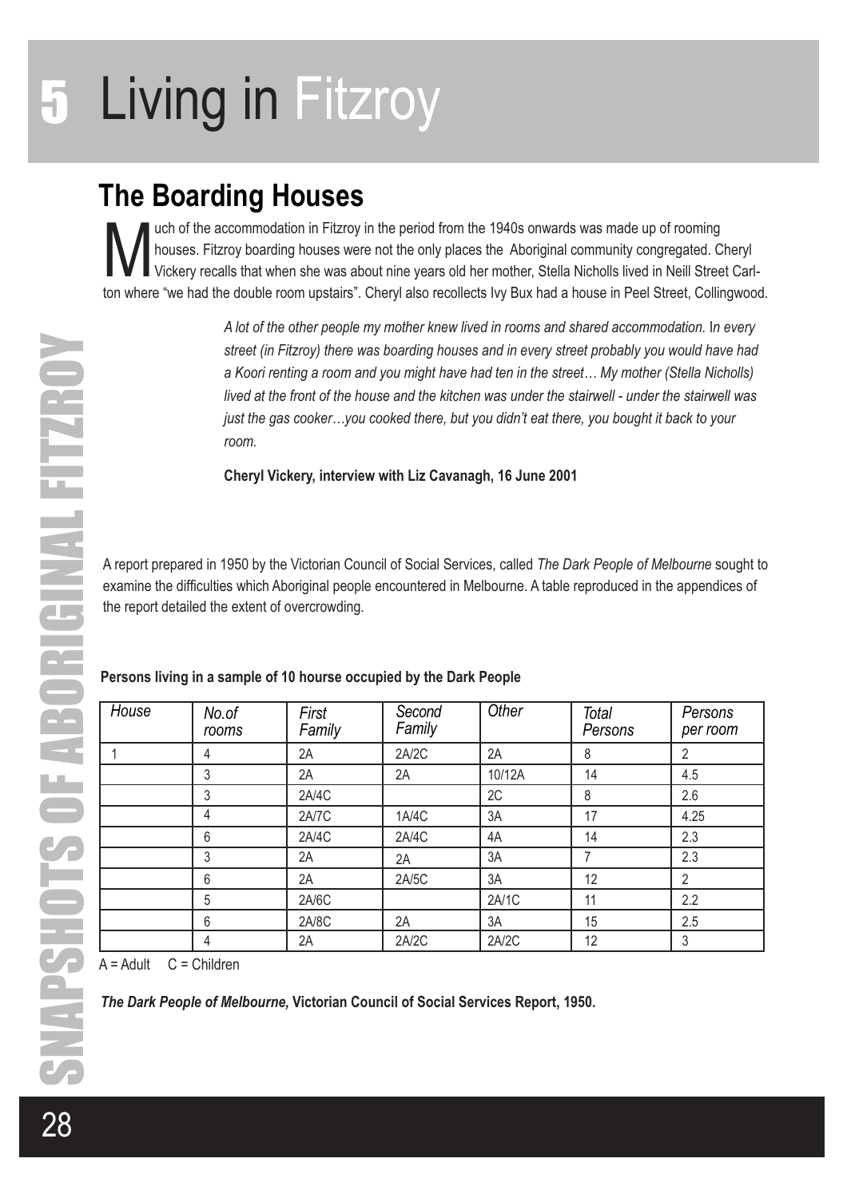# 5 Living in Fitzroy

## The Boarding Houses

Much of the accommodation in Fitzroy in the period from the 1940s onwards was made up of rooming houses. Fitzroy boarding houses were not the only places the Aboriginal community congregated. Cheryl Vickery recalls that when she was about nine years old her mother, Stella Nicholls lived in Neill Street Carlton where "we had the double room upstairs". Cheryl also recollects Ivy Bux had a house in Peel Street, Collingwood.

> *A lot of the other people my mother knew lived in rooms and shared accommodation. In every street (in Fitzroy) there was boarding houses and in every street probably you would have had a Koori renting a room and you might have had ten in the street… My mother (Stella Nicholls) lived at the front of the house and the kitchen was under the stairwell - under the stairwell was just the gas cooker…you cooked there, but you didn't eat there, you bought it back to your room.*
>
> **Cheryl Vickery, interview with Liz Cavanagh, 16 June 2001**

A report prepared in 1950 by the Victorian Council of Social Services, called *The Dark People of Melbourne* sought to examine the difficulties which Aboriginal people encountered in Melbourne. A table reproduced in the appendices of the report detailed the extent of overcrowding.

**Persons living in a sample of 10 hourse occupied by the Dark People**

| House | No.of rooms | First Family | Second Family | Other | Total Persons | Persons per room |
|---|---|---|---|---|---|---|
| 1 | 4 | 2A | 2A/2C | 2A | 8 | 2 |
| | 3 | 2A | 2A | 10/12A | 14 | 4.5 |
| | 3 | 2A/4C | | 2C | 8 | 2.6 |
| | 4 | 2A/7C | 1A/4C | 3A | 17 | 4.25 |
| | 6 | 2A/4C | 2A/4C | 4A | 14 | 2.3 |
| | 3 | 2A | 2A | 3A | 7 | 2.3 |
| | 6 | 2A | 2A/5C | 3A | 12 | 2 |
| | 5 | 2A/6C | | 2A/1C | 11 | 2.2 |
| | 6 | 2A/8C | 2A | 3A | 15 | 2.5 |
| | 4 | 2A | 2A/2C | 2A/2C | 12 | 3 |

A = Adult     C = Children

***The Dark People of Melbourne,* Victorian Council of Social Services Report, 1950.**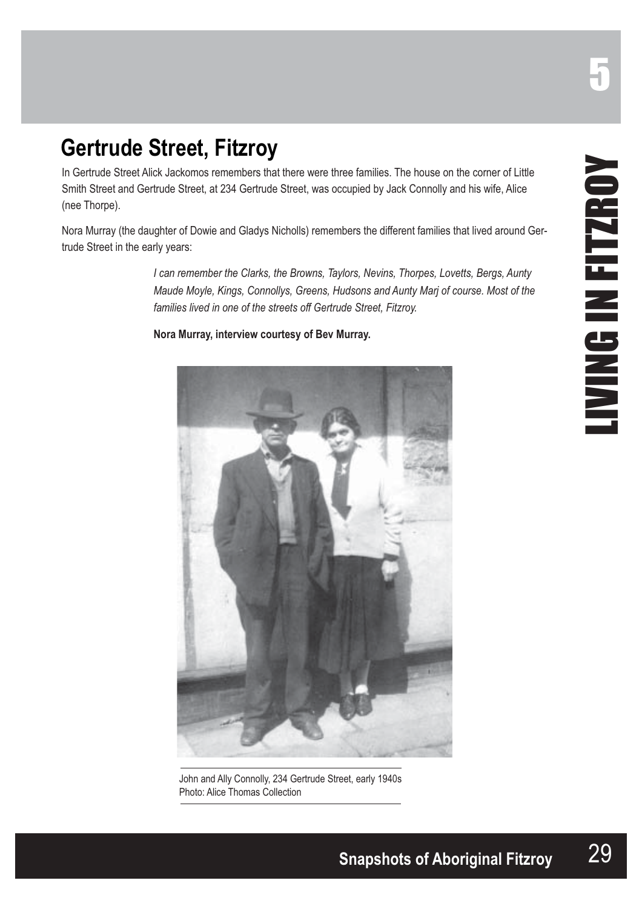## Gertrude Street, Fitzroy

In Gertrude Street Alick Jackomos remembers that there were three families. The house on the corner of Little Smith Street and Gertrude Street, at 234 Gertrude Street, was occupied by Jack Connolly and his wife, Alice (nee Thorpe).

Nora Murray (the daughter of Dowie and Gladys Nicholls) remembers the different families that lived around Gertrude Street in the early years:

> *I can remember the Clarks, the Browns, Taylors, Nevins, Thorpes, Lovetts, Bergs, Aunty Maude Moyle, Kings, Connollys, Greens, Hudsons and Aunty Marj of course. Most of the families lived in one of the streets off Gertrude Street, Fitzroy.*
>
> **Nora Murray, interview courtesy of Bev Murray.**

John and Ally Connolly, 234 Gertrude Street, early 1940s
Photo: Alice Thomas Collection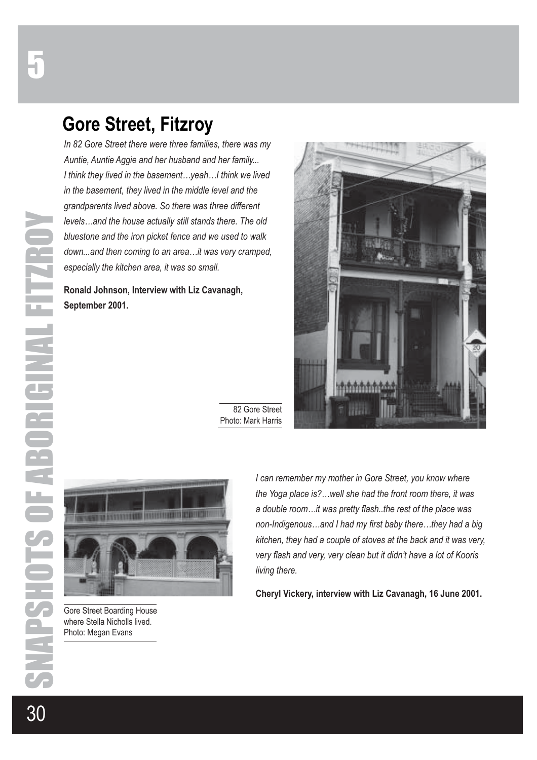## Gore Street, Fitzroy

*In 82 Gore Street there were three families, there was my Auntie, Auntie Aggie and her husband and her family... I think they lived in the basement…yeah…I think we lived in the basement, they lived in the middle level and the grandparents lived above. So there was three different levels…and the house actually still stands there. The old bluestone and the iron picket fence and we used to walk down...and then coming to an area…it was very cramped, especially the kitchen area, it was so small.*

**Ronald Johnson, Interview with Liz Cavanagh, September 2001.**

82 Gore Street
Photo: Mark Harris

*I can remember my mother in Gore Street, you know where the Yoga place is?…well she had the front room there, it was a double room…it was pretty flash..the rest of the place was non-Indigenous…and I had my first baby there…they had a big kitchen, they had a couple of stoves at the back and it was very, very flash and very, very clean but it didn't have a lot of Kooris living there.*

**Cheryl Vickery, interview with Liz Cavanagh, 16 June 2001.**

Gore Street Boarding House where Stella Nicholls lived.
Photo: Megan Evans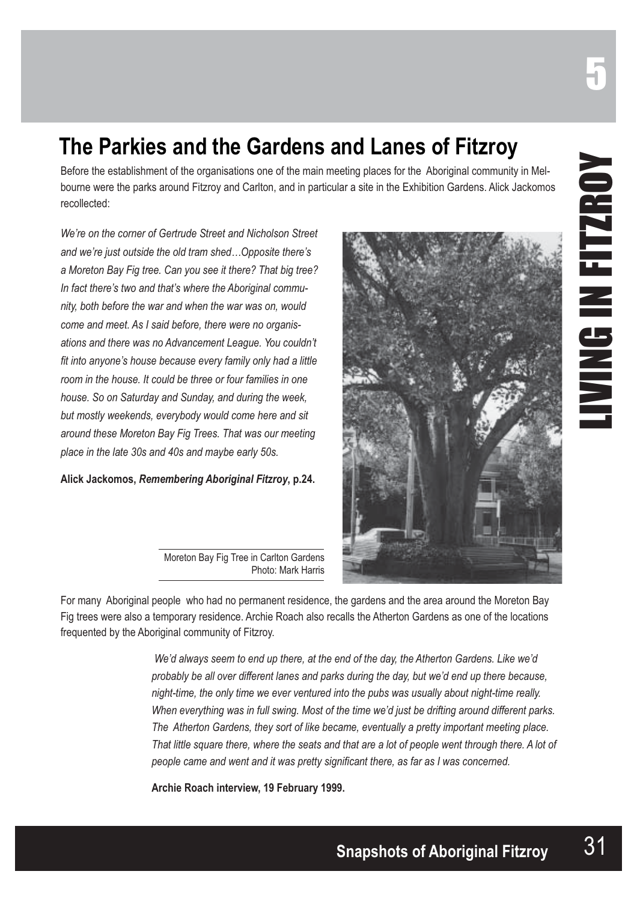# The Parkies and the Gardens and Lanes of Fitzroy

Before the establishment of the organisations one of the main meeting places for the Aboriginal community in Melbourne were the parks around Fitzroy and Carlton, and in particular a site in the Exhibition Gardens. Alick Jackomos recollected:

*We're on the corner of Gertrude Street and Nicholson Street and we're just outside the old tram shed…Opposite there's a Moreton Bay Fig tree. Can you see it there? That big tree? In fact there's two and that's where the Aboriginal community, both before the war and when the war was on, would come and meet. As I said before, there were no organisations and there was no Advancement League. You couldn't fit into anyone's house because every family only had a little room in the house. It could be three or four families in one house. So on Saturday and Sunday, and during the week, but mostly weekends, everybody would come here and sit around these Moreton Bay Fig Trees. That was our meeting place in the late 30s and 40s and maybe early 50s.*

**Alick Jackomos, *Remembering Aboriginal Fitzroy*, p.24.**

Moreton Bay Fig Tree in Carlton Gardens
Photo: Mark Harris

For many Aboriginal people who had no permanent residence, the gardens and the area around the Moreton Bay Fig trees were also a temporary residence. Archie Roach also recalls the Atherton Gardens as one of the locations frequented by the Aboriginal community of Fitzroy.

> *We'd always seem to end up there, at the end of the day, the Atherton Gardens. Like we'd probably be all over different lanes and parks during the day, but we'd end up there because, night-time, the only time we ever ventured into the pubs was usually about night-time really. When everything was in full swing. Most of the time we'd just be drifting around different parks. The Atherton Gardens, they sort of like became, eventually a pretty important meeting place. That little square there, where the seats and that are a lot of people went through there. A lot of people came and went and it was pretty significant there, as far as I was concerned.*
>
> **Archie Roach interview, 19 February 1999.**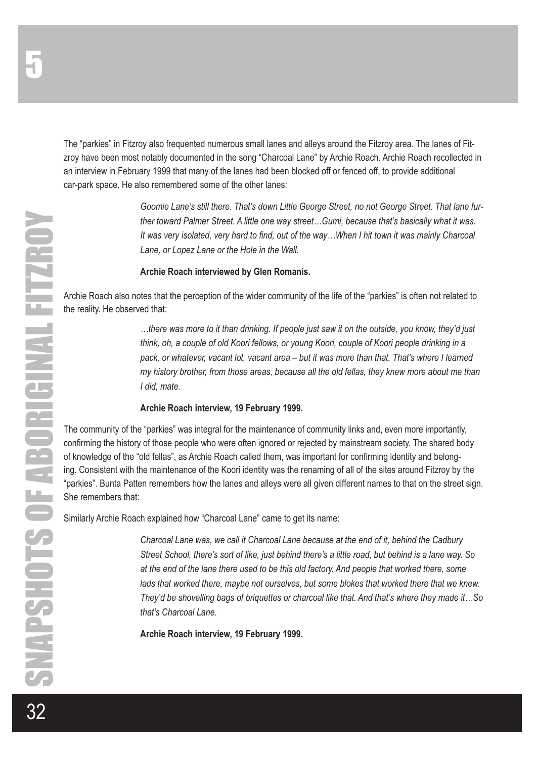The "parkies" in Fitzroy also frequented numerous small lanes and alleys around the Fitzroy area. The lanes of Fitzroy have been most notably documented in the song "Charcoal Lane" by Archie Roach. Archie Roach recollected in an interview in February 1999 that many of the lanes had been blocked off or fenced off, to provide additional car-park space. He also remembered some of the other lanes:

> *Goomie Lane's still there. That's down Little George Street, no not George Street. That lane further toward Palmer Street. A little one way street…Gumi, because that's basically what it was. It was very isolated, very hard to find, out of the way…When I hit town it was mainly Charcoal Lane, or Lopez Lane or the Hole in the Wall.*
>
> **Archie Roach interviewed by Glen Romanis.**

Archie Roach also notes that the perception of the wider community of the life of the "parkies" is often not related to the reality. He observed that:

> *…there was more to it than drinking. If people just saw it on the outside, you know, they'd just think, oh, a couple of old Koori fellows, or young Koori, couple of Koori people drinking in a pack, or whatever, vacant lot, vacant area – but it was more than that. That's where I learned my history brother, from those areas, because all the old fellas, they knew more about me than I did, mate.*
>
> **Archie Roach interview, 19 February 1999.**

The community of the "parkies" was integral for the maintenance of community links and, even more importantly, confirming the history of those people who were often ignored or rejected by mainstream society. The shared body of knowledge of the "old fellas", as Archie Roach called them, was important for confirming identity and belonging. Consistent with the maintenance of the Koori identity was the renaming of all of the sites around Fitzroy by the "parkies". Bunta Patten remembers how the lanes and alleys were all given different names to that on the street sign. She remembers that:

Similarly Archie Roach explained how "Charcoal Lane" came to get its name:

> *Charcoal Lane was, we call it Charcoal Lane because at the end of it, behind the Cadbury Street School, there's sort of like, just behind there's a little road, but behind is a lane way. So at the end of the lane there used to be this old factory. And people that worked there, some lads that worked there, maybe not ourselves, but some blokes that worked there that we knew. They'd be shovelling bags of briquettes or charcoal like that. And that's where they made it…So that's Charcoal Lane.*
>
> **Archie Roach interview, 19 February 1999.**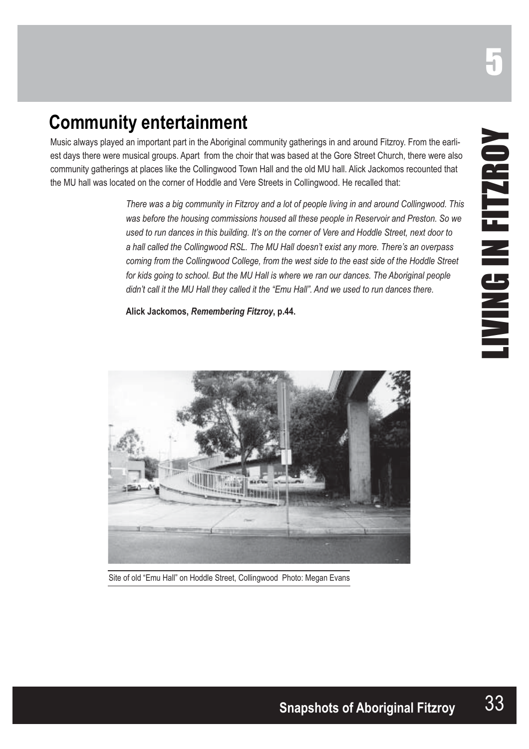## Community entertainment

Music always played an important part in the Aboriginal community gatherings in and around Fitzroy. From the earliest days there were musical groups. Apart from the choir that was based at the Gore Street Church, there were also community gatherings at places like the Collingwood Town Hall and the old MU hall. Alick Jackomos recounted that the MU hall was located on the corner of Hoddle and Vere Streets in Collingwood. He recalled that:

> *There was a big community in Fitzroy and a lot of people living in and around Collingwood. This was before the housing commissions housed all these people in Reservoir and Preston. So we used to run dances in this building. It's on the corner of Vere and Hoddle Street, next door to a hall called the Collingwood RSL. The MU Hall doesn't exist any more. There's an overpass coming from the Collingwood College, from the west side to the east side of the Hoddle Street for kids going to school. But the MU Hall is where we ran our dances. The Aboriginal people didn't call it the MU Hall they called it the "Emu Hall". And we used to run dances there.*
>
> **Alick Jackomos, *Remembering Fitzroy*, p.44.**

Site of old "Emu Hall" on Hoddle Street, Collingwood Photo: Megan Evans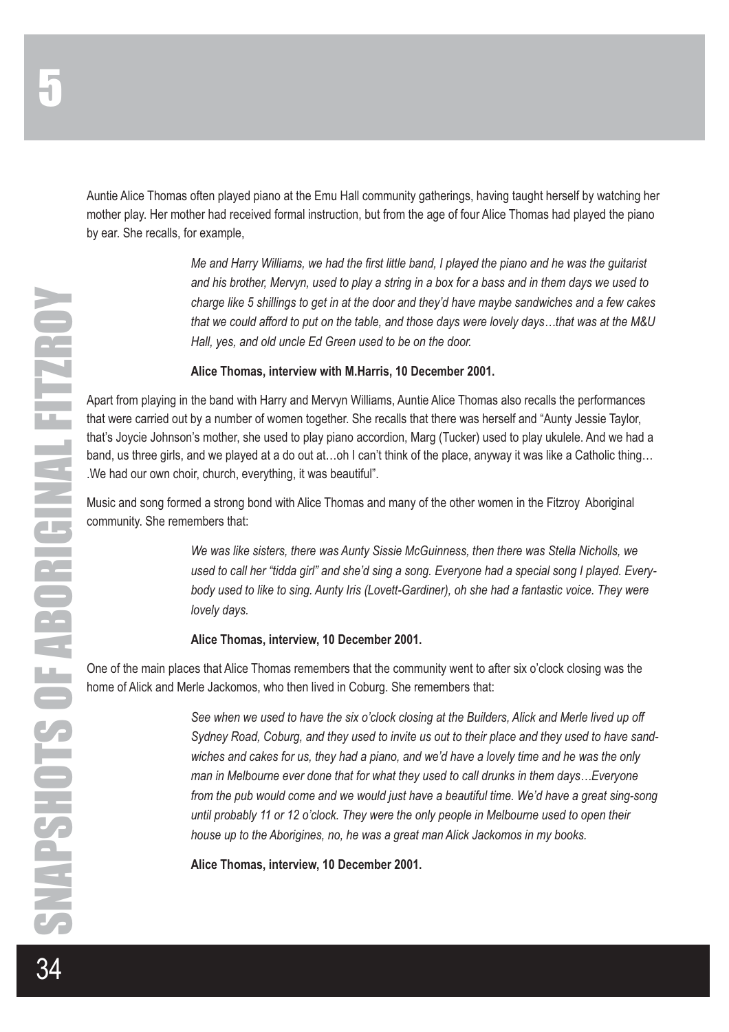Auntie Alice Thomas often played piano at the Emu Hall community gatherings, having taught herself by watching her mother play. Her mother had received formal instruction, but from the age of four Alice Thomas had played the piano by ear. She recalls, for example,

> *Me and Harry Williams, we had the first little band, I played the piano and he was the guitarist and his brother, Mervyn, used to play a string in a box for a bass and in them days we used to charge like 5 shillings to get in at the door and they'd have maybe sandwiches and a few cakes that we could afford to put on the table, and those days were lovely days…that was at the M&U Hall, yes, and old uncle Ed Green used to be on the door.*
>
> **Alice Thomas, interview with M.Harris, 10 December 2001.**

Apart from playing in the band with Harry and Mervyn Williams, Auntie Alice Thomas also recalls the performances that were carried out by a number of women together. She recalls that there was herself and "Aunty Jessie Taylor, that's Joycie Johnson's mother, she used to play piano accordion, Marg (Tucker) used to play ukulele. And we had a band, us three girls, and we played at a do out at…oh I can't think of the place, anyway it was like a Catholic thing… .We had our own choir, church, everything, it was beautiful".

Music and song formed a strong bond with Alice Thomas and many of the other women in the Fitzroy Aboriginal community. She remembers that:

> *We was like sisters, there was Aunty Sissie McGuinness, then there was Stella Nicholls, we used to call her "tidda girl" and she'd sing a song. Everyone had a special song I played. Everybody used to like to sing. Aunty Iris (Lovett-Gardiner), oh she had a fantastic voice. They were lovely days.*
>
> **Alice Thomas, interview, 10 December 2001.**

One of the main places that Alice Thomas remembers that the community went to after six o'clock closing was the home of Alick and Merle Jackomos, who then lived in Coburg. She remembers that:

> *See when we used to have the six o'clock closing at the Builders, Alick and Merle lived up off Sydney Road, Coburg, and they used to invite us out to their place and they used to have sandwiches and cakes for us, they had a piano, and we'd have a lovely time and he was the only man in Melbourne ever done that for what they used to call drunks in them days…Everyone from the pub would come and we would just have a beautiful time. We'd have a great sing-song until probably 11 or 12 o'clock. They were the only people in Melbourne used to open their house up to the Aborigines, no, he was a great man Alick Jackomos in my books.*
>
> **Alice Thomas, interview, 10 December 2001.**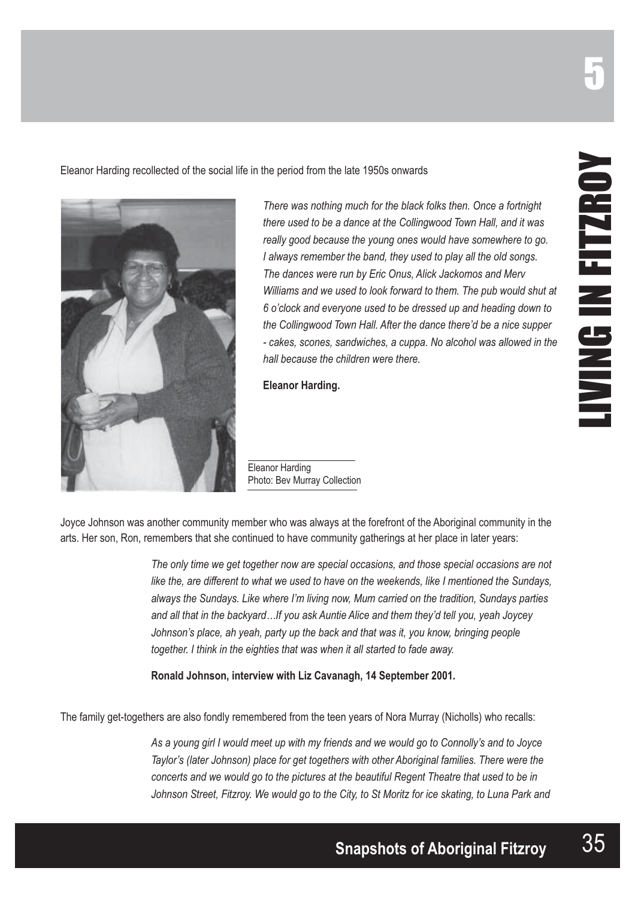Eleanor Harding recollected of the social life in the period from the late 1950s onwards

*There was nothing much for the black folks then. Once a fortnight there used to be a dance at the Collingwood Town Hall, and it was really good because the young ones would have somewhere to go. I always remember the band, they used to play all the old songs. The dances were run by Eric Onus, Alick Jackomos and Merv Williams and we used to look forward to them. The pub would shut at 6 o'clock and everyone used to be dressed up and heading down to the Collingwood Town Hall. After the dance there'd be a nice supper - cakes, scones, sandwiches, a cuppa. No alcohol was allowed in the hall because the children were there.*

**Eleanor Harding.**

Eleanor Harding
Photo: Bev Murray Collection

Joyce Johnson was another community member who was always at the forefront of the Aboriginal community in the arts. Her son, Ron, remembers that she continued to have community gatherings at her place in later years:

> *The only time we get together now are special occasions, and those special occasions are not like the, are different to what we used to have on the weekends, like I mentioned the Sundays, always the Sundays. Like where I'm living now, Mum carried on the tradition, Sundays parties and all that in the backyard…If you ask Auntie Alice and them they'd tell you, yeah Joycey Johnson's place, ah yeah, party up the back and that was it, you know, bringing people together. I think in the eighties that was when it all started to fade away.*
>
> **Ronald Johnson, interview with Liz Cavanagh, 14 September 2001.**

The family get-togethers are also fondly remembered from the teen years of Nora Murray (Nicholls) who recalls:

> *As a young girl I would meet up with my friends and we would go to Connolly's and to Joyce Taylor's (later Johnson) place for get togethers with other Aboriginal families. There were the concerts and we would go to the pictures at the beautiful Regent Theatre that used to be in Johnson Street, Fitzroy. We would go to the City, to St Moritz for ice skating, to Luna Park and*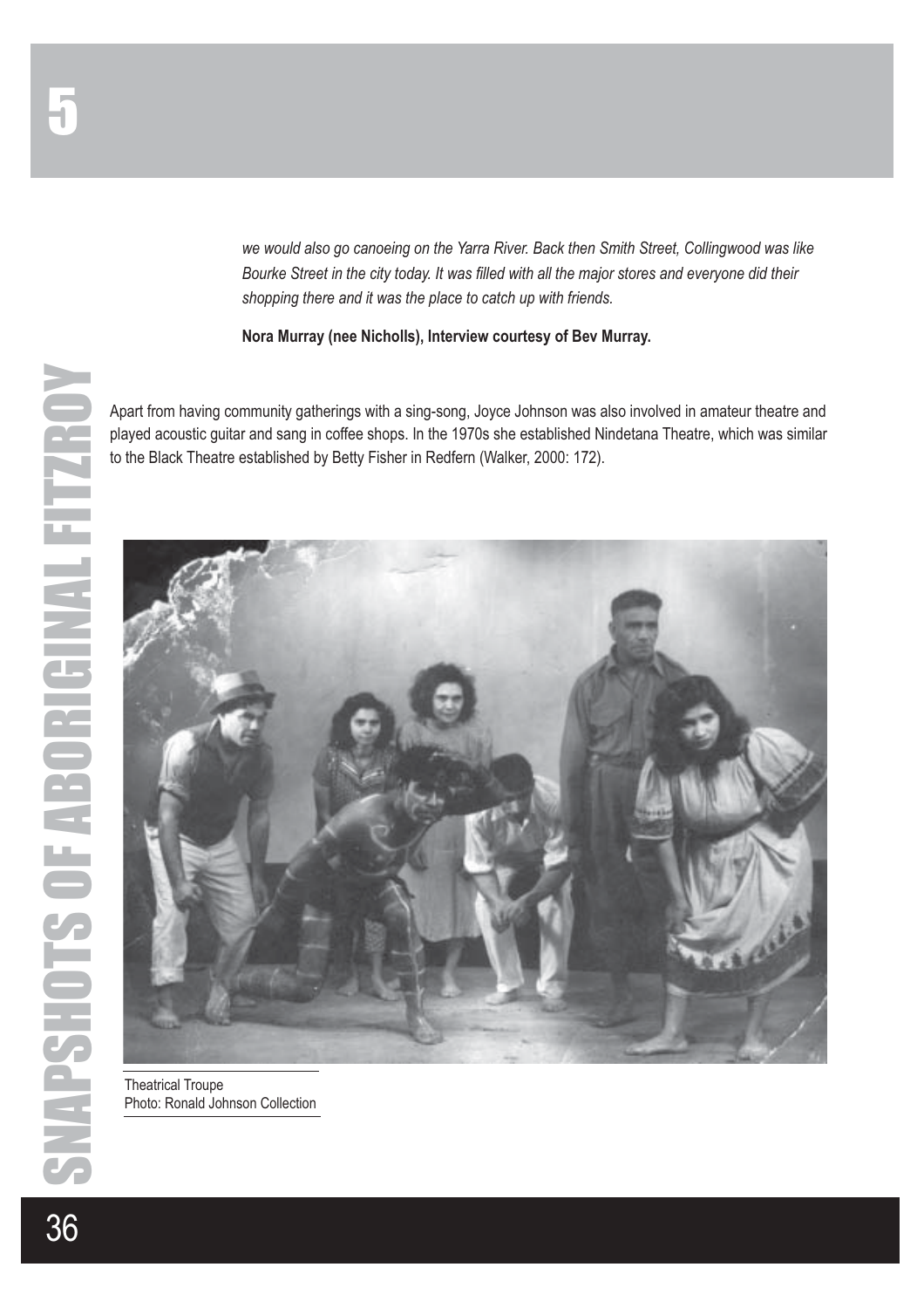*we would also go canoeing on the Yarra River. Back then Smith Street, Collingwood was like Bourke Street in the city today. It was filled with all the major stores and everyone did their shopping there and it was the place to catch up with friends.*

**Nora Murray (nee Nicholls), Interview courtesy of Bev Murray.**

Apart from having community gatherings with a sing-song, Joyce Johnson was also involved in amateur theatre and played acoustic guitar and sang in coffee shops. In the 1970s she established Nindetana Theatre, which was similar to the Black Theatre established by Betty Fisher in Redfern (Walker, 2000: 172).

Theatrical Troupe
Photo: Ronald Johnson Collection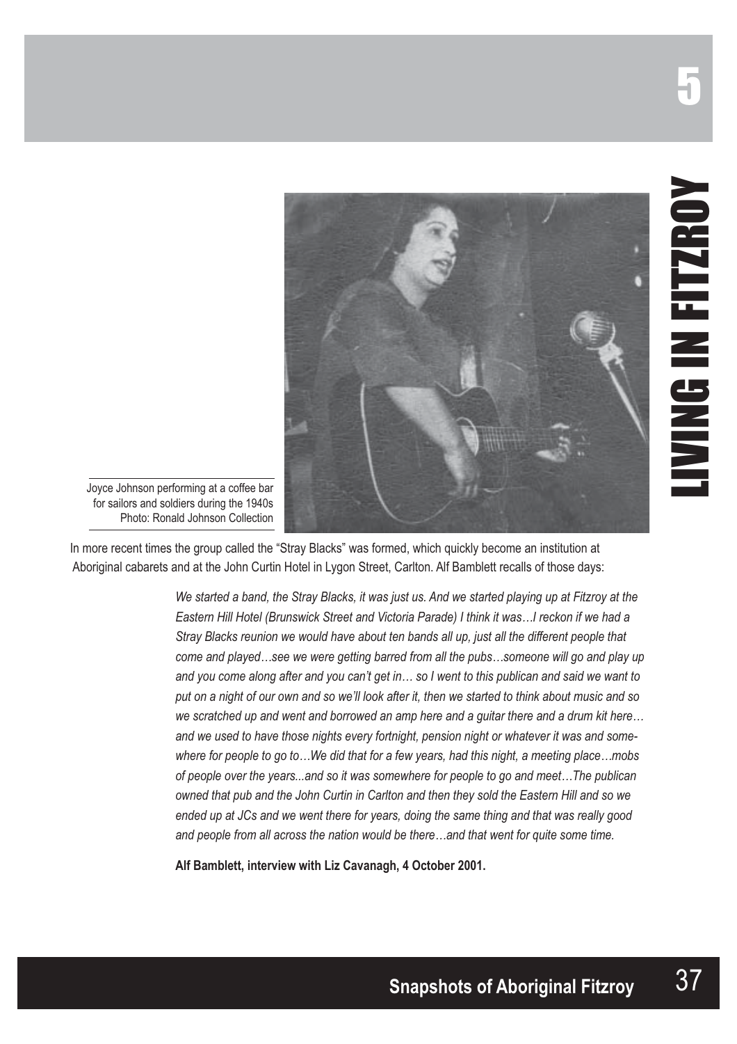Joyce Johnson performing at a coffee bar for sailors and soldiers during the 1940s
Photo: Ronald Johnson Collection

In more recent times the group called the "Stray Blacks" was formed, which quickly become an institution at Aboriginal cabarets and at the John Curtin Hotel in Lygon Street, Carlton. Alf Bamblett recalls of those days:

> *We started a band, the Stray Blacks, it was just us. And we started playing up at Fitzroy at the Eastern Hill Hotel (Brunswick Street and Victoria Parade) I think it was…I reckon if we had a Stray Blacks reunion we would have about ten bands all up, just all the different people that come and played…see we were getting barred from all the pubs…someone will go and play up and you come along after and you can't get in… so I went to this publican and said we want to put on a night of our own and so we'll look after it, then we started to think about music and so we scratched up and went and borrowed an amp here and a guitar there and a drum kit here… and we used to have those nights every fortnight, pension night or whatever it was and somewhere for people to go to…We did that for a few years, had this night, a meeting place…mobs of people over the years...and so it was somewhere for people to go and meet…The publican owned that pub and the John Curtin in Carlton and then they sold the Eastern Hill and so we ended up at JCs and we went there for years, doing the same thing and that was really good and people from all across the nation would be there…and that went for quite some time.*
>
> **Alf Bamblett, interview with Liz Cavanagh, 4 October 2001.**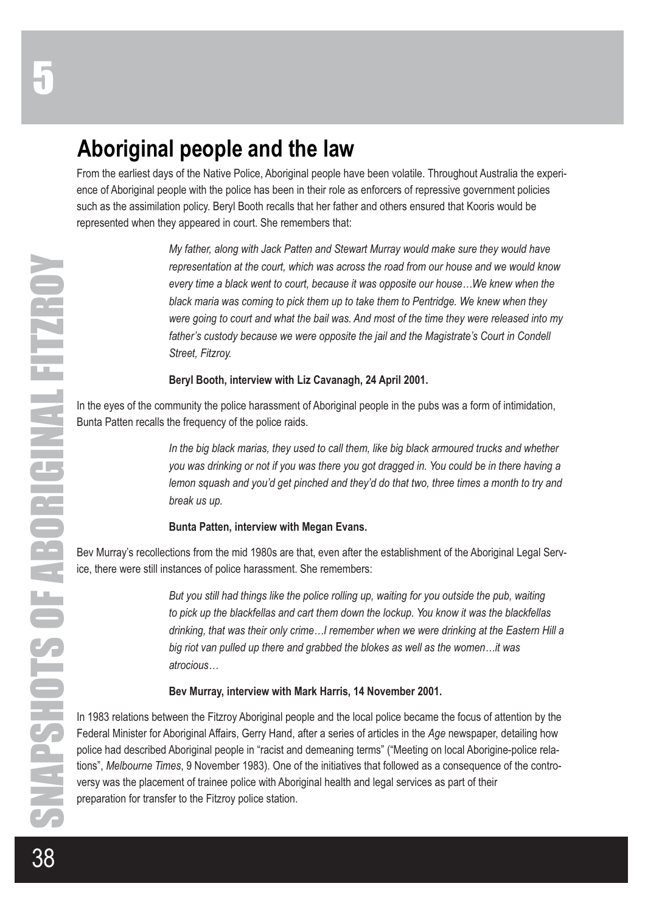## Aboriginal people and the law

From the earliest days of the Native Police, Aboriginal people have been volatile. Throughout Australia the experience of Aboriginal people with the police has been in their role as enforcers of repressive government policies such as the assimilation policy. Beryl Booth recalls that her father and others ensured that Kooris would be represented when they appeared in court. She remembers that:

> *My father, along with Jack Patten and Stewart Murray would make sure they would have representation at the court, which was across the road from our house and we would know every time a black went to court, because it was opposite our house…We knew when the black maria was coming to pick them up to take them to Pentridge. We knew when they were going to court and what the bail was. And most of the time they were released into my father's custody because we were opposite the jail and the Magistrate's Court in Condell Street, Fitzroy.*
>
> **Beryl Booth, interview with Liz Cavanagh, 24 April 2001.**

In the eyes of the community the police harassment of Aboriginal people in the pubs was a form of intimidation, Bunta Patten recalls the frequency of the police raids.

> *In the big black marias, they used to call them, like big black armoured trucks and whether you was drinking or not if you was there you got dragged in. You could be in there having a lemon squash and you'd get pinched and they'd do that two, three times a month to try and break us up.*
>
> **Bunta Patten, interview with Megan Evans.**

Bev Murray's recollections from the mid 1980s are that, even after the establishment of the Aboriginal Legal Service, there were still instances of police harassment. She remembers:

> *But you still had things like the police rolling up, waiting for you outside the pub, waiting to pick up the blackfellas and cart them down the lockup. You know it was the blackfellas drinking, that was their only crime…I remember when we were drinking at the Eastern Hill a big riot van pulled up there and grabbed the blokes as well as the women…it was atrocious…*
>
> **Bev Murray, interview with Mark Harris, 14 November 2001.**

In 1983 relations between the Fitzroy Aboriginal people and the local police became the focus of attention by the Federal Minister for Aboriginal Affairs, Gerry Hand, after a series of articles in the *Age* newspaper, detailing how police had described Aboriginal people in "racist and demeaning terms" ("Meeting on local Aborigine-police relations", *Melbourne Times*, 9 November 1983). One of the initiatives that followed as a consequence of the controversy was the placement of trainee police with Aboriginal health and legal services as part of their preparation for transfer to the Fitzroy police station.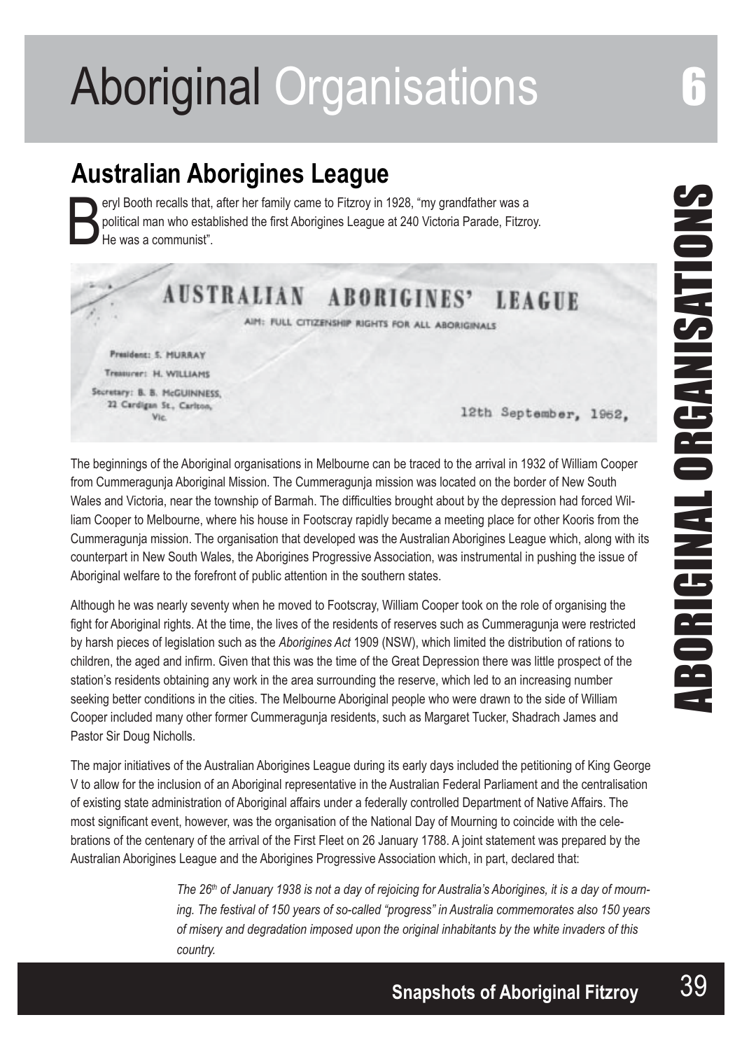# Aboriginal Organisations

## Australian Aborigines League

Beryl Booth recalls that, after her family came to Fitzroy in 1928, "my grandfather was a political man who established the first Aborigines League at 240 Victoria Parade, Fitzroy. He was a communist".

AUSTRALIAN ABORIGINES' LEAGUE

AIM: FULL CITIZENSHIP RIGHTS FOR ALL ABORIGINALS

President: S. MURRAY
Treasurer: H. WILLIAMS
Secretary: B. B. McGUINNESS, 22 Cardigan St., Carlton, Vic.

12th September, 1962,

The beginnings of the Aboriginal organisations in Melbourne can be traced to the arrival in 1932 of William Cooper from Cummeragunja Aboriginal Mission. The Cummeragunja mission was located on the border of New South Wales and Victoria, near the township of Barmah. The difficulties brought about by the depression had forced William Cooper to Melbourne, where his house in Footscray rapidly became a meeting place for other Kooris from the Cummeragunja mission. The organisation that developed was the Australian Aborigines League which, along with its counterpart in New South Wales, the Aborigines Progressive Association, was instrumental in pushing the issue of Aboriginal welfare to the forefront of public attention in the southern states.

Although he was nearly seventy when he moved to Footscray, William Cooper took on the role of organising the fight for Aboriginal rights. At the time, the lives of the residents of reserves such as Cummeragunja were restricted by harsh pieces of legislation such as the *Aborigines Act* 1909 (NSW), which limited the distribution of rations to children, the aged and infirm. Given that this was the time of the Great Depression there was little prospect of the station's residents obtaining any work in the area surrounding the reserve, which led to an increasing number seeking better conditions in the cities. The Melbourne Aboriginal people who were drawn to the side of William Cooper included many other former Cummeragunja residents, such as Margaret Tucker, Shadrach James and Pastor Sir Doug Nicholls.

The major initiatives of the Australian Aborigines League during its early days included the petitioning of King George V to allow for the inclusion of an Aboriginal representative in the Australian Federal Parliament and the centralisation of existing state administration of Aboriginal affairs under a federally controlled Department of Native Affairs. The most significant event, however, was the organisation of the National Day of Mourning to coincide with the celebrations of the centenary of the arrival of the First Fleet on 26 January 1788. A joint statement was prepared by the Australian Aborigines League and the Aborigines Progressive Association which, in part, declared that:

> *The 26th of January 1938 is not a day of rejoicing for Australia's Aborigines, it is a day of mourning. The festival of 150 years of so-called "progress" in Australia commemorates also 150 years of misery and degradation imposed upon the original inhabitants by the white invaders of this country.*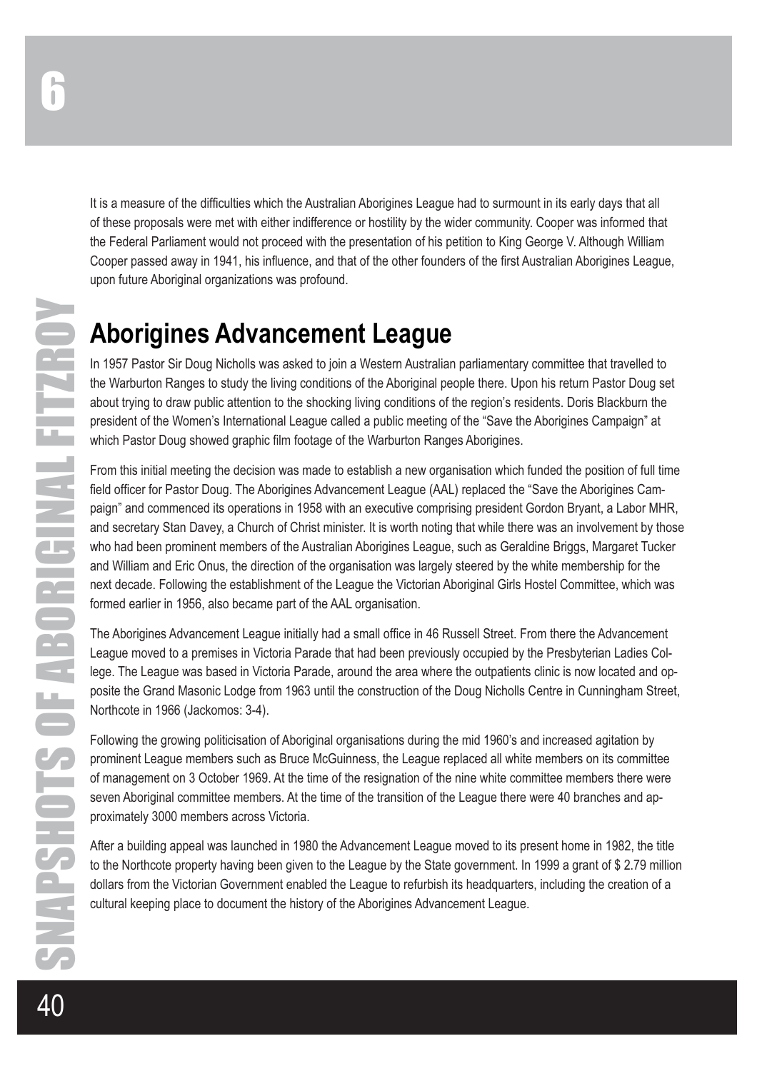It is a measure of the difficulties which the Australian Aborigines League had to surmount in its early days that all of these proposals were met with either indifference or hostility by the wider community. Cooper was informed that the Federal Parliament would not proceed with the presentation of his petition to King George V. Although William Cooper passed away in 1941, his influence, and that of the other founders of the first Australian Aborigines League, upon future Aboriginal organizations was profound.

## Aborigines Advancement League

In 1957 Pastor Sir Doug Nicholls was asked to join a Western Australian parliamentary committee that travelled to the Warburton Ranges to study the living conditions of the Aboriginal people there. Upon his return Pastor Doug set about trying to draw public attention to the shocking living conditions of the region's residents. Doris Blackburn the president of the Women's International League called a public meeting of the "Save the Aborigines Campaign" at which Pastor Doug showed graphic film footage of the Warburton Ranges Aborigines.

From this initial meeting the decision was made to establish a new organisation which funded the position of full time field officer for Pastor Doug. The Aborigines Advancement League (AAL) replaced the "Save the Aborigines Campaign" and commenced its operations in 1958 with an executive comprising president Gordon Bryant, a Labor MHR, and secretary Stan Davey, a Church of Christ minister. It is worth noting that while there was an involvement by those who had been prominent members of the Australian Aborigines League, such as Geraldine Briggs, Margaret Tucker and William and Eric Onus, the direction of the organisation was largely steered by the white membership for the next decade. Following the establishment of the League the Victorian Aboriginal Girls Hostel Committee, which was formed earlier in 1956, also became part of the AAL organisation.

The Aborigines Advancement League initially had a small office in 46 Russell Street. From there the Advancement League moved to a premises in Victoria Parade that had been previously occupied by the Presbyterian Ladies College. The League was based in Victoria Parade, around the area where the outpatients clinic is now located and opposite the Grand Masonic Lodge from 1963 until the construction of the Doug Nicholls Centre in Cunningham Street, Northcote in 1966 (Jackomos: 3-4).

Following the growing politicisation of Aboriginal organisations during the mid 1960's and increased agitation by prominent League members such as Bruce McGuinness, the League replaced all white members on its committee of management on 3 October 1969. At the time of the resignation of the nine white committee members there were seven Aboriginal committee members. At the time of the transition of the League there were 40 branches and approximately 3000 members across Victoria.

After a building appeal was launched in 1980 the Advancement League moved to its present home in 1982, the title to the Northcote property having been given to the League by the State government. In 1999 a grant of $ 2.79 million dollars from the Victorian Government enabled the League to refurbish its headquarters, including the creation of a cultural keeping place to document the history of the Aborigines Advancement League.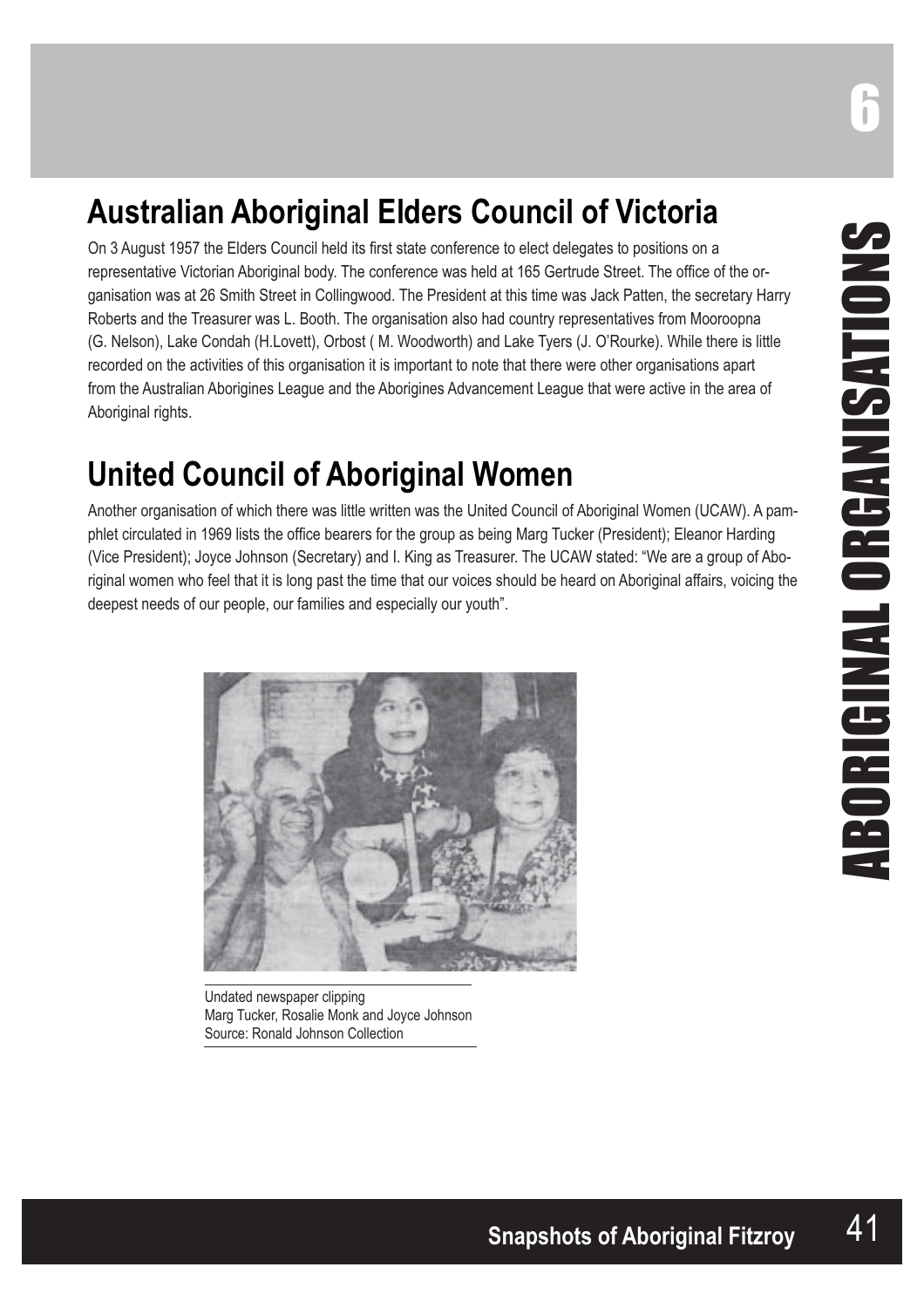## Australian Aboriginal Elders Council of Victoria

On 3 August 1957 the Elders Council held its first state conference to elect delegates to positions on a representative Victorian Aboriginal body. The conference was held at 165 Gertrude Street. The office of the organisation was at 26 Smith Street in Collingwood. The President at this time was Jack Patten, the secretary Harry Roberts and the Treasurer was L. Booth. The organisation also had country representatives from Mooroopna (G. Nelson), Lake Condah (H.Lovett), Orbost ( M. Woodworth) and Lake Tyers (J. O'Rourke). While there is little recorded on the activities of this organisation it is important to note that there were other organisations apart from the Australian Aborigines League and the Aborigines Advancement League that were active in the area of Aboriginal rights.

## United Council of Aboriginal Women

Another organisation of which there was little written was the United Council of Aboriginal Women (UCAW). A pamphlet circulated in 1969 lists the office bearers for the group as being Marg Tucker (President); Eleanor Harding (Vice President); Joyce Johnson (Secretary) and I. King as Treasurer. The UCAW stated: "We are a group of Aboriginal women who feel that it is long past the time that our voices should be heard on Aboriginal affairs, voicing the deepest needs of our people, our families and especially our youth".

Undated newspaper clipping
Marg Tucker, Rosalie Monk and Joyce Johnson
Source: Ronald Johnson Collection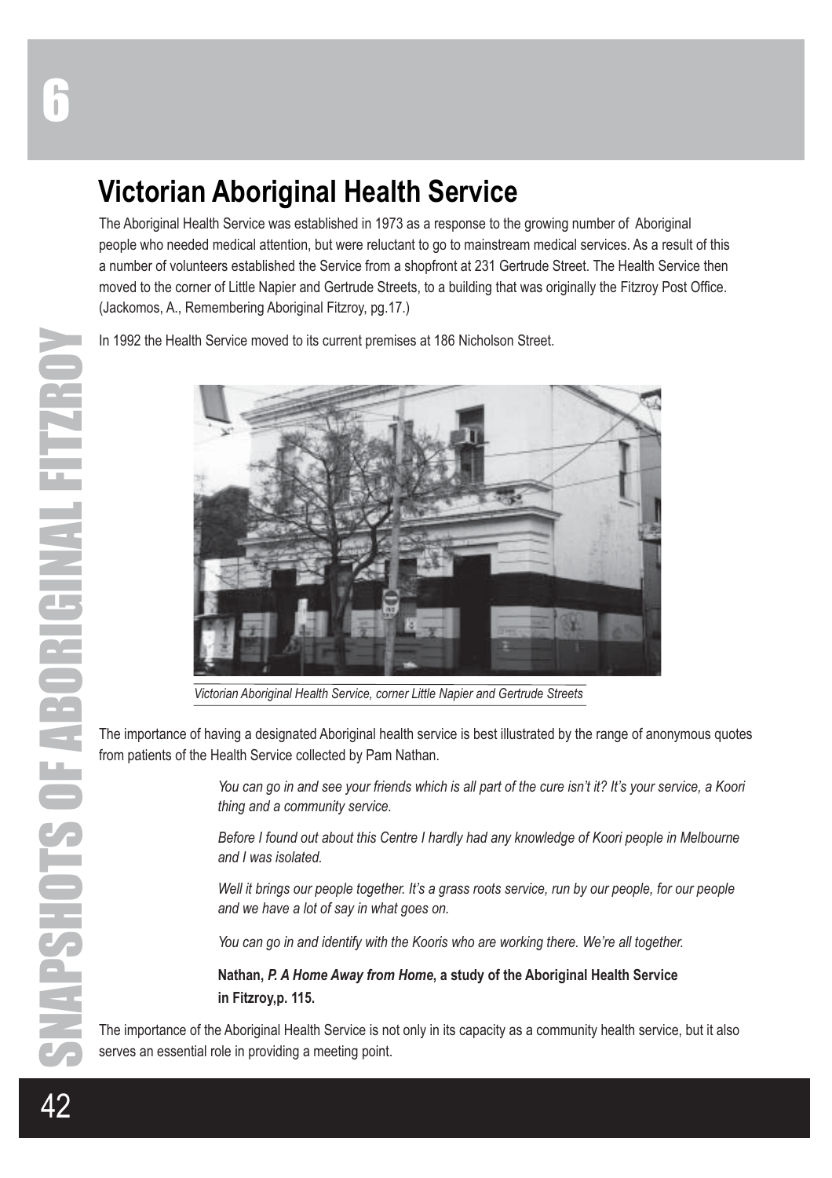# Victorian Aboriginal Health Service

The Aboriginal Health Service was established in 1973 as a response to the growing number of Aboriginal people who needed medical attention, but were reluctant to go to mainstream medical services. As a result of this a number of volunteers established the Service from a shopfront at 231 Gertrude Street. The Health Service then moved to the corner of Little Napier and Gertrude Streets, to a building that was originally the Fitzroy Post Office. (Jackomos, A., Remembering Aboriginal Fitzroy, pg.17.)

In 1992 the Health Service moved to its current premises at 186 Nicholson Street.

*Victorian Aboriginal Health Service, corner Little Napier and Gertrude Streets*

The importance of having a designated Aboriginal health service is best illustrated by the range of anonymous quotes from patients of the Health Service collected by Pam Nathan.

> *You can go in and see your friends which is all part of the cure isn't it? It's your service, a Koori thing and a community service.*
>
> *Before I found out about this Centre I hardly had any knowledge of Koori people in Melbourne and I was isolated.*
>
> *Well it brings our people together. It's a grass roots service, run by our people, for our people and we have a lot of say in what goes on.*
>
> *You can go in and identify with the Kooris who are working there. We're all together.*
>
> **Nathan, *P. A Home Away from Home*, a study of the Aboriginal Health Service in Fitzroy,p. 115.**

The importance of the Aboriginal Health Service is not only in its capacity as a community health service, but it also serves an essential role in providing a meeting point.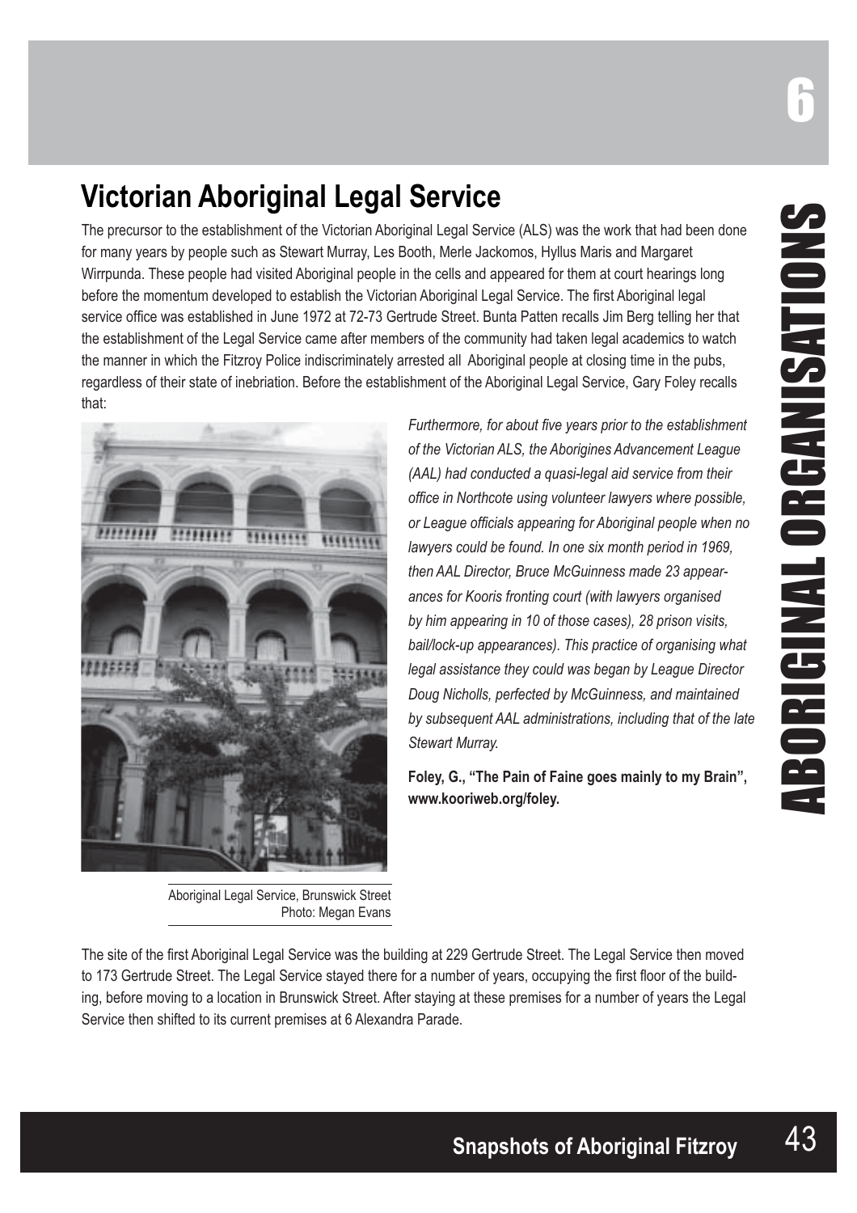# Victorian Aboriginal Legal Service

The precursor to the establishment of the Victorian Aboriginal Legal Service (ALS) was the work that had been done for many years by people such as Stewart Murray, Les Booth, Merle Jackomos, Hyllus Maris and Margaret Wirrpunda. These people had visited Aboriginal people in the cells and appeared for them at court hearings long before the momentum developed to establish the Victorian Aboriginal Legal Service. The first Aboriginal legal service office was established in June 1972 at 72-73 Gertrude Street. Bunta Patten recalls Jim Berg telling her that the establishment of the Legal Service came after members of the community had taken legal academics to watch the manner in which the Fitzroy Police indiscriminately arrested all Aboriginal people at closing time in the pubs, regardless of their state of inebriation. Before the establishment of the Aboriginal Legal Service, Gary Foley recalls that:

> *Furthermore, for about five years prior to the establishment of the Victorian ALS, the Aborigines Advancement League (AAL) had conducted a quasi-legal aid service from their office in Northcote using volunteer lawyers where possible, or League officials appearing for Aboriginal people when no lawyers could be found. In one six month period in 1969, then AAL Director, Bruce McGuinness made 23 appearances for Kooris fronting court (with lawyers organised by him appearing in 10 of those cases), 28 prison visits, bail/lock-up appearances). This practice of organising what legal assistance they could was began by League Director Doug Nicholls, perfected by McGuinness, and maintained by subsequent AAL administrations, including that of the late Stewart Murray.*
>
> **Foley, G., "The Pain of Faine goes mainly to my Brain", www.kooriweb.org/foley.**

Aboriginal Legal Service, Brunswick Street
Photo: Megan Evans

The site of the first Aboriginal Legal Service was the building at 229 Gertrude Street. The Legal Service then moved to 173 Gertrude Street. The Legal Service stayed there for a number of years, occupying the first floor of the building, before moving to a location in Brunswick Street. After staying at these premises for a number of years the Legal Service then shifted to its current premises at 6 Alexandra Parade.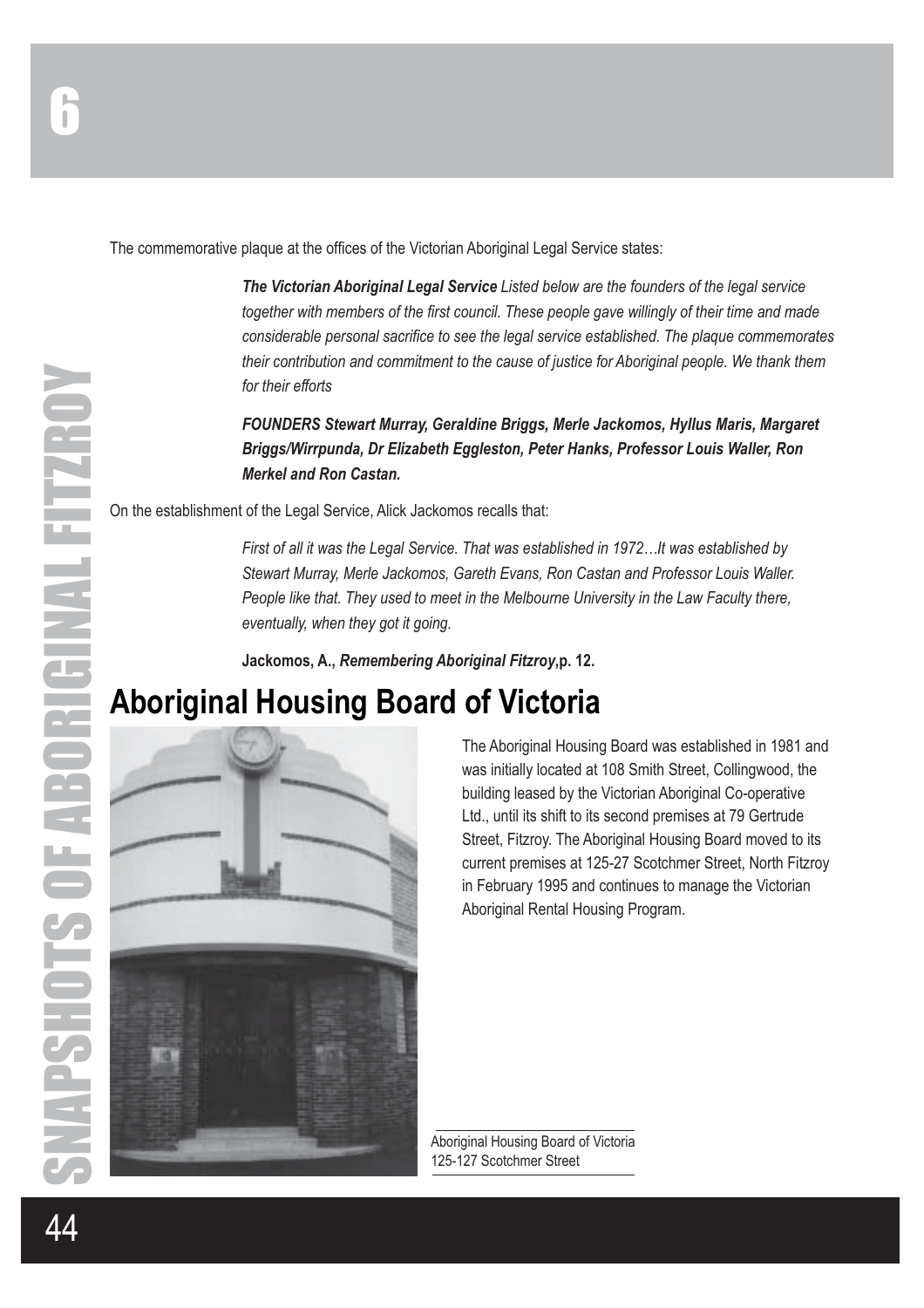The commemorative plaque at the offices of the Victorian Aboriginal Legal Service states:

> ***The Victorian Aboriginal Legal Service*** *Listed below are the founders of the legal service together with members of the first council. These people gave willingly of their time and made considerable personal sacrifice to see the legal service established. The plaque commemorates their contribution and commitment to the cause of justice for Aboriginal people. We thank them for their efforts*
>
> ***FOUNDERS Stewart Murray, Geraldine Briggs, Merle Jackomos, Hyllus Maris, Margaret Briggs/Wirrpunda, Dr Elizabeth Eggleston, Peter Hanks, Professor Louis Waller, Ron Merkel and Ron Castan.***

On the establishment of the Legal Service, Alick Jackomos recalls that:

> *First of all it was the Legal Service. That was established in 1972…It was established by Stewart Murray, Merle Jackomos, Gareth Evans, Ron Castan and Professor Louis Waller. People like that. They used to meet in the Melbourne University in the Law Faculty there, eventually, when they got it going.*
>
> **Jackomos, A., *Remembering Aboriginal Fitzroy*,p. 12.**

## Aboriginal Housing Board of Victoria

The Aboriginal Housing Board was established in 1981 and was initially located at 108 Smith Street, Collingwood, the building leased by the Victorian Aboriginal Co-operative Ltd., until its shift to its second premises at 79 Gertrude Street, Fitzroy. The Aboriginal Housing Board moved to its current premises at 125-27 Scotchmer Street, North Fitzroy in February 1995 and continues to manage the Victorian Aboriginal Rental Housing Program.

Aboriginal Housing Board of Victoria
125-127 Scotchmer Street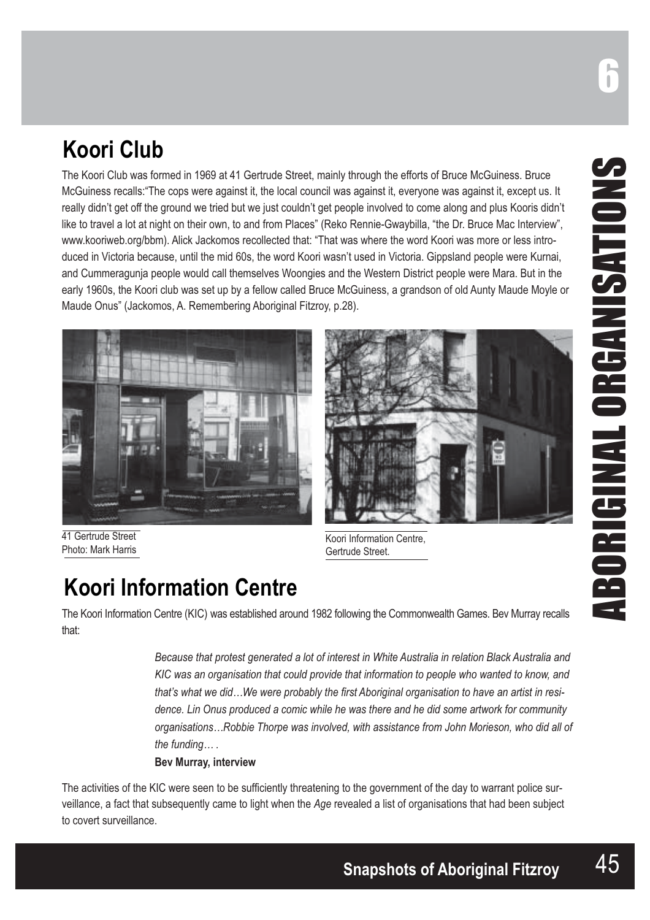## Koori Club

The Koori Club was formed in 1969 at 41 Gertrude Street, mainly through the efforts of Bruce McGuiness. Bruce McGuiness recalls:"The cops were against it, the local council was against it, everyone was against it, except us. It really didn't get off the ground we tried but we just couldn't get people involved to come along and plus Kooris didn't like to travel a lot at night on their own, to and from Places" (Reko Rennie-Gwaybilla, "the Dr. Bruce Mac Interview", www.kooriweb.org/bbm). Alick Jackomos recollected that: "That was where the word Koori was more or less introduced in Victoria because, until the mid 60s, the word Koori wasn't used in Victoria. Gippsland people were Kurnai, and Cummeragunja people would call themselves Woongies and the Western District people were Mara. But in the early 1960s, the Koori club was set up by a fellow called Bruce McGuiness, a grandson of old Aunty Maude Moyle or Maude Onus" (Jackomos, A. Remembering Aboriginal Fitzroy, p.28).

41 Gertrude Street
Photo: Mark Harris

Koori Information Centre,
Gertrude Street.

## Koori Information Centre

The Koori Information Centre (KIC) was established around 1982 following the Commonwealth Games. Bev Murray recalls that:

> *Because that protest generated a lot of interest in White Australia in relation Black Australia and KIC was an organisation that could provide that information to people who wanted to know, and that's what we did…We were probably the first Aboriginal organisation to have an artist in residence. Lin Onus produced a comic while he was there and he did some artwork for community organisations…Robbie Thorpe was involved, with assistance from John Morieson, who did all of the funding… .*
>
> **Bev Murray, interview**

The activities of the KIC were seen to be sufficiently threatening to the government of the day to warrant police surveillance, a fact that subsequently came to light when the *Age* revealed a list of organisations that had been subject to covert surveillance.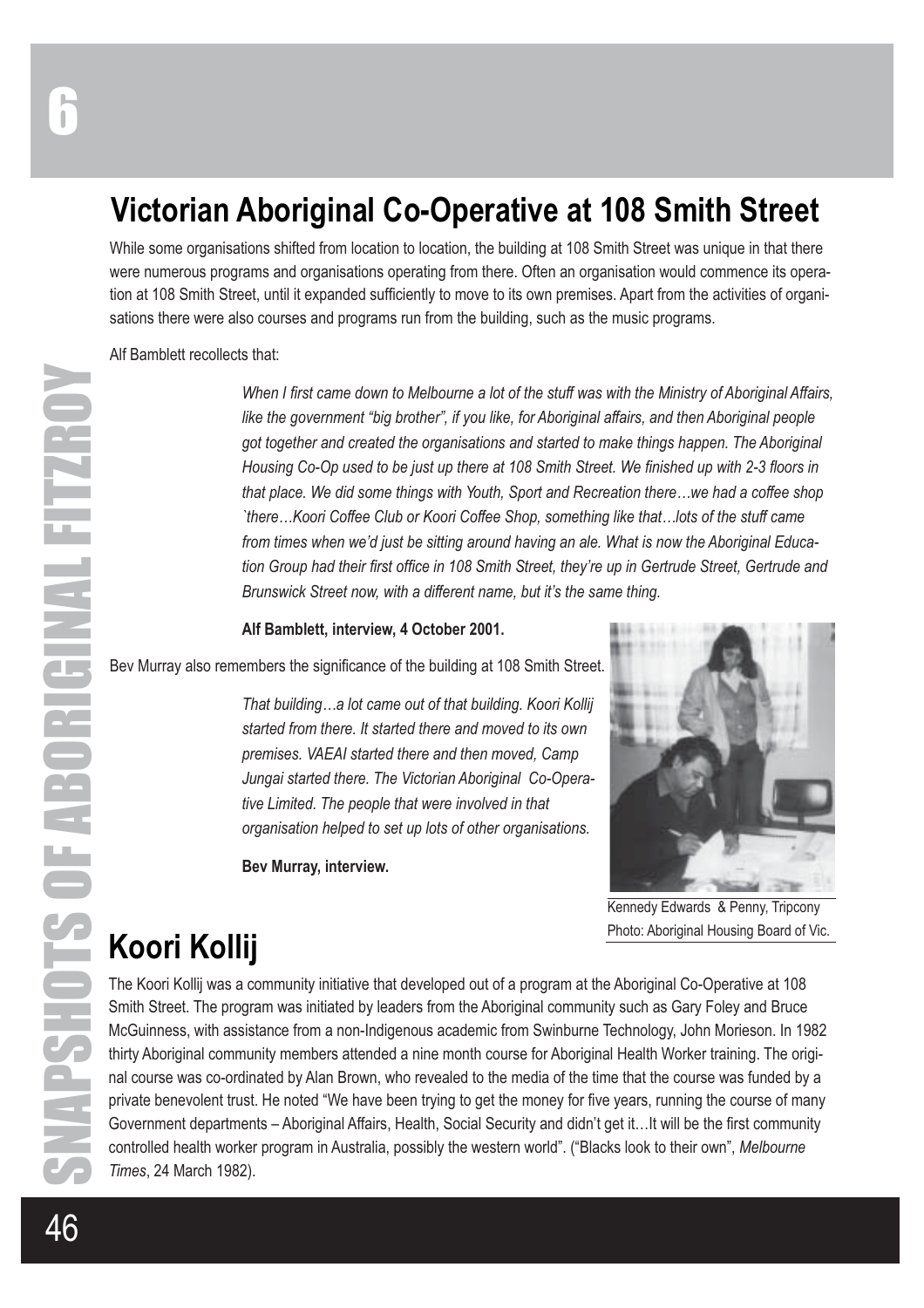## Victorian Aboriginal Co-Operative at 108 Smith Street

While some organisations shifted from location to location, the building at 108 Smith Street was unique in that there were numerous programs and organisations operating from there. Often an organisation would commence its operation at 108 Smith Street, until it expanded sufficiently to move to its own premises. Apart from the activities of organisations there were also courses and programs run from the building, such as the music programs.

Alf Bamblett recollects that:

> *When I first came down to Melbourne a lot of the stuff was with the Ministry of Aboriginal Affairs, like the government "big brother", if you like, for Aboriginal affairs, and then Aboriginal people got together and created the organisations and started to make things happen. The Aboriginal Housing Co-Op used to be just up there at 108 Smith Street. We finished up with 2-3 floors in that place. We did some things with Youth, Sport and Recreation there…we had a coffee shop `there…Koori Coffee Club or Koori Coffee Shop, something like that…lots of the stuff came from times when we'd just be sitting around having an ale. What is now the Aboriginal Education Group had their first office in 108 Smith Street, they're up in Gertrude Street, Gertrude and Brunswick Street now, with a different name, but it's the same thing.*
>
> **Alf Bamblett, interview, 4 October 2001.**

Bev Murray also remembers the significance of the building at 108 Smith Street.

> *That building…a lot came out of that building. Koori Kollij started from there. It started there and moved to its own premises. VAEAI started there and then moved, Camp Jungai started there. The Victorian Aboriginal Co-Operative Limited. The people that were involved in that organisation helped to set up lots of other organisations.*
>
> **Bev Murray, interview.**

Kennedy Edwards & Penny, Tripcony
Photo: Aboriginal Housing Board of Vic.

## Koori Kollij

The Koori Kollij was a community initiative that developed out of a program at the Aboriginal Co-Operative at 108 Smith Street. The program was initiated by leaders from the Aboriginal community such as Gary Foley and Bruce McGuinness, with assistance from a non-Indigenous academic from Swinburne Technology, John Morieson. In 1982 thirty Aboriginal community members attended a nine month course for Aboriginal Health Worker training. The original course was co-ordinated by Alan Brown, who revealed to the media of the time that the course was funded by a private benevolent trust. He noted "We have been trying to get the money for five years, running the course of many Government departments – Aboriginal Affairs, Health, Social Security and didn't get it…It will be the first community controlled health worker program in Australia, possibly the western world". ("Blacks look to their own", *Melbourne Times*, 24 March 1982).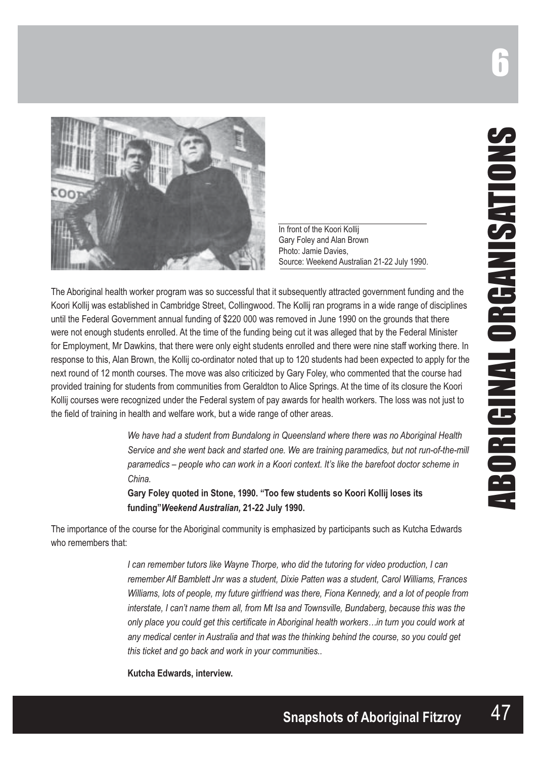In front of the Koori Kollij
Gary Foley and Alan Brown
Photo: Jamie Davies,
Source: Weekend Australian 21-22 July 1990.

The Aboriginal health worker program was so successful that it subsequently attracted government funding and the Koori Kollij was established in Cambridge Street, Collingwood. The Kollij ran programs in a wide range of disciplines until the Federal Government annual funding of $220 000 was removed in June 1990 on the grounds that there were not enough students enrolled. At the time of the funding being cut it was alleged that by the Federal Minister for Employment, Mr Dawkins, that there were only eight students enrolled and there were nine staff working there. In response to this, Alan Brown, the Kollij co-ordinator noted that up to 120 students had been expected to apply for the next round of 12 month courses. The move was also criticized by Gary Foley, who commented that the course had provided training for students from communities from Geraldton to Alice Springs. At the time of its closure the Koori Kollij courses were recognized under the Federal system of pay awards for health workers. The loss was not just to the field of training in health and welfare work, but a wide range of other areas.

> *We have had a student from Bundalong in Queensland where there was no Aboriginal Health Service and she went back and started one. We are training paramedics, but not run-of-the-mill paramedics – people who can work in a Koori context. It's like the barefoot doctor scheme in China.*
>
> **Gary Foley quoted in Stone, 1990. "Too few students so Koori Kollij loses its funding"*Weekend Australian,* 21-22 July 1990.**

The importance of the course for the Aboriginal community is emphasized by participants such as Kutcha Edwards who remembers that:

> *I can remember tutors like Wayne Thorpe, who did the tutoring for video production, I can remember Alf Bamblett Jnr was a student, Dixie Patten was a student, Carol Williams, Frances Williams, lots of people, my future girlfriend was there, Fiona Kennedy, and a lot of people from interstate, I can't name them all, from Mt Isa and Townsville, Bundaberg, because this was the only place you could get this certificate in Aboriginal health workers…in turn you could work at any medical center in Australia and that was the thinking behind the course, so you could get this ticket and go back and work in your communities..*
>
> **Kutcha Edwards, interview.**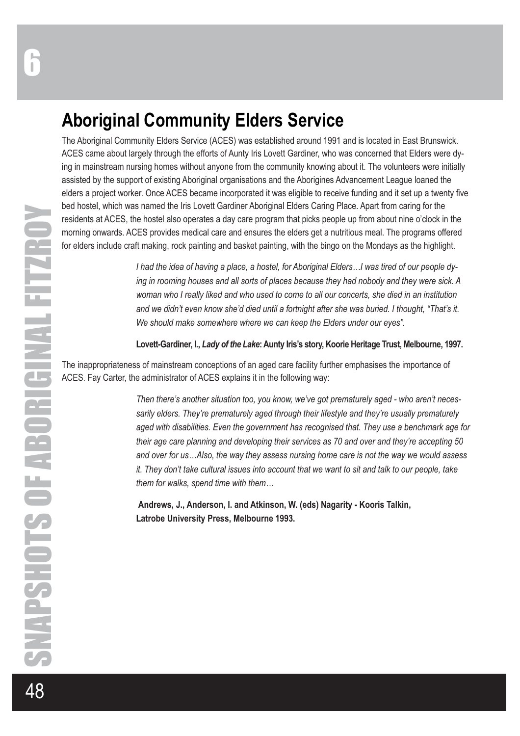# Aboriginal Community Elders Service

The Aboriginal Community Elders Service (ACES) was established around 1991 and is located in East Brunswick. ACES came about largely through the efforts of Aunty Iris Lovett Gardiner, who was concerned that Elders were dying in mainstream nursing homes without anyone from the community knowing about it. The volunteers were initially assisted by the support of existing Aboriginal organisations and the Aborigines Advancement League loaned the elders a project worker. Once ACES became incorporated it was eligible to receive funding and it set up a twenty five bed hostel, which was named the Iris Lovett Gardiner Aboriginal Elders Caring Place. Apart from caring for the residents at ACES, the hostel also operates a day care program that picks people up from about nine o'clock in the morning onwards. ACES provides medical care and ensures the elders get a nutritious meal. The programs offered for elders include craft making, rock painting and basket painting, with the bingo on the Mondays as the highlight.

> *I had the idea of having a place, a hostel, for Aboriginal Elders…I was tired of our people dying in rooming houses and all sorts of places because they had nobody and they were sick. A woman who I really liked and who used to come to all our concerts, she died in an institution and we didn't even know she'd died until a fortnight after she was buried. I thought, "That's it. We should make somewhere where we can keep the Elders under our eyes".*
>
> **Lovett-Gardiner, I., *Lady of the Lake*: Aunty Iris's story, Koorie Heritage Trust, Melbourne, 1997.**

The inappropriateness of mainstream conceptions of an aged care facility further emphasises the importance of ACES. Fay Carter, the administrator of ACES explains it in the following way:

> *Then there's another situation too, you know, we've got prematurely aged - who aren't necessarily elders. They're prematurely aged through their lifestyle and they're usually prematurely aged with disabilities. Even the government has recognised that. They use a benchmark age for their age care planning and developing their services as 70 and over and they're accepting 50 and over for us…Also, the way they assess nursing home care is not the way we would assess it. They don't take cultural issues into account that we want to sit and talk to our people, take them for walks, spend time with them…*
>
> **Andrews, J., Anderson, I. and Atkinson, W. (eds) Nagarity - Kooris Talkin, Latrobe University Press, Melbourne 1993.**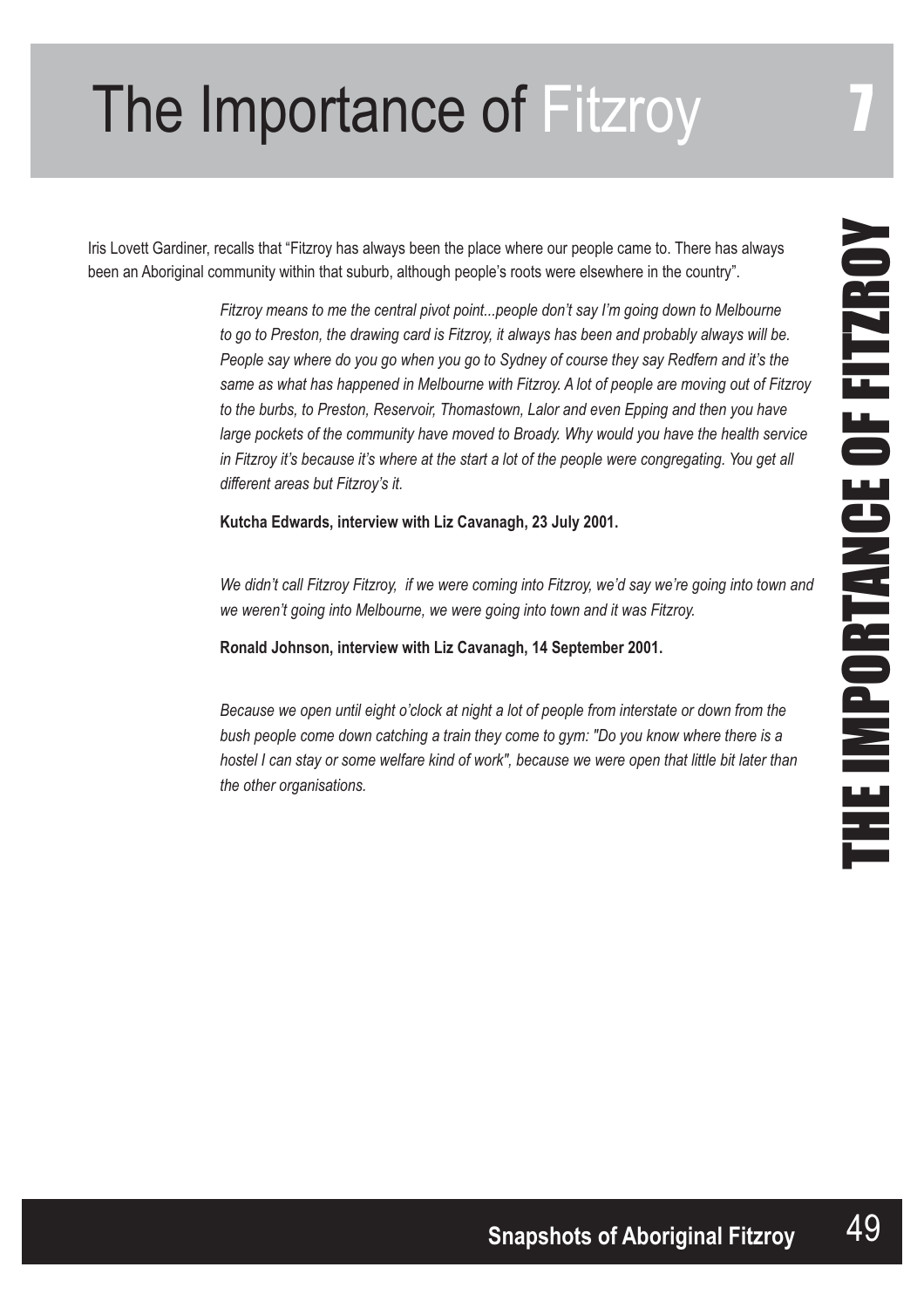# The Importance of Fitzroy

Iris Lovett Gardiner, recalls that "Fitzroy has always been the place where our people came to. There has always been an Aboriginal community within that suburb, although people's roots were elsewhere in the country".

> *Fitzroy means to me the central pivot point...people don't say I'm going down to Melbourne to go to Preston, the drawing card is Fitzroy, it always has been and probably always will be. People say where do you go when you go to Sydney of course they say Redfern and it's the same as what has happened in Melbourne with Fitzroy. A lot of people are moving out of Fitzroy to the burbs, to Preston, Reservoir, Thomastown, Lalor and even Epping and then you have large pockets of the community have moved to Broady. Why would you have the health service in Fitzroy it's because it's where at the start a lot of the people were congregating. You get all different areas but Fitzroy's it.*
>
> **Kutcha Edwards, interview with Liz Cavanagh, 23 July 2001.**

> *We didn't call Fitzroy Fitzroy, if we were coming into Fitzroy, we'd say we're going into town and we weren't going into Melbourne, we were going into town and it was Fitzroy.*
>
> **Ronald Johnson, interview with Liz Cavanagh, 14 September 2001.**

> *Because we open until eight o'clock at night a lot of people from interstate or down from the bush people come down catching a train they come to gym: "Do you know where there is a hostel I can stay or some welfare kind of work", because we were open that little bit later than the other organisations.*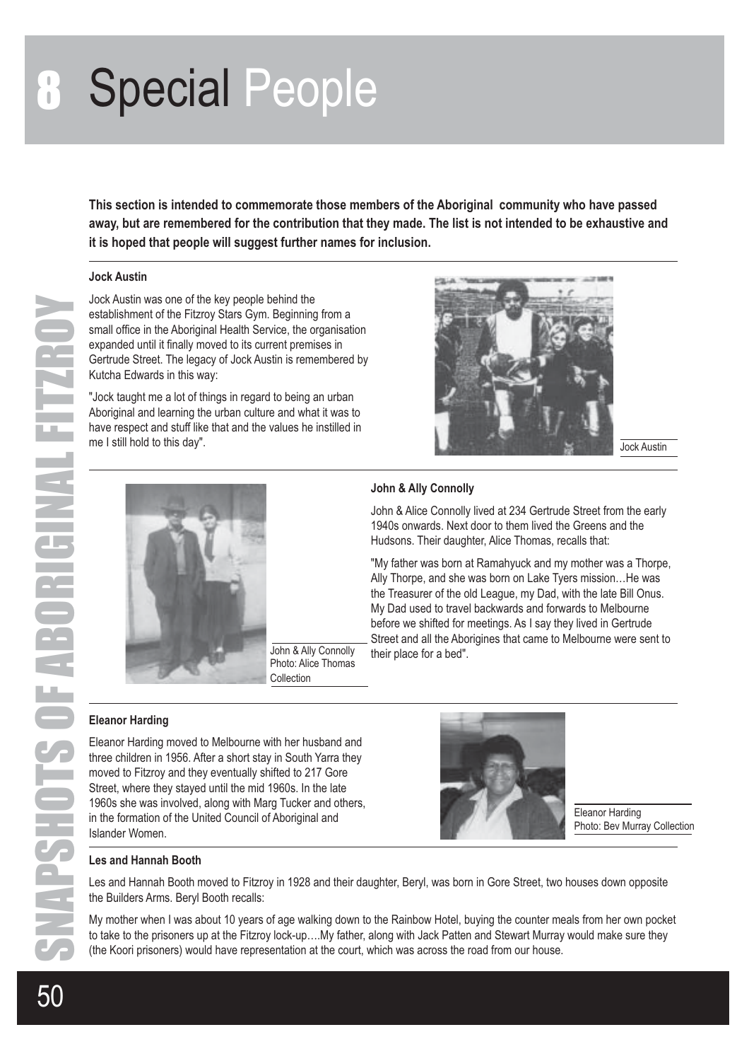# 8 Special People

**This section is intended to commemorate those members of the Aboriginal community who have passed away, but are remembered for the contribution that they made. The list is not intended to be exhaustive and it is hoped that people will suggest further names for inclusion.**

### Jock Austin

Jock Austin was one of the key people behind the establishment of the Fitzroy Stars Gym. Beginning from a small office in the Aboriginal Health Service, the organisation expanded until it finally moved to its current premises in Gertrude Street. The legacy of Jock Austin is remembered by Kutcha Edwards in this way:

"Jock taught me a lot of things in regard to being an urban Aboriginal and learning the urban culture and what it was to have respect and stuff like that and the values he instilled in me I still hold to this day".

Jock Austin

### John & Ally Connolly

John & Alice Connolly lived at 234 Gertrude Street from the early 1940s onwards. Next door to them lived the Greens and the Hudsons. Their daughter, Alice Thomas, recalls that:

"My father was born at Ramahyuck and my mother was a Thorpe, Ally Thorpe, and she was born on Lake Tyers mission…He was the Treasurer of the old League, my Dad, with the late Bill Onus. My Dad used to travel backwards and forwards to Melbourne before we shifted for meetings. As I say they lived in Gertrude Street and all the Aborigines that came to Melbourne were sent to their place for a bed".

John & Ally Connolly
Photo: Alice Thomas Collection

### Eleanor Harding

Eleanor Harding moved to Melbourne with her husband and three children in 1956. After a short stay in South Yarra they moved to Fitzroy and they eventually shifted to 217 Gore Street, where they stayed until the mid 1960s. In the late 1960s she was involved, along with Marg Tucker and others, in the formation of the United Council of Aboriginal and Islander Women.

Eleanor Harding
Photo: Bev Murray Collection

### Les and Hannah Booth

Les and Hannah Booth moved to Fitzroy in 1928 and their daughter, Beryl, was born in Gore Street, two houses down opposite the Builders Arms. Beryl Booth recalls:

My mother when I was about 10 years of age walking down to the Rainbow Hotel, buying the counter meals from her own pocket to take to the prisoners up at the Fitzroy lock-up….My father, along with Jack Patten and Stewart Murray would make sure they (the Koori prisoners) would have representation at the court, which was across the road from our house.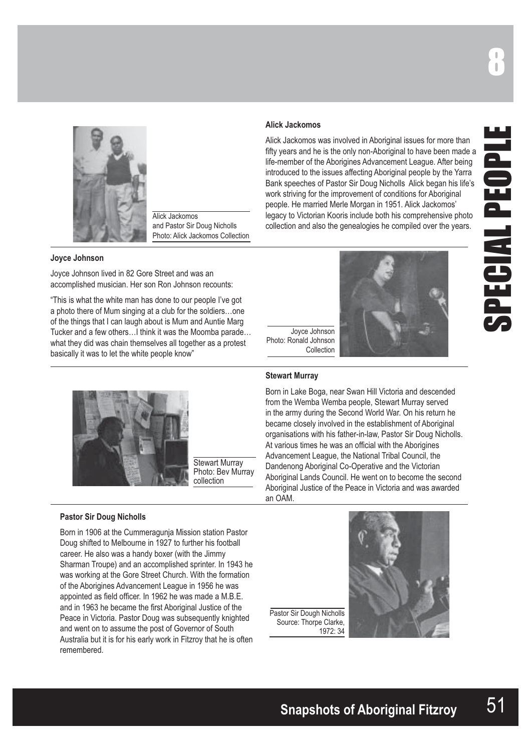# SPECIAL PEOPLE

Alick Jackomos and Pastor Sir Doug Nicholls Photo: Alick Jackomos Collection

### Alick Jackomos

Alick Jackomos was involved in Aboriginal issues for more than fifty years and he is the only non-Aboriginal to have been made a life-member of the Aborigines Advancement League. After being introduced to the issues affecting Aboriginal people by the Yarra Bank speeches of Pastor Sir Doug Nicholls Alick began his life's work striving for the improvement of conditions for Aboriginal people. He married Merle Morgan in 1951. Alick Jackomos' legacy to Victorian Kooris include both his comprehensive photo collection and also the genealogies he compiled over the years.

### Joyce Johnson

Joyce Johnson lived in 82 Gore Street and was an accomplished musician. Her son Ron Johnson recounts:

"This is what the white man has done to our people I've got a photo there of Mum singing at a club for the soldiers…one of the things that I can laugh about is Mum and Auntie Marg Tucker and a few others…I think it was the Moomba parade… what they did was chain themselves all together as a protest basically it was to let the white people know"

Joyce Johnson Photo: Ronald Johnson Collection

### Stewart Murray

Stewart Murray Photo: Bev Murray collection

Born in Lake Boga, near Swan Hill Victoria and descended from the Wemba Wemba people, Stewart Murray served in the army during the Second World War. On his return he became closely involved in the establishment of Aboriginal organisations with his father-in-law, Pastor Sir Doug Nicholls. At various times he was an official with the Aborigines Advancement League, the National Tribal Council, the Dandenong Aboriginal Co-Operative and the Victorian Aboriginal Lands Council. He went on to become the second Aboriginal Justice of the Peace in Victoria and was awarded an OAM.

### Pastor Sir Doug Nicholls

Born in 1906 at the Cummeragunja Mission station Pastor Doug shifted to Melbourne in 1927 to further his football career. He also was a handy boxer (with the Jimmy Sharman Troupe) and an accomplished sprinter. In 1943 he was working at the Gore Street Church. With the formation of the Aborigines Advancement League in 1956 he was appointed as field officer. In 1962 he was made a M.B.E. and in 1963 he became the first Aboriginal Justice of the Peace in Victoria. Pastor Doug was subsequently knighted and went on to assume the post of Governor of South Australia but it is for his early work in Fitzroy that he is often remembered.

Pastor Sir Dough Nicholls Source: Thorpe Clarke, 1972: 34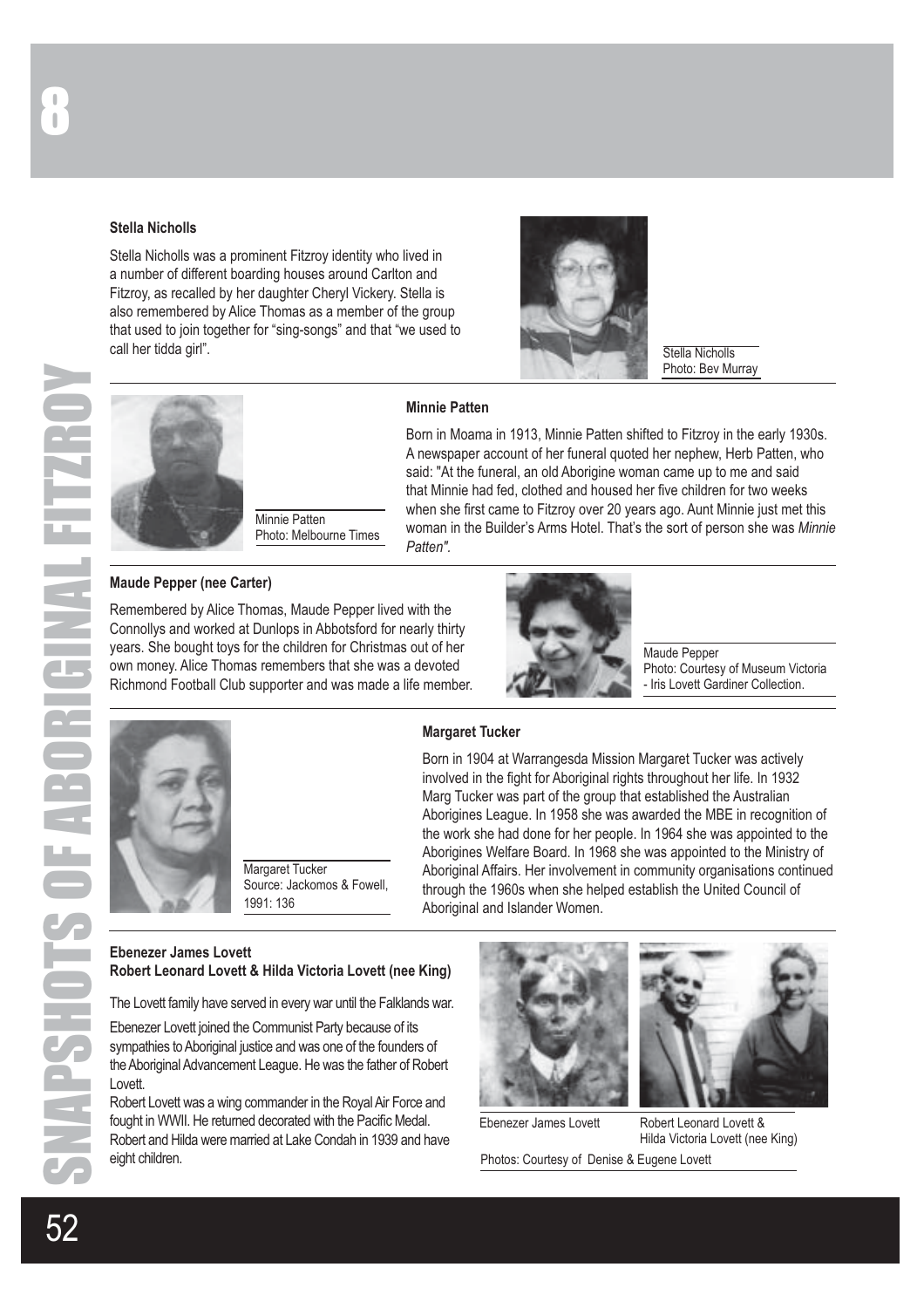### Stella Nicholls

Stella Nicholls was a prominent Fitzroy identity who lived in a number of different boarding houses around Carlton and Fitzroy, as recalled by her daughter Cheryl Vickery. Stella is also remembered by Alice Thomas as a member of the group that used to join together for "sing-songs" and that "we used to call her tidda girl".

Stella Nicholls
Photo: Bev Murray

### Minnie Patten

Minnie Patten
Photo: Melbourne Times

Born in Moama in 1913, Minnie Patten shifted to Fitzroy in the early 1930s. A newspaper account of her funeral quoted her nephew, Herb Patten, who said: "At the funeral, an old Aborigine woman came up to me and said that Minnie had fed, clothed and housed her five children for two weeks when she first came to Fitzroy over 20 years ago. Aunt Minnie just met this woman in the Builder's Arms Hotel. That's the sort of person she was *Minnie Patten".*

### Maude Pepper (nee Carter)

Remembered by Alice Thomas, Maude Pepper lived with the Connollys and worked at Dunlops in Abbotsford for nearly thirty years. She bought toys for the children for Christmas out of her own money. Alice Thomas remembers that she was a devoted Richmond Football Club supporter and was made a life member.

Maude Pepper
Photo: Courtesy of Museum Victoria - Iris Lovett Gardiner Collection.

### Margaret Tucker

Margaret Tucker
Source: Jackomos & Fowell, 1991: 136

Born in 1904 at Warrangesda Mission Margaret Tucker was actively involved in the fight for Aboriginal rights throughout her life. In 1932 Marg Tucker was part of the group that established the Australian Aborigines League. In 1958 she was awarded the MBE in recognition of the work she had done for her people. In 1964 she was appointed to the Aborigines Welfare Board. In 1968 she was appointed to the Ministry of Aboriginal Affairs. Her involvement in community organisations continued through the 1960s when she helped establish the United Council of Aboriginal and Islander Women.

### Ebenezer James Lovett
### Robert Leonard Lovett & Hilda Victoria Lovett (nee King)

The Lovett family have served in every war until the Falklands war.

Ebenezer Lovett joined the Communist Party because of its sympathies to Aboriginal justice and was one of the founders of the Aboriginal Advancement League. He was the father of Robert Lovett.

Robert Lovett was a wing commander in the Royal Air Force and fought in WWII. He returned decorated with the Pacific Medal. Robert and Hilda were married at Lake Condah in 1939 and have eight children.

Ebenezer James Lovett

Robert Leonard Lovett & Hilda Victoria Lovett (nee King)

Photos: Courtesy of Denise & Eugene Lovett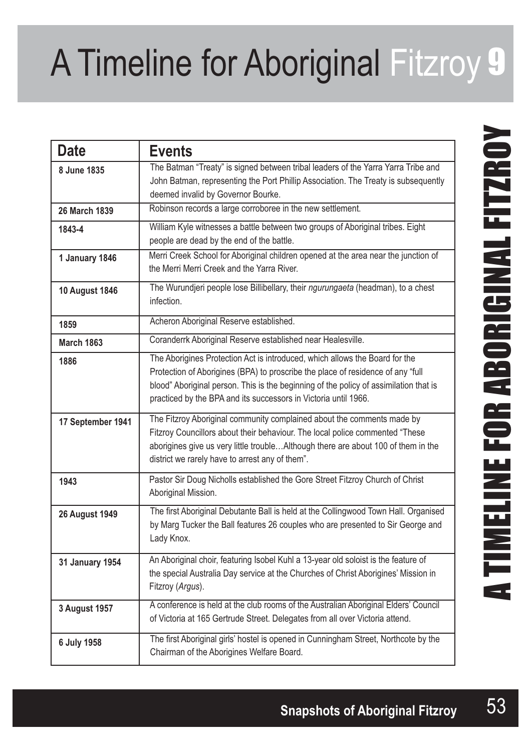# A Timeline for Aboriginal Fitzroy 9

| Date | Events |
| --- | --- |
| 8 June 1835 | The Batman "Treaty" is signed between tribal leaders of the Yarra Yarra Tribe and John Batman, representing the Port Phillip Association. The Treaty is subsequently deemed invalid by Governor Bourke. |
| 26 March 1839 | Robinson records a large corroboree in the new settlement. |
| 1843-4 | William Kyle witnesses a battle between two groups of Aboriginal tribes. Eight people are dead by the end of the battle. |
| 1 January 1846 | Merri Creek School for Aboriginal children opened at the area near the junction of the Merri Merri Creek and the Yarra River. |
| 10 August 1846 | The Wurundjeri people lose Billibellary, their *ngurungaeta* (headman), to a chest infection. |
| 1859 | Acheron Aboriginal Reserve established. |
| March 1863 | Coranderrk Aboriginal Reserve established near Healesville. |
| 1886 | The Aborigines Protection Act is introduced, which allows the Board for the Protection of Aborigines (BPA) to proscribe the place of residence of any "full blood" Aboriginal person. This is the beginning of the policy of assimilation that is practiced by the BPA and its successors in Victoria until 1966. |
| 17 September 1941 | The Fitzroy Aboriginal community complained about the comments made by Fitzroy Councillors about their behaviour. The local police commented "These aborigines give us very little trouble…Although there are about 100 of them in the district we rarely have to arrest any of them". |
| 1943 | Pastor Sir Doug Nicholls established the Gore Street Fitzroy Church of Christ Aboriginal Mission. |
| 26 August 1949 | The first Aboriginal Debutante Ball is held at the Collingwood Town Hall. Organised by Marg Tucker the Ball features 26 couples who are presented to Sir George and Lady Knox. |
| 31 January 1954 | An Aboriginal choir, featuring Isobel Kuhl a 13-year old soloist is the feature of the special Australia Day service at the Churches of Christ Aborigines' Mission in Fitzroy (*Argus*). |
| 3 August 1957 | A conference is held at the club rooms of the Australian Aboriginal Elders' Council of Victoria at 165 Gertrude Street. Delegates from all over Victoria attend. |
| 6 July 1958 | The first Aboriginal girls' hostel is opened in Cunningham Street, Northcote by the Chairman of the Aborigines Welfare Board. |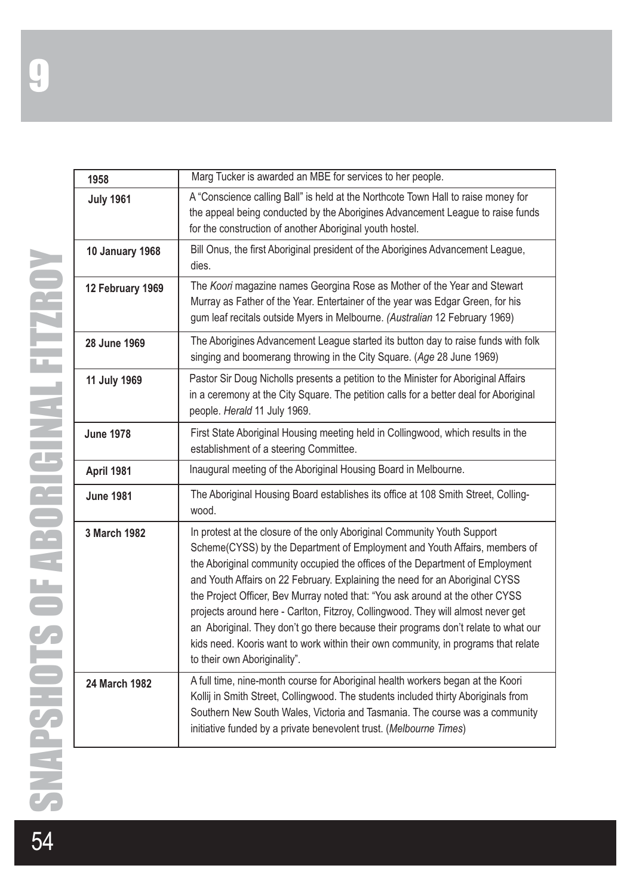| 1958 | Marg Tucker is awarded an MBE for services to her people. |
|---|---|
| July 1961 | A "Conscience calling Ball" is held at the Northcote Town Hall to raise money for the appeal being conducted by the Aborigines Advancement League to raise funds for the construction of another Aboriginal youth hostel. |
| 10 January 1968 | Bill Onus, the first Aboriginal president of the Aborigines Advancement League, dies. |
| 12 February 1969 | The *Koori* magazine names Georgina Rose as Mother of the Year and Stewart Murray as Father of the Year. Entertainer of the year was Edgar Green, for his gum leaf recitals outside Myers in Melbourne. *(Australian* 12 February 1969) |
| 28 June 1969 | The Aborigines Advancement League started its button day to raise funds with folk singing and boomerang throwing in the City Square. (*Age* 28 June 1969) |
| 11 July 1969 | Pastor Sir Doug Nicholls presents a petition to the Minister for Aboriginal Affairs in a ceremony at the City Square. The petition calls for a better deal for Aboriginal people. *Herald* 11 July 1969. |
| June 1978 | First State Aboriginal Housing meeting held in Collingwood, which results in the establishment of a steering Committee. |
| April 1981 | Inaugural meeting of the Aboriginal Housing Board in Melbourne. |
| June 1981 | The Aboriginal Housing Board establishes its office at 108 Smith Street, Collingwood. |
| 3 March 1982 | In protest at the closure of the only Aboriginal Community Youth Support Scheme(CYSS) by the Department of Employment and Youth Affairs, members of the Aboriginal community occupied the offices of the Department of Employment and Youth Affairs on 22 February. Explaining the need for an Aboriginal CYSS the Project Officer, Bev Murray noted that: "You ask around at the other CYSS projects around here - Carlton, Fitzroy, Collingwood. They will almost never get an Aboriginal. They don't go there because their programs don't relate to what our kids need. Kooris want to work within their own community, in programs that relate to their own Aboriginality". |
| 24 March 1982 | A full time, nine-month course for Aboriginal health workers began at the Koori Kollij in Smith Street, Collingwood. The students included thirty Aboriginals from Southern New South Wales, Victoria and Tasmania. The course was a community initiative funded by a private benevolent trust. (*Melbourne Times*) |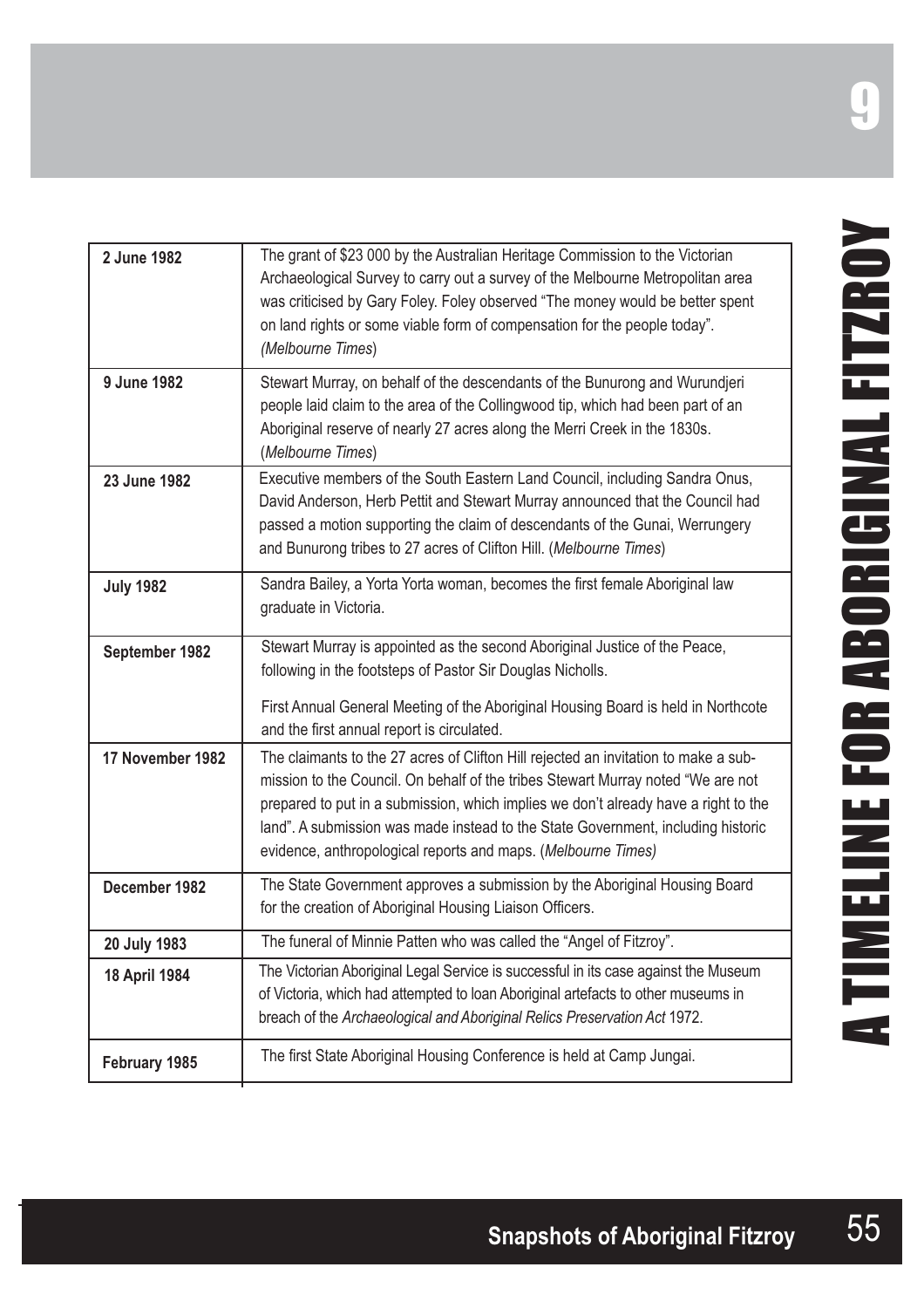| Date | Event |
| --- | --- |
| 2 June 1982 | The grant of $23 000 by the Australian Heritage Commission to the Victorian Archaeological Survey to carry out a survey of the Melbourne Metropolitan area was criticised by Gary Foley. Foley observed "The money would be better spent on land rights or some viable form of compensation for the people today". *(Melbourne Times*) |
| 9 June 1982 | Stewart Murray, on behalf of the descendants of the Bunurong and Wurundjeri people laid claim to the area of the Collingwood tip, which had been part of an Aboriginal reserve of nearly 27 acres along the Merri Creek in the 1830s. (*Melbourne Times*) |
| 23 June 1982 | Executive members of the South Eastern Land Council, including Sandra Onus, David Anderson, Herb Pettit and Stewart Murray announced that the Council had passed a motion supporting the claim of descendants of the Gunai, Werrungery and Bunurong tribes to 27 acres of Clifton Hill. (*Melbourne Times*) |
| July 1982 | Sandra Bailey, a Yorta Yorta woman, becomes the first female Aboriginal law graduate in Victoria. |
| September 1982 | Stewart Murray is appointed as the second Aboriginal Justice of the Peace, following in the footsteps of Pastor Sir Douglas Nicholls. First Annual General Meeting of the Aboriginal Housing Board is held in Northcote and the first annual report is circulated. |
| 17 November 1982 | The claimants to the 27 acres of Clifton Hill rejected an invitation to make a submission to the Council. On behalf of the tribes Stewart Murray noted "We are not prepared to put in a submission, which implies we don't already have a right to the land". A submission was made instead to the State Government, including historic evidence, anthropological reports and maps. (*Melbourne Times)* |
| December 1982 | The State Government approves a submission by the Aboriginal Housing Board for the creation of Aboriginal Housing Liaison Officers. |
| 20 July 1983 | The funeral of Minnie Patten who was called the "Angel of Fitzroy". |
| 18 April 1984 | The Victorian Aboriginal Legal Service is successful in its case against the Museum of Victoria, which had attempted to loan Aboriginal artefacts to other museums in breach of the *Archaeological and Aboriginal Relics Preservation Act* 1972. |
| February 1985 | The first State Aboriginal Housing Conference is held at Camp Jungai. |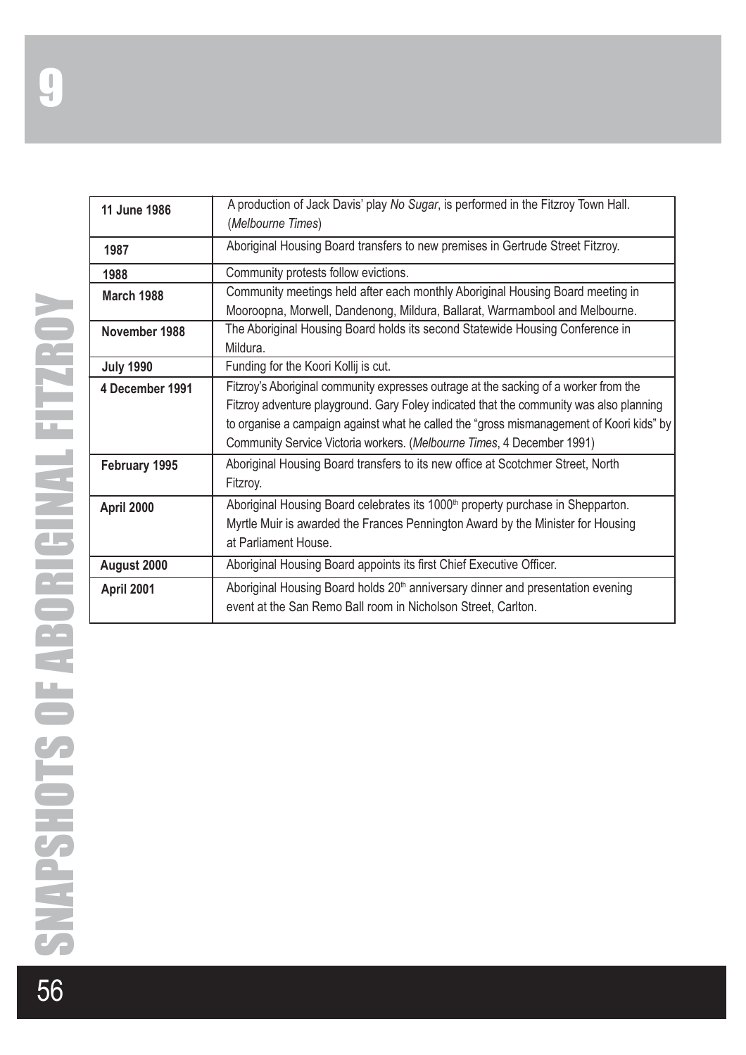| | |
|---|---|
| **11 June 1986** | A production of Jack Davis' play *No Sugar*, is performed in the Fitzroy Town Hall. (*Melbourne Times*) |
| **1987** | Aboriginal Housing Board transfers to new premises in Gertrude Street Fitzroy. |
| **1988** | Community protests follow evictions. |
| **March 1988** | Community meetings held after each monthly Aboriginal Housing Board meeting in Mooroopna, Morwell, Dandenong, Mildura, Ballarat, Warrnambool and Melbourne. |
| **November 1988** | The Aboriginal Housing Board holds its second Statewide Housing Conference in Mildura. |
| **July 1990** | Funding for the Koori Kollij is cut. |
| **4 December 1991** | Fitzroy's Aboriginal community expresses outrage at the sacking of a worker from the Fitzroy adventure playground. Gary Foley indicated that the community was also planning to organise a campaign against what he called the "gross mismanagement of Koori kids" by Community Service Victoria workers. (*Melbourne Times*, 4 December 1991) |
| **February 1995** | Aboriginal Housing Board transfers to its new office at Scotchmer Street, North Fitzroy. |
| **April 2000** | Aboriginal Housing Board celebrates its 1000th property purchase in Shepparton. Myrtle Muir is awarded the Frances Pennington Award by the Minister for Housing at Parliament House. |
| **August 2000** | Aboriginal Housing Board appoints its first Chief Executive Officer. |
| **April 2001** | Aboriginal Housing Board holds 20th anniversary dinner and presentation evening event at the San Remo Ball room in Nicholson Street, Carlton. |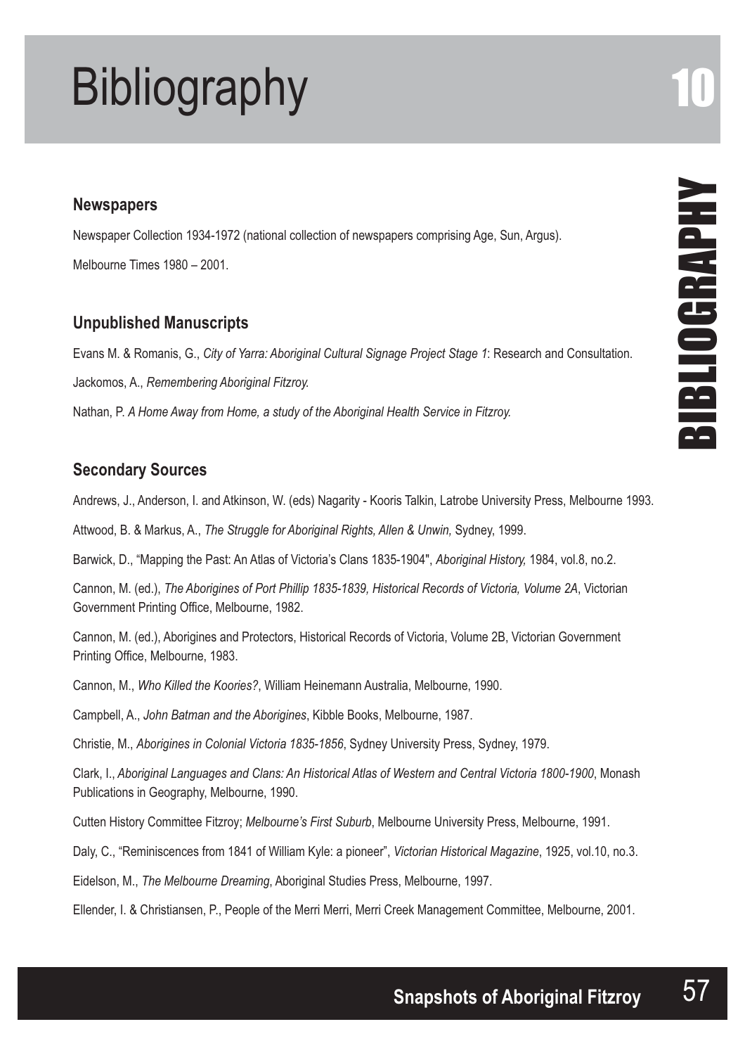# Bibliography

## Newspapers

Newspaper Collection 1934-1972 (national collection of newspapers comprising Age, Sun, Argus).

Melbourne Times 1980 – 2001.

## Unpublished Manuscripts

Evans M. & Romanis, G., *City of Yarra: Aboriginal Cultural Signage Project Stage 1*: Research and Consultation.

Jackomos, A., *Remembering Aboriginal Fitzroy.*

Nathan, P. *A Home Away from Home, a study of the Aboriginal Health Service in Fitzroy.*

## Secondary Sources

Andrews, J., Anderson, I. and Atkinson, W. (eds) Nagarity - Kooris Talkin, Latrobe University Press, Melbourne 1993.

Attwood, B. & Markus, A., *The Struggle for Aboriginal Rights, Allen & Unwin,* Sydney, 1999.

Barwick, D., "Mapping the Past: An Atlas of Victoria's Clans 1835-1904", *Aboriginal History,* 1984, vol.8, no.2.

Cannon, M. (ed.), *The Aborigines of Port Phillip 1835-1839, Historical Records of Victoria, Volume 2A*, Victorian Government Printing Office, Melbourne, 1982.

Cannon, M. (ed.), Aborigines and Protectors, Historical Records of Victoria, Volume 2B, Victorian Government Printing Office, Melbourne, 1983.

Cannon, M., *Who Killed the Koories?*, William Heinemann Australia, Melbourne, 1990.

Campbell, A., *John Batman and the Aborigines*, Kibble Books, Melbourne, 1987.

Christie, M., *Aborigines in Colonial Victoria 1835-1856*, Sydney University Press, Sydney, 1979.

Clark, I., *Aboriginal Languages and Clans: An Historical Atlas of Western and Central Victoria 1800-1900*, Monash Publications in Geography, Melbourne, 1990.

Cutten History Committee Fitzroy; *Melbourne's First Suburb*, Melbourne University Press, Melbourne, 1991.

Daly, C., "Reminiscences from 1841 of William Kyle: a pioneer", *Victorian Historical Magazine*, 1925, vol.10, no.3.

Eidelson, M., *The Melbourne Dreaming*, Aboriginal Studies Press, Melbourne, 1997.

Ellender, I. & Christiansen, P., People of the Merri Merri, Merri Creek Management Committee, Melbourne, 2001.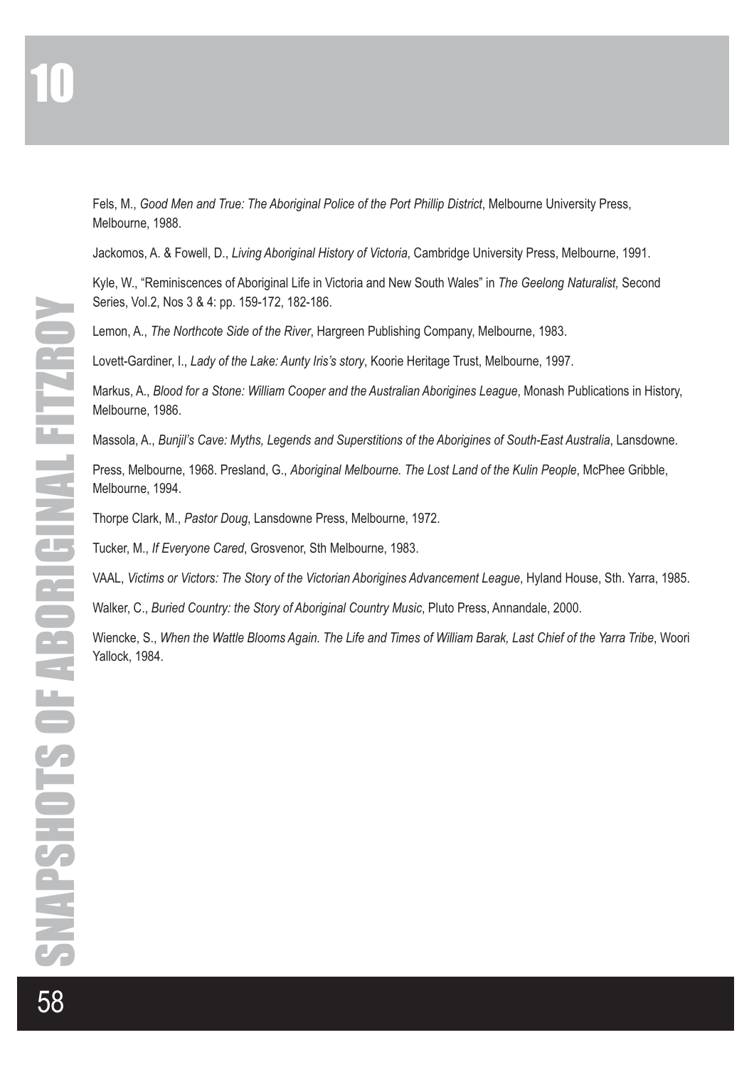Fels, M., *Good Men and True: The Aboriginal Police of the Port Phillip District*, Melbourne University Press, Melbourne, 1988.

Jackomos, A. & Fowell, D., *Living Aboriginal History of Victoria*, Cambridge University Press, Melbourne, 1991.

Kyle, W., "Reminiscences of Aboriginal Life in Victoria and New South Wales" in *The Geelong Naturalist,* Second Series, Vol.2, Nos 3 & 4: pp. 159-172, 182-186.

Lemon, A., *The Northcote Side of the River*, Hargreen Publishing Company, Melbourne, 1983.

Lovett-Gardiner, I., *Lady of the Lake: Aunty Iris's story*, Koorie Heritage Trust, Melbourne, 1997.

Markus, A., *Blood for a Stone: William Cooper and the Australian Aborigines League*, Monash Publications in History, Melbourne, 1986.

Massola, A., *Bunjil's Cave: Myths, Legends and Superstitions of the Aborigines of South-East Australia*, Lansdowne.

Press, Melbourne, 1968. Presland, G., *Aboriginal Melbourne. The Lost Land of the Kulin People*, McPhee Gribble, Melbourne, 1994.

Thorpe Clark, M., *Pastor Doug*, Lansdowne Press, Melbourne, 1972.

Tucker, M., *If Everyone Cared*, Grosvenor, Sth Melbourne, 1983.

VAAL, *Victims or Victors: The Story of the Victorian Aborigines Advancement League*, Hyland House, Sth. Yarra, 1985.

Walker, C., *Buried Country: the Story of Aboriginal Country Music*, Pluto Press, Annandale, 2000.

Wiencke, S., *When the Wattle Blooms Again. The Life and Times of William Barak, Last Chief of the Yarra Tribe*, Woori Yallock, 1984.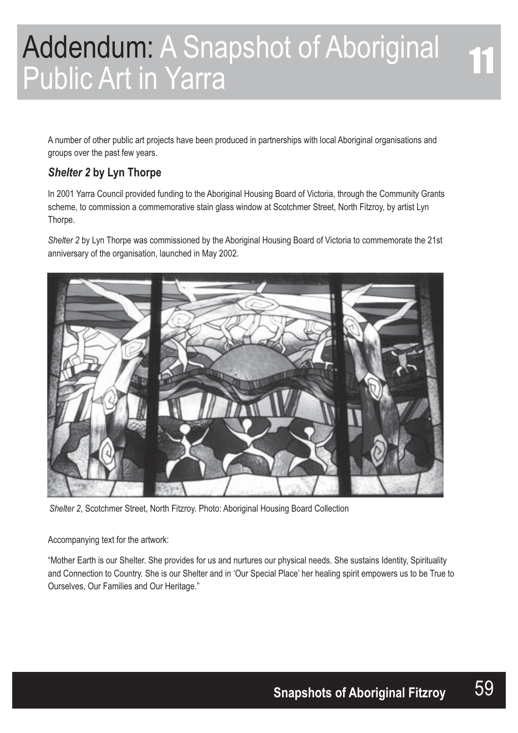# Addendum: A Snapshot of Aboriginal Public Art in Yarra

A number of other public art projects have been produced in partnerships with local Aboriginal organisations and groups over the past few years.

### *Shelter 2* by Lyn Thorpe

In 2001 Yarra Council provided funding to the Aboriginal Housing Board of Victoria, through the Community Grants scheme, to commission a commemorative stain glass window at Scotchmer Street, North Fitzroy, by artist Lyn Thorpe.

*Shelter 2* by Lyn Thorpe was commissioned by the Aboriginal Housing Board of Victoria to commemorate the 21st anniversary of the organisation, launched in May 2002.

*Shelter 2*, Scotchmer Street, North Fitzroy. Photo: Aboriginal Housing Board Collection

Accompanying text for the artwork:

"Mother Earth is our Shelter. She provides for us and nurtures our physical needs. She sustains Identity, Spirituality and Connection to Country. She is our Shelter and in 'Our Special Place' her healing spirit empowers us to be True to Ourselves, Our Families and Our Heritage."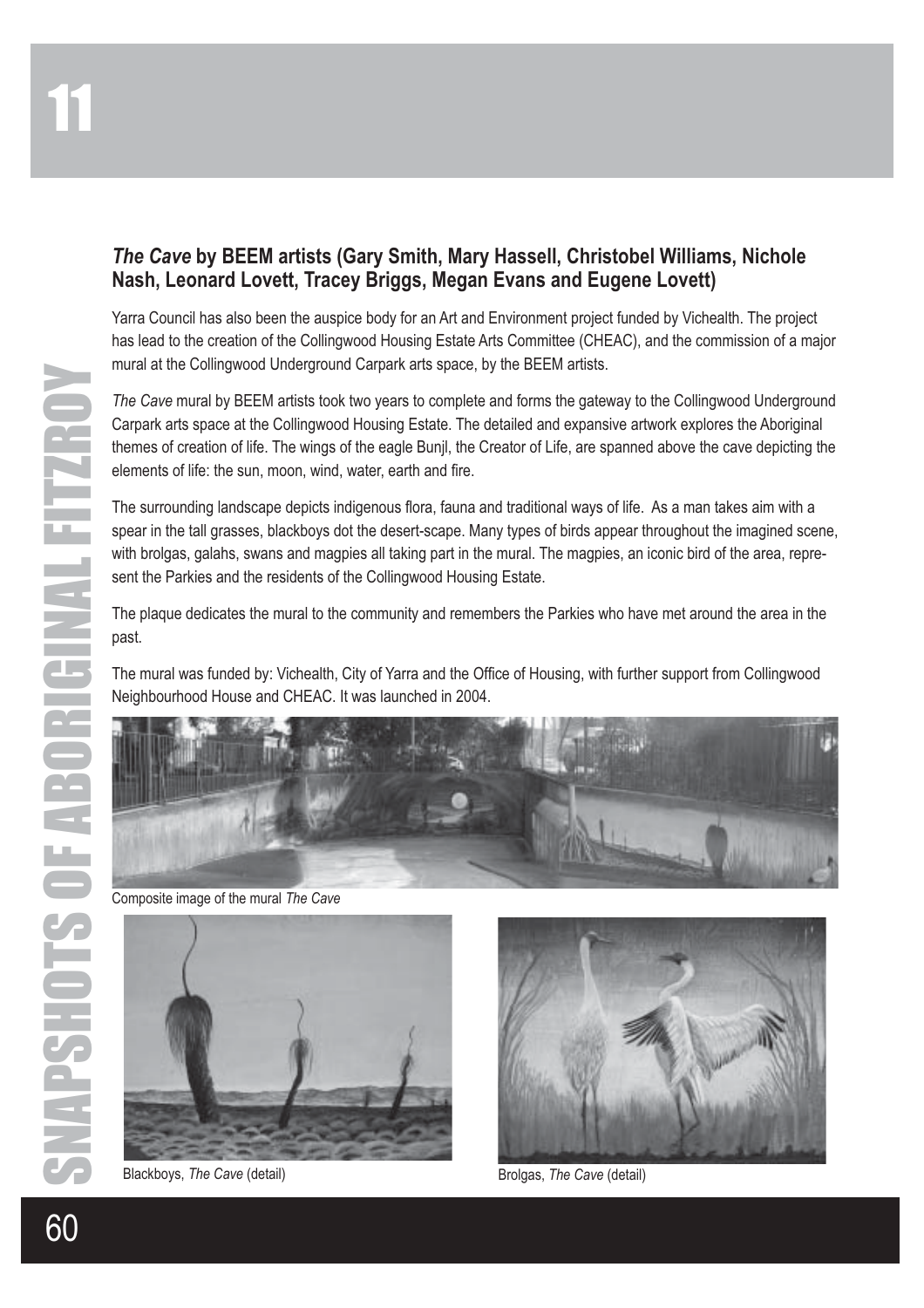# 11

### *The Cave* by BEEM artists (Gary Smith, Mary Hassell, Christobel Williams, Nichole Nash, Leonard Lovett, Tracey Briggs, Megan Evans and Eugene Lovett)

Yarra Council has also been the auspice body for an Art and Environment project funded by Vichealth. The project has lead to the creation of the Collingwood Housing Estate Arts Committee (CHEAC), and the commission of a major mural at the Collingwood Underground Carpark arts space, by the BEEM artists.

*The Cave* mural by BEEM artists took two years to complete and forms the gateway to the Collingwood Underground Carpark arts space at the Collingwood Housing Estate. The detailed and expansive artwork explores the Aboriginal themes of creation of life. The wings of the eagle Bunjl, the Creator of Life, are spanned above the cave depicting the elements of life: the sun, moon, wind, water, earth and fire.

The surrounding landscape depicts indigenous flora, fauna and traditional ways of life. As a man takes aim with a spear in the tall grasses, blackboys dot the desert-scape. Many types of birds appear throughout the imagined scene, with brolgas, galahs, swans and magpies all taking part in the mural. The magpies, an iconic bird of the area, represent the Parkies and the residents of the Collingwood Housing Estate.

The plaque dedicates the mural to the community and remembers the Parkies who have met around the area in the past.

The mural was funded by: Vichealth, City of Yarra and the Office of Housing, with further support from Collingwood Neighbourhood House and CHEAC. It was launched in 2004.

Composite image of the mural *The Cave*

Blackboys, *The Cave* (detail)

Brolgas, *The Cave* (detail)